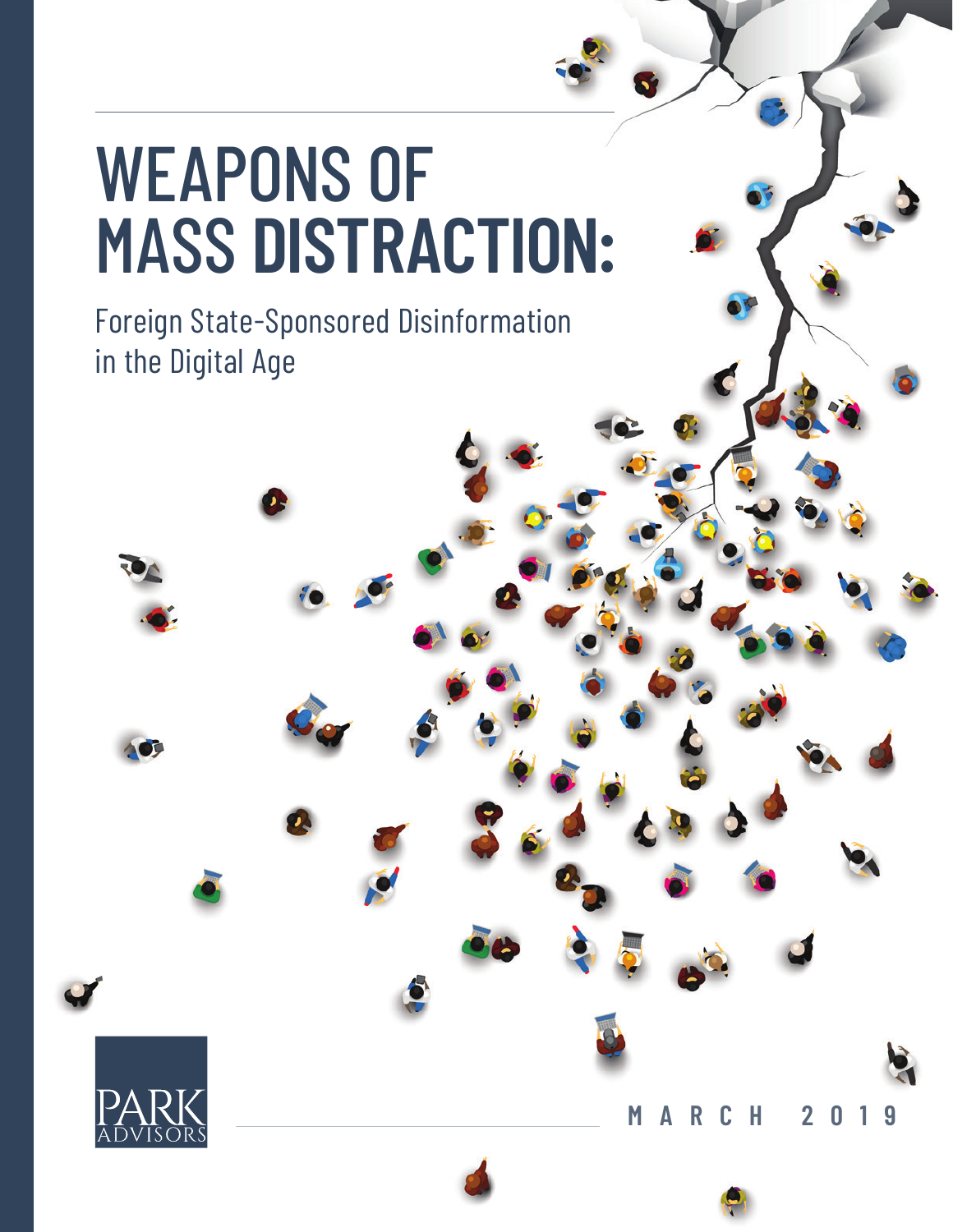# WEAPONS OF MASS DISTRACTION:

Foreign State-Sponsored Disinformation in the Digital Age

PARK ADVISORS

MARCH 2019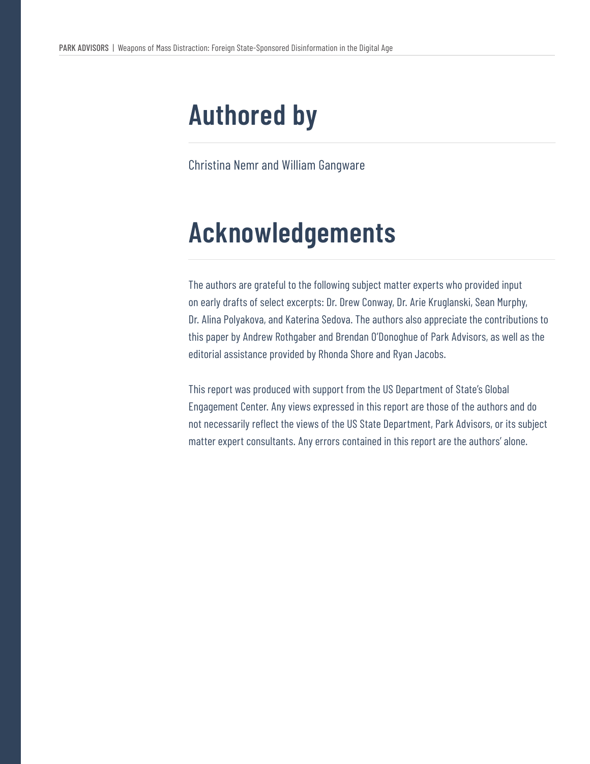# Authored by

Christina Nemr and William Gangware

# Acknowledgements

The authors are grateful to the following subject matter experts who provided input on early drafts of select excerpts: Dr. Drew Conway, Dr. Arie Kruglanski, Sean Murphy, Dr. Alina Polyakova, and Katerina Sedova. The authors also appreciate the contributions to this paper by Andrew Rothgaber and Brendan O'Donoghue of Park Advisors, as well as the editorial assistance provided by Rhonda Shore and Ryan Jacobs.

This report was produced with support from the US Department of State's Global Engagement Center. Any views expressed in this report are those of the authors and do not necessarily reflect the views of the US State Department, Park Advisors, or its subject matter expert consultants. Any errors contained in this report are the authors' alone.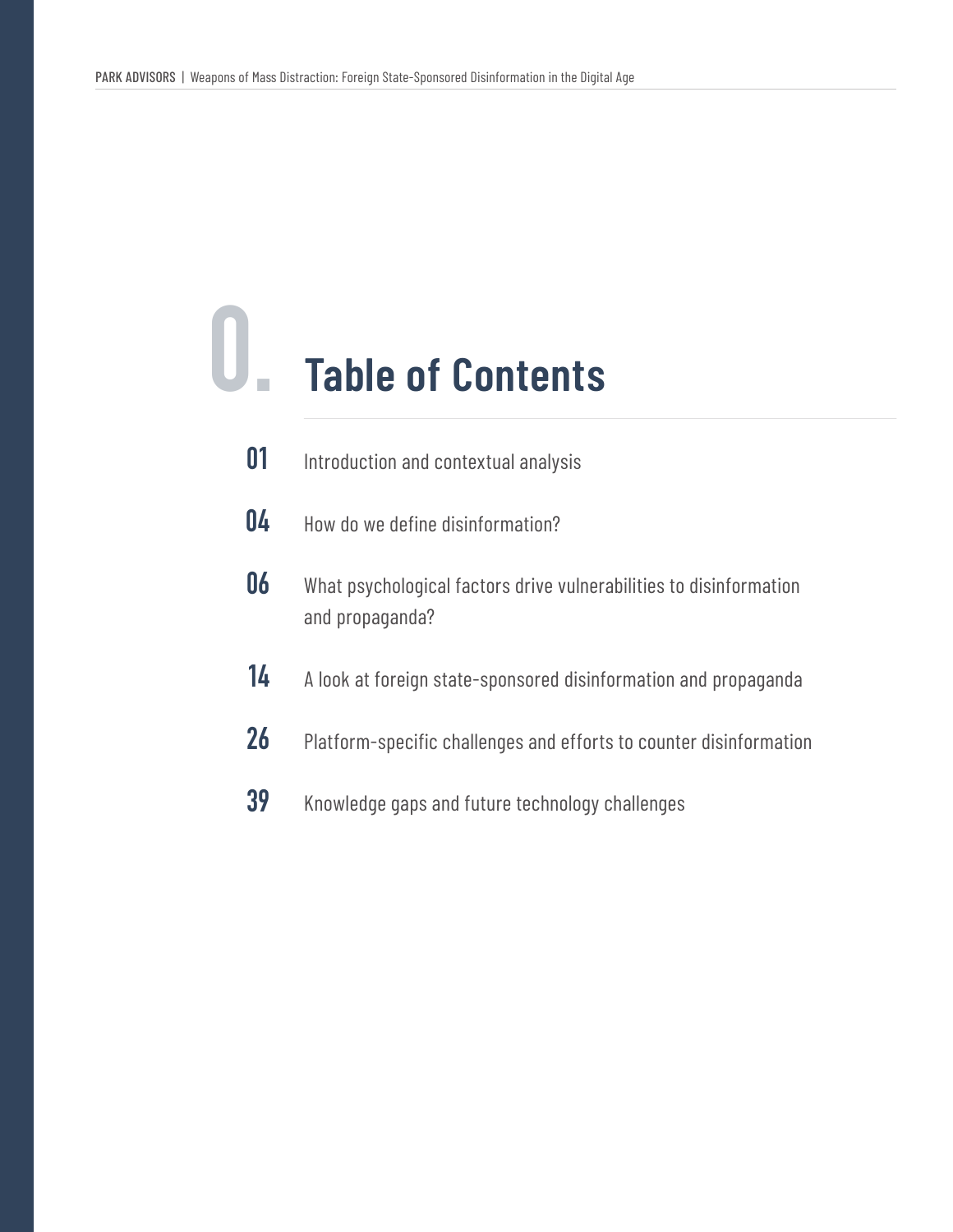# 0. Table of Contents

| | |
|---|---|
| 01 | Introduction and contextual analysis |
| 04 | How do we define disinformation? |
| 06 | What psychological factors drive vulnerabilities to disinformation and propaganda? |
| 14 | A look at foreign state-sponsored disinformation and propaganda |
| 26 | Platform-specific challenges and efforts to counter disinformation |
| 39 | Knowledge gaps and future technology challenges |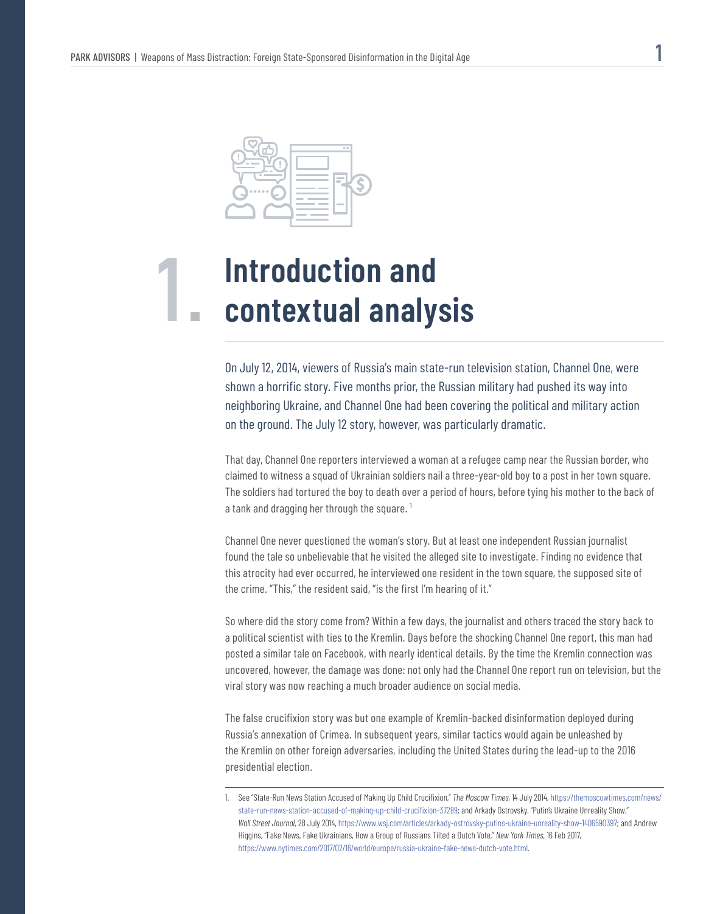# 1. Introduction and contextual analysis

On July 12, 2014, viewers of Russia's main state-run television station, Channel One, were shown a horrific story. Five months prior, the Russian military had pushed its way into neighboring Ukraine, and Channel One had been covering the political and military action on the ground. The July 12 story, however, was particularly dramatic.

That day, Channel One reporters interviewed a woman at a refugee camp near the Russian border, who claimed to witness a squad of Ukrainian soldiers nail a three-year-old boy to a post in her town square. The soldiers had tortured the boy to death over a period of hours, before tying his mother to the back of a tank and dragging her through the square. [1]

Channel One never questioned the woman's story. But at least one independent Russian journalist found the tale so unbelievable that he visited the alleged site to investigate. Finding no evidence that this atrocity had ever occurred, he interviewed one resident in the town square, the supposed site of the crime. "This," the resident said, "is the first I'm hearing of it."

So where did the story come from? Within a few days, the journalist and others traced the story back to a political scientist with ties to the Kremlin. Days before the shocking Channel One report, this man had posted a similar tale on Facebook, with nearly identical details. By the time the Kremlin connection was uncovered, however, the damage was done: not only had the Channel One report run on television, but the viral story was now reaching a much broader audience on social media.

The false crucifixion story was but one example of Kremlin-backed disinformation deployed during Russia's annexation of Crimea. In subsequent years, similar tactics would again be unleashed by the Kremlin on other foreign adversaries, including the United States during the lead-up to the 2016 presidential election.

---

1. See "State-Run News Station Accused of Making Up Child Crucifixion," *The Moscow Times*, 14 July 2014, https://themoscowtimes.com/news/state-run-news-station-accused-of-making-up-child-crucifixion-37289; and Arkady Ostrovsky, "Putin's Ukraine Unreality Show," *Wall Street Journal*, 28 July 2014, https://www.wsj.com/articles/arkady-ostrovsky-putins-ukraine-unreality-show-1406590397; and Andrew Higgins, "Fake News, Fake Ukrainians, How a Group of Russians Tilted a Dutch Vote," *New York Times*, 16 Feb 2017, https://www.nytimes.com/2017/02/16/world/europe/russia-ukraine-fake-news-dutch-vote.html.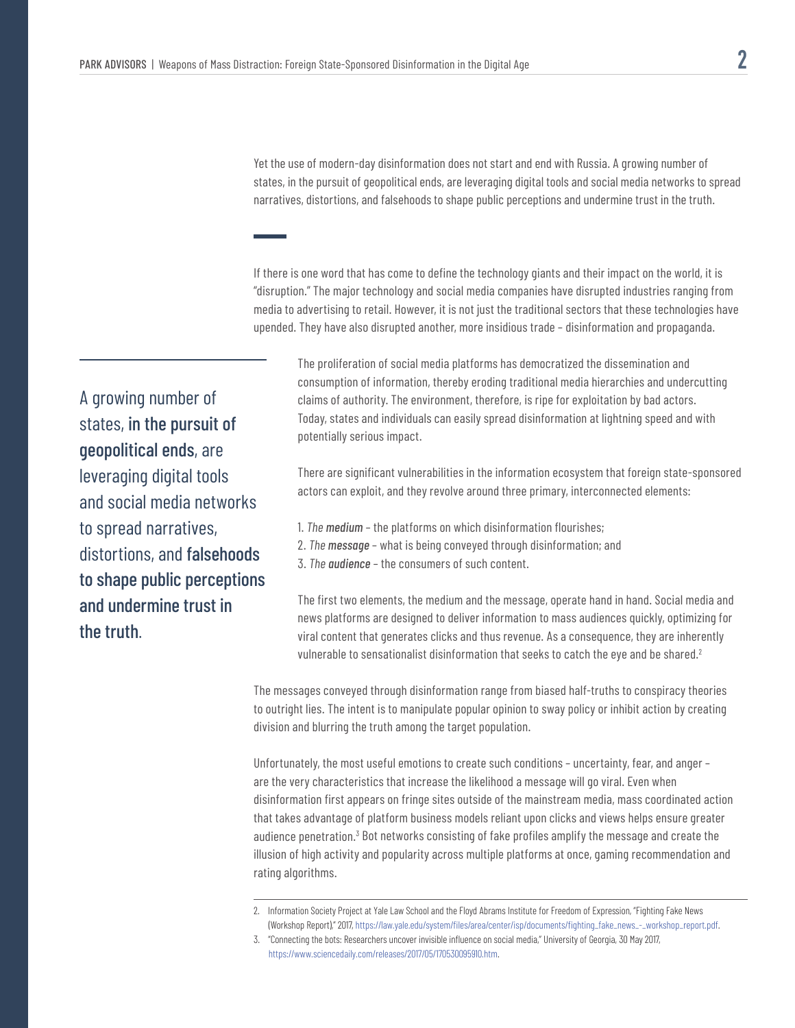Yet the use of modern-day disinformation does not start and end with Russia. A growing number of states, in the pursuit of geopolitical ends, are leveraging digital tools and social media networks to spread narratives, distortions, and falsehoods to shape public perceptions and undermine trust in the truth.

---

If there is one word that has come to define the technology giants and their impact on the world, it is "disruption." The major technology and social media companies have disrupted industries ranging from media to advertising to retail. However, it is not just the traditional sectors that these technologies have upended. They have also disrupted another, more insidious trade – disinformation and propaganda.

> A growing number of states, **in the pursuit of geopolitical ends**, are leveraging digital tools and social media networks to spread narratives, distortions, and **falsehoods to shape public perceptions and undermine trust in the truth**.

The proliferation of social media platforms has democratized the dissemination and consumption of information, thereby eroding traditional media hierarchies and undercutting claims of authority. The environment, therefore, is ripe for exploitation by bad actors. Today, states and individuals can easily spread disinformation at lightning speed and with potentially serious impact.

There are significant vulnerabilities in the information ecosystem that foreign state-sponsored actors can exploit, and they revolve around three primary, interconnected elements:

1. *The **medium*** – the platforms on which disinformation flourishes;
2. *The **message*** – what is being conveyed through disinformation; and
3. *The **audience*** – the consumers of such content.

The first two elements, the medium and the message, operate hand in hand. Social media and news platforms are designed to deliver information to mass audiences quickly, optimizing for viral content that generates clicks and thus revenue. As a consequence, they are inherently vulnerable to sensationalist disinformation that seeks to catch the eye and be shared.[2]

The messages conveyed through disinformation range from biased half-truths to conspiracy theories to outright lies. The intent is to manipulate popular opinion to sway policy or inhibit action by creating division and blurring the truth among the target population.

Unfortunately, the most useful emotions to create such conditions – uncertainty, fear, and anger – are the very characteristics that increase the likelihood a message will go viral. Even when disinformation first appears on fringe sites outside of the mainstream media, mass coordinated action that takes advantage of platform business models reliant upon clicks and views helps ensure greater audience penetration.[3] Bot networks consisting of fake profiles amplify the message and create the illusion of high activity and popularity across multiple platforms at once, gaming recommendation and rating algorithms.

---

2. Information Society Project at Yale Law School and the Floyd Abrams Institute for Freedom of Expression, "Fighting Fake News (Workshop Report)," 2017, https://law.yale.edu/system/files/area/center/isp/documents/fighting_fake_news_-_workshop_report.pdf.
3. "Connecting the bots: Researchers uncover invisible influence on social media," University of Georgia, 30 May 2017, https://www.sciencedaily.com/releases/2017/05/170530095910.htm.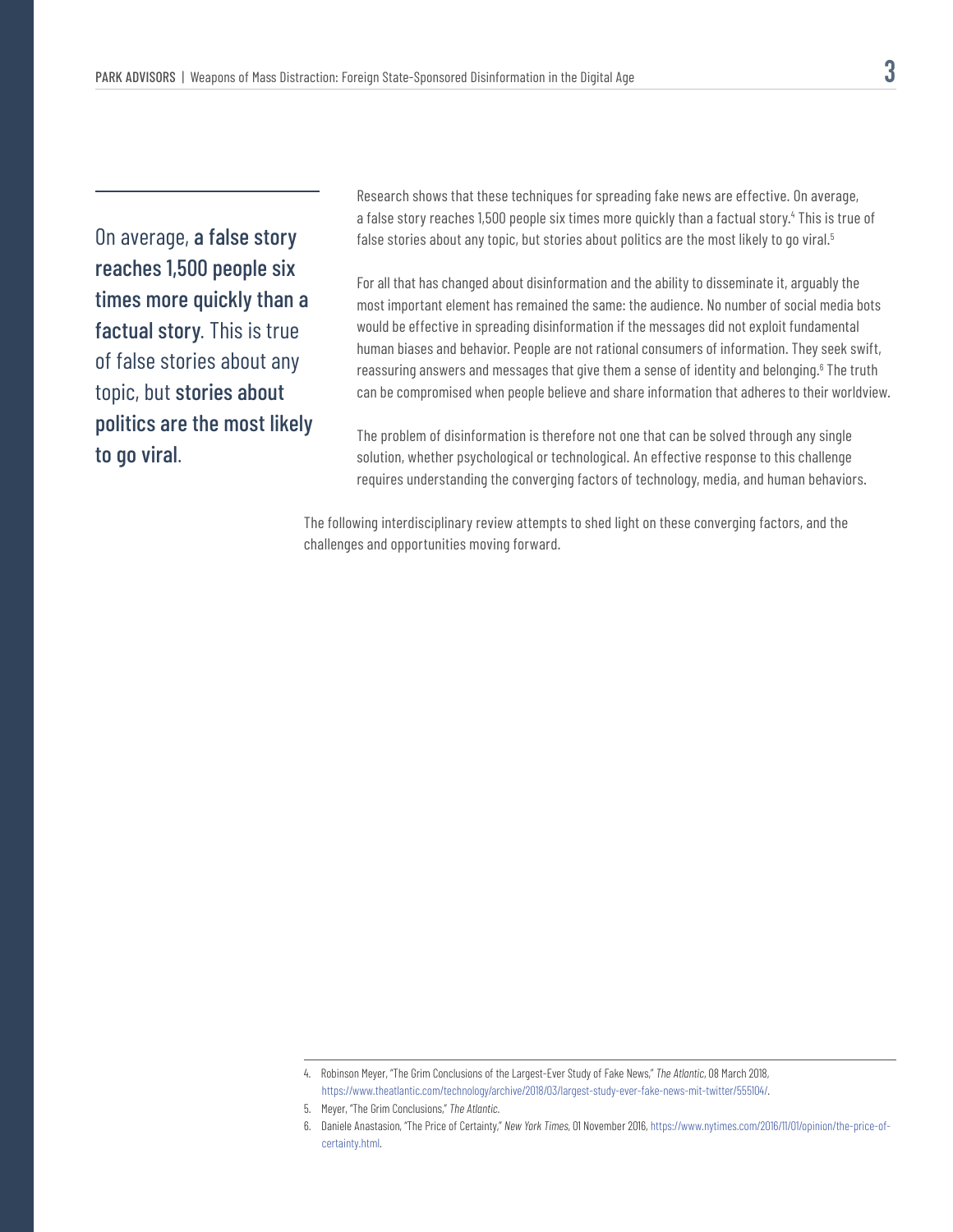On average, **a false story reaches 1,500 people six times more quickly than a factual story**. This is true of false stories about any topic, but **stories about politics are the most likely to go viral**.

Research shows that these techniques for spreading fake news are effective. On average, a false story reaches 1,500 people six times more quickly than a factual story.[4] This is true of false stories about any topic, but stories about politics are the most likely to go viral.[5]

For all that has changed about disinformation and the ability to disseminate it, arguably the most important element has remained the same: the audience. No number of social media bots would be effective in spreading disinformation if the messages did not exploit fundamental human biases and behavior. People are not rational consumers of information. They seek swift, reassuring answers and messages that give them a sense of identity and belonging.[6] The truth can be compromised when people believe and share information that adheres to their worldview.

The problem of disinformation is therefore not one that can be solved through any single solution, whether psychological or technological. An effective response to this challenge requires understanding the converging factors of technology, media, and human behaviors.

The following interdisciplinary review attempts to shed light on these converging factors, and the challenges and opportunities moving forward.

---

4. Robinson Meyer, "The Grim Conclusions of the Largest-Ever Study of Fake News," *The Atlantic*, 08 March 2018, https://www.theatlantic.com/technology/archive/2018/03/largest-study-ever-fake-news-mit-twitter/555104/.
5. Meyer, "The Grim Conclusions," *The Atlantic*.
6. Daniele Anastasion, "The Price of Certainty," *New York Times*, 01 November 2016, https://www.nytimes.com/2016/11/01/opinion/the-price-of-certainty.html.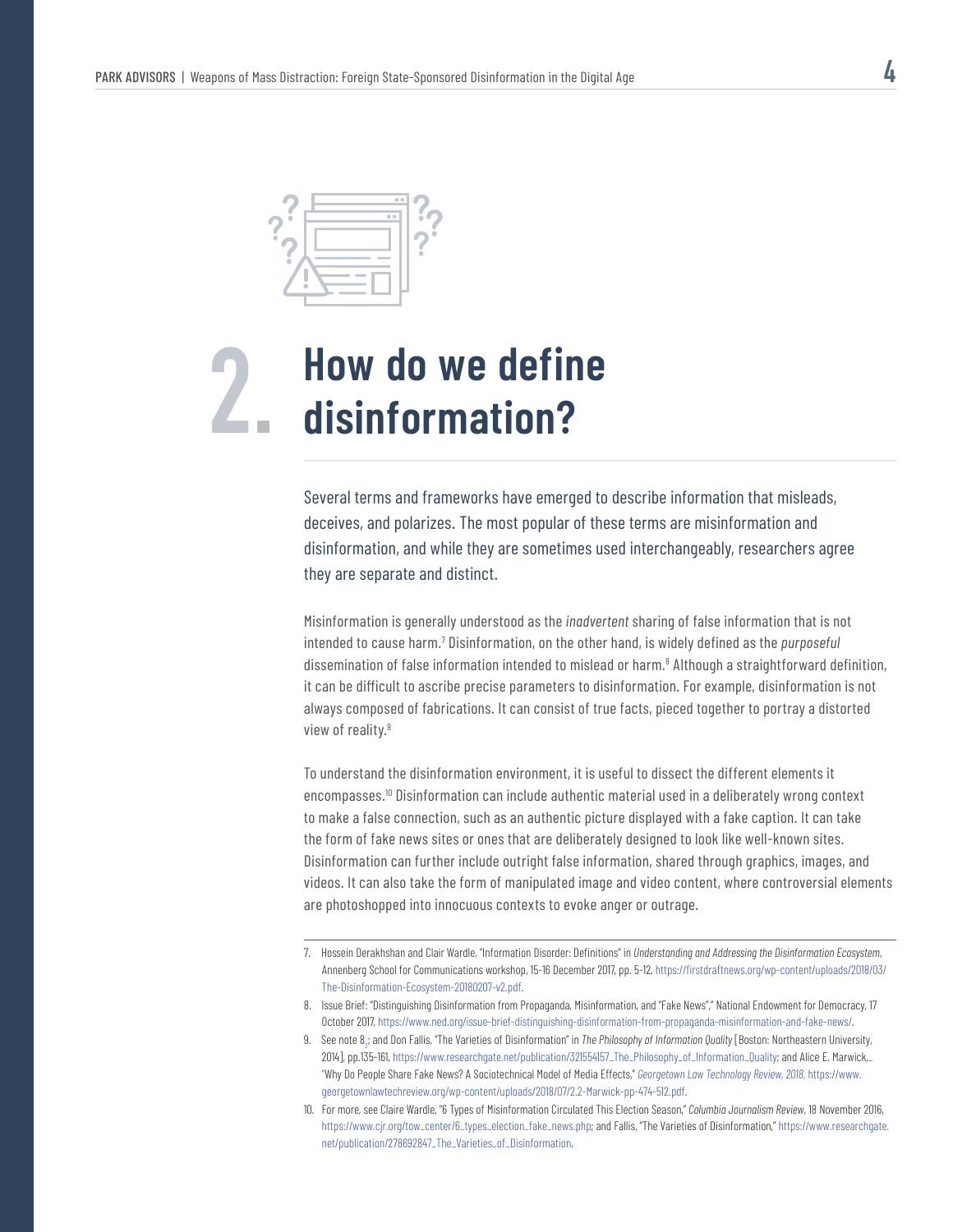# 2. How do we define disinformation?

Several terms and frameworks have emerged to describe information that misleads, deceives, and polarizes. The most popular of these terms are misinformation and disinformation, and while they are sometimes used interchangeably, researchers agree they are separate and distinct.

Misinformation is generally understood as the *inadvertent* sharing of false information that is not intended to cause harm.[7] Disinformation, on the other hand, is widely defined as the *purposeful* dissemination of false information intended to mislead or harm.[8] Although a straightforward definition, it can be difficult to ascribe precise parameters to disinformation. For example, disinformation is not always composed of fabrications. It can consist of true facts, pieced together to portray a distorted view of reality.[9]

To understand the disinformation environment, it is useful to dissect the different elements it encompasses.[10] Disinformation can include authentic material used in a deliberately wrong context to make a false connection, such as an authentic picture displayed with a fake caption. It can take the form of fake news sites or ones that are deliberately designed to look like well-known sites. Disinformation can further include outright false information, shared through graphics, images, and videos. It can also take the form of manipulated image and video content, where controversial elements are photoshopped into innocuous contexts to evoke anger or outrage.

---

7. Hossein Derakhshan and Clair Wardle, "Information Disorder: Definitions" in *Understanding and Addressing the Disinformation Ecosystem*, Annenberg School for Communications workshop, 15-16 December 2017, pp. 5-12, https://firstdraftnews.org/wp-content/uploads/2018/03/The-Disinformation-Ecosystem-20180207-v2.pdf.

8. Issue Brief: "Distinguishing Disinformation from Propaganda, Misinformation, and "Fake News"," National Endowment for Democracy, 17 October 2017, https://www.ned.org/issue-brief-distinguishing-disinformation-from-propaganda-misinformation-and-fake-news/.

9. See note 8.; and Don Fallis, "The Varieties of Disinformation" in *The Philosophy of Information Quality* [Boston: Northeastern University, 2014], pp.135-161, https://www.researchgate.net/publication/321554157_The_Philosophy_of_Information_Quality; and Alice E. Marwick, "Why Do People Share Fake News? A Sociotechnical Model of Media Effects," *Georgetown Law Technology Review, 2018*, https://www.georgetownlawtechreview.org/wp-content/uploads/2018/07/2.2-Marwick-pp-474-512.pdf.

10. For more, see Claire Wardle, "6 Types of Misinformation Circulated This Election Season," *Columbia Journalism Review*, 18 November 2016, https://www.cjr.org/tow_center/6_types_election_fake_news.php; and Fallis, "The Varieties of Disinformation," https://www.researchgate.net/publication/278692847_The_Varieties_of_Disinformation.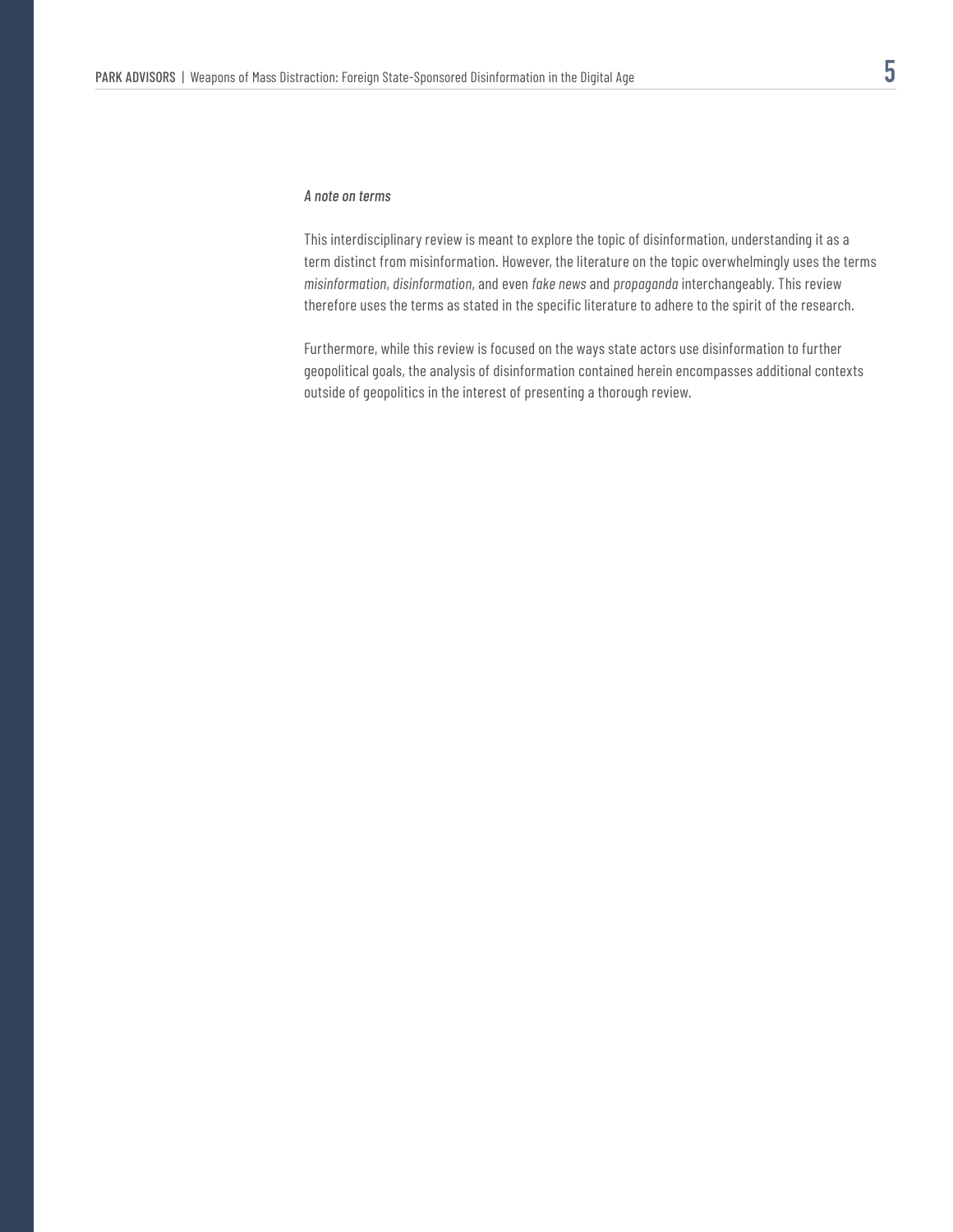*A note on terms*

This interdisciplinary review is meant to explore the topic of disinformation, understanding it as a term distinct from misinformation. However, the literature on the topic overwhelmingly uses the terms *misinformation*, *disinformation*, and even *fake news* and *propaganda* interchangeably. This review therefore uses the terms as stated in the specific literature to adhere to the spirit of the research.

Furthermore, while this review is focused on the ways state actors use disinformation to further geopolitical goals, the analysis of disinformation contained herein encompasses additional contexts outside of geopolitics in the interest of presenting a thorough review.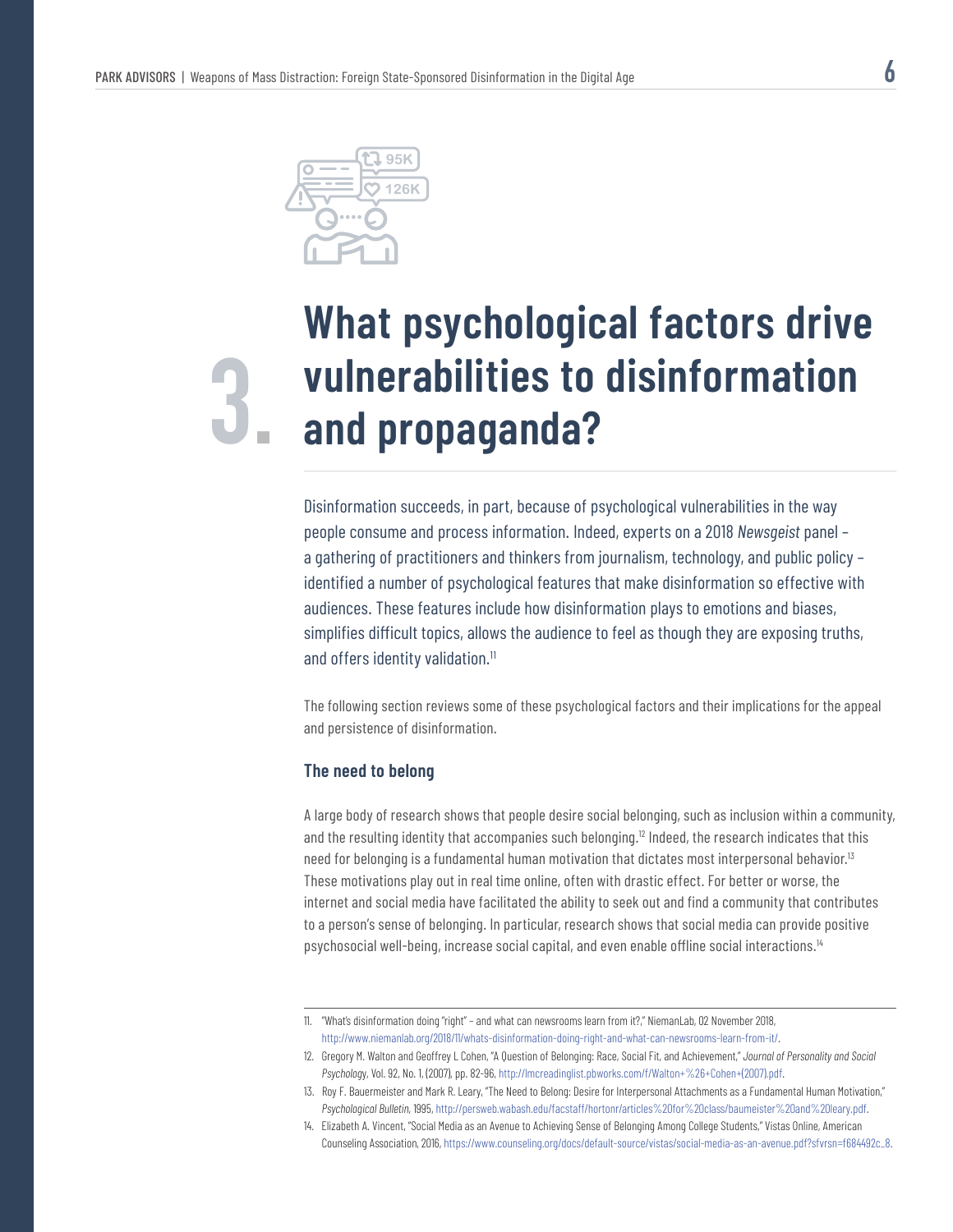# 3. What psychological factors drive vulnerabilities to disinformation and propaganda?

Disinformation succeeds, in part, because of psychological vulnerabilities in the way people consume and process information. Indeed, experts on a 2018 *Newsgeist* panel – a gathering of practitioners and thinkers from journalism, technology, and public policy – identified a number of psychological features that make disinformation so effective with audiences. These features include how disinformation plays to emotions and biases, simplifies difficult topics, allows the audience to feel as though they are exposing truths, and offers identity validation.[11]

The following section reviews some of these psychological factors and their implications for the appeal and persistence of disinformation.

### The need to belong

A large body of research shows that people desire social belonging, such as inclusion within a community, and the resulting identity that accompanies such belonging.[12] Indeed, the research indicates that this need for belonging is a fundamental human motivation that dictates most interpersonal behavior.[13] These motivations play out in real time online, often with drastic effect. For better or worse, the internet and social media have facilitated the ability to seek out and find a community that contributes to a person's sense of belonging. In particular, research shows that social media can provide positive psychosocial well-being, increase social capital, and even enable offline social interactions.[14]

---

11. "What's disinformation doing "right" – and what can newsrooms learn from it?," NiemanLab, 02 November 2018, http://www.niemanlab.org/2018/11/whats-disinformation-doing-right-and-what-can-newsrooms-learn-from-it/.
12. Gregory M. Walton and Geoffrey L Cohen, "A Question of Belonging: Race, Social Fit, and Achievement," *Journal of Personality and Social Psychology*, Vol. 92, No. 1, (2007), pp. 82-96, http://lmcreadinglist.pbworks.com/f/Walton+%26+Cohen+(2007).pdf.
13. Roy F. Bauermeister and Mark R. Leary, "The Need to Belong: Desire for Interpersonal Attachments as a Fundamental Human Motivation," *Psychological Bulletin*, 1995, http://persweb.wabash.edu/facstaff/hortonr/articles%20for%20class/baumeister%20and%20leary.pdf.
14. Elizabeth A. Vincent, "Social Media as an Avenue to Achieving Sense of Belonging Among College Students," Vistas Online, American Counseling Association, 2016, https://www.counseling.org/docs/default-source/vistas/social-media-as-an-avenue.pdf?sfvrsn=f684492c_8.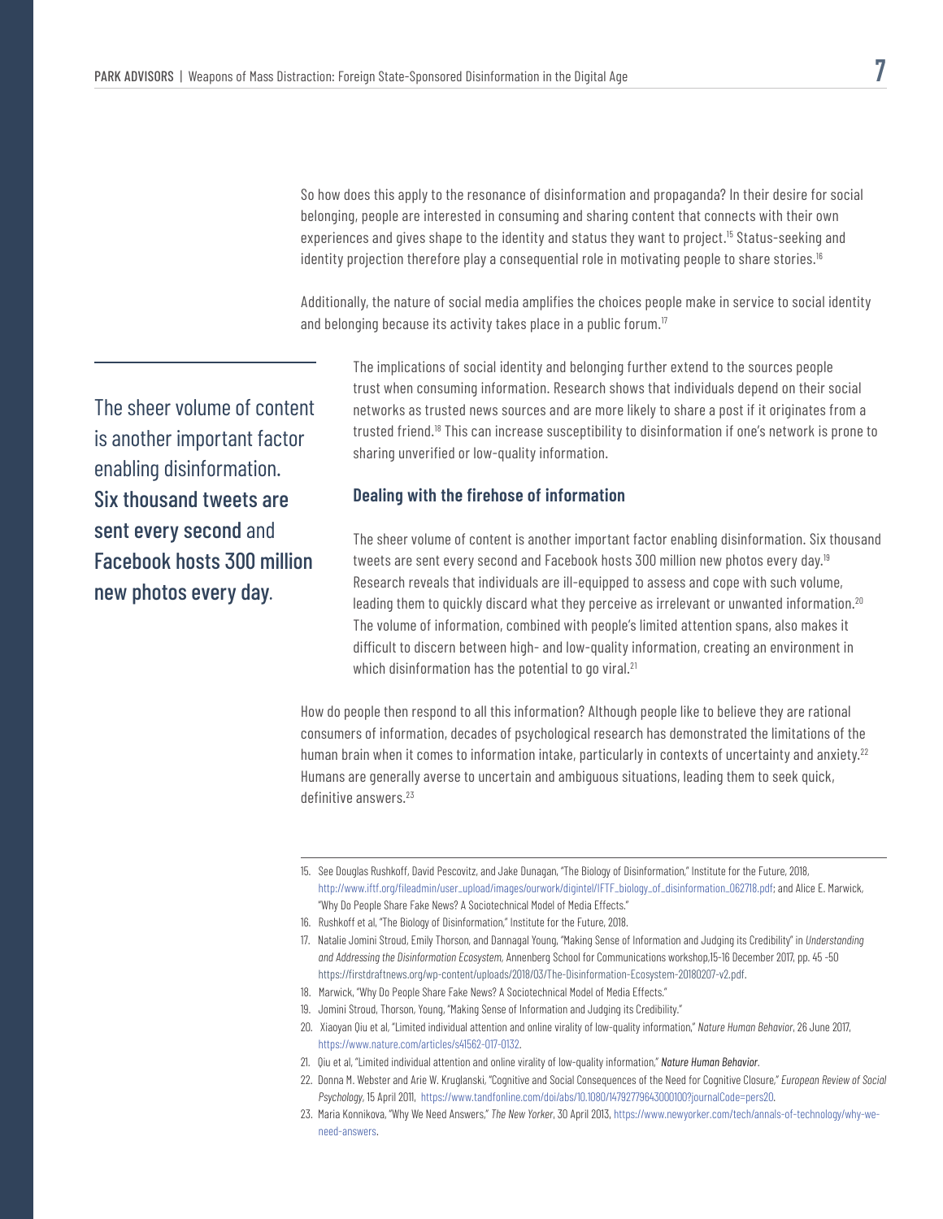So how does this apply to the resonance of disinformation and propaganda? In their desire for social belonging, people are interested in consuming and sharing content that connects with their own experiences and gives shape to the identity and status they want to project.[15] Status-seeking and identity projection therefore play a consequential role in motivating people to share stories.[16]

Additionally, the nature of social media amplifies the choices people make in service to social identity and belonging because its activity takes place in a public forum.[17]

> The sheer volume of content is another important factor enabling disinformation. **Six thousand tweets are sent every second** and **Facebook hosts 300 million new photos every day**.

The implications of social identity and belonging further extend to the sources people trust when consuming information. Research shows that individuals depend on their social networks as trusted news sources and are more likely to share a post if it originates from a trusted friend.[18] This can increase susceptibility to disinformation if one's network is prone to sharing unverified or low-quality information.

### Dealing with the firehose of information

The sheer volume of content is another important factor enabling disinformation. Six thousand tweets are sent every second and Facebook hosts 300 million new photos every day.[19] Research reveals that individuals are ill-equipped to assess and cope with such volume, leading them to quickly discard what they perceive as irrelevant or unwanted information.[20] The volume of information, combined with people's limited attention spans, also makes it difficult to discern between high- and low-quality information, creating an environment in which disinformation has the potential to go viral.[21]

How do people then respond to all this information? Although people like to believe they are rational consumers of information, decades of psychological research has demonstrated the limitations of the human brain when it comes to information intake, particularly in contexts of uncertainty and anxiety.[22] Humans are generally averse to uncertain and ambiguous situations, leading them to seek quick, definitive answers.[23]

---

15. See Douglas Rushkoff, David Pescovitz, and Jake Dunagan, "The Biology of Disinformation," Institute for the Future, 2018, http://www.iftf.org/fileadmin/user_upload/images/ourwork/digintel/IFTF_biology_of_disinformation_062718.pdf; and Alice E. Marwick, "Why Do People Share Fake News? A Sociotechnical Model of Media Effects."
16. Rushkoff et al, "The Biology of Disinformation," Institute for the Future, 2018.
17. Natalie Jomini Stroud, Emily Thorson, and Dannagal Young, "Making Sense of Information and Judging its Credibility" in *Understanding and Addressing the Disinformation Ecosystem*, Annenberg School for Communications workshop,15-16 December 2017, pp. 45 -50 https://firstdraftnews.org/wp-content/uploads/2018/03/The-Disinformation-Ecosystem-20180207-v2.pdf.
18. Marwick, "Why Do People Share Fake News? A Sociotechnical Model of Media Effects."
19. Jomini Stroud, Thorson, Young, "Making Sense of Information and Judging its Credibility."
20. Xiaoyan Qiu et al, "Limited individual attention and online virality of low-quality information," *Nature Human Behavior*, 26 June 2017, https://www.nature.com/articles/s41562-017-0132.
21. Qiu et al, "Limited individual attention and online virality of low-quality information," *Nature Human Behavior*.
22. Donna M. Webster and Arie W. Kruglanski, "Cognitive and Social Consequences of the Need for Cognitive Closure," *European Review of Social Psychology*, 15 April 2011, https://www.tandfonline.com/doi/abs/10.1080/14792779643000100?journalCode=pers20.
23. Maria Konnikova, "Why We Need Answers," *The New Yorker*, 30 April 2013, https://www.newyorker.com/tech/annals-of-technology/why-we-need-answers.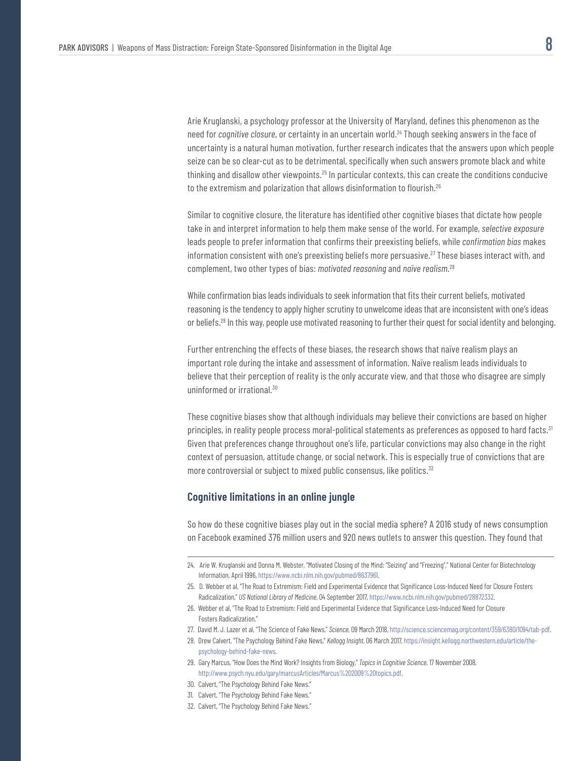Arie Kruglanski, a psychology professor at the University of Maryland, defines this phenomenon as the need for *cognitive closure*, or certainty in an uncertain world.[24] Though seeking answers in the face of uncertainty is a natural human motivation, further research indicates that the answers upon which people seize can be so clear-cut as to be detrimental, specifically when such answers promote black and white thinking and disallow other viewpoints.[25] In particular contexts, this can create the conditions conducive to the extremism and polarization that allows disinformation to flourish.[26]

Similar to cognitive closure, the literature has identified other cognitive biases that dictate how people take in and interpret information to help them make sense of the world. For example, *selective exposure* leads people to prefer information that confirms their preexisting beliefs, while *confirmation bias* makes information consistent with one's preexisting beliefs more persuasive.[27] These biases interact with, and complement, two other types of bias: *motivated reasoning* and *naïve realism*.[28]

While confirmation bias leads individuals to seek information that fits their current beliefs, motivated reasoning is the tendency to apply higher scrutiny to unwelcome ideas that are inconsistent with one's ideas or beliefs.[29] In this way, people use motivated reasoning to further their quest for social identity and belonging.

Further entrenching the effects of these biases, the research shows that naïve realism plays an important role during the intake and assessment of information. Naïve realism leads individuals to believe that their perception of reality is the only accurate view, and that those who disagree are simply uninformed or irrational.[30]

These cognitive biases show that although individuals may believe their convictions are based on higher principles, in reality people process moral-political statements as preferences as opposed to hard facts.[31] Given that preferences change throughout one's life, particular convictions may also change in the right context of persuasion, attitude change, or social network. This is especially true of convictions that are more controversial or subject to mixed public consensus, like politics.[32]

## Cognitive limitations in an online jungle

So how do these cognitive biases play out in the social media sphere? A 2016 study of news consumption on Facebook examined 376 million users and 920 news outlets to answer this question. They found that

---

24. Arie W. Kruglanski and Donna M. Webster, "Motivated Closing of the Mind: "Seizing" and "Freezing"," National Center for Biotechnology Information, April 1996, https://www.ncbi.nlm.nih.gov/pubmed/8637961.
25. D. Webber et al, "The Road to Extremism: Field and Experimental Evidence that Significance Loss-Induced Need for Closure Fosters Radicalization," *US National Library of Medicine*, 04 September 2017, https://www.ncbi.nlm.nih.gov/pubmed/28872332.
26. Webber et al, "The Road to Extremism: Field and Experimental Evidence that Significance Loss-Induced Need for Closure Fosters Radicalization."
27. David M. J. Lazer et al, "The Science of Fake News," *Science*, 09 March 2018, http://science.sciencemag.org/content/359/6380/1094/tab-pdf.
28. Drew Calvert, "The Psychology Behind Fake News," *Kellogg Insight*, 06 March 2017, https://insight.kellogg.northwestern.edu/article/the-psychology-behind-fake-news.
29. Gary Marcus, "How Does the Mind Work? Insights from Biology," *Topics in Cognitive Science*, 17 November 2008, http://www.psych.nyu.edu/gary/marcusArticles/Marcus%202009%20topics.pdf.
30. Calvert, "The Psychology Behind Fake News."
31. Calvert, "The Psychology Behind Fake News."
32. Calvert, "The Psychology Behind Fake News."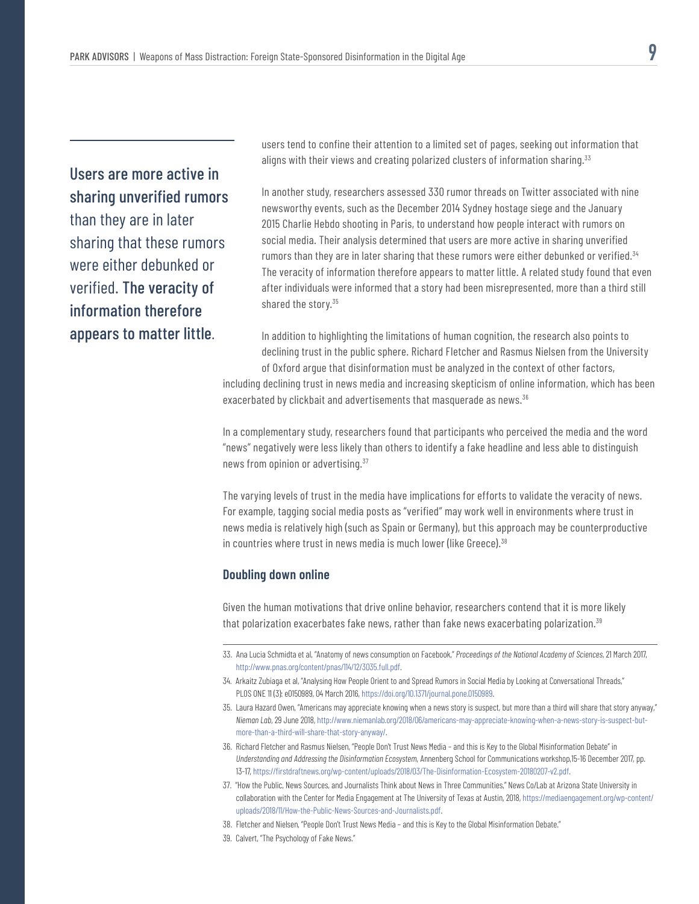> **Users are more active in sharing unverified rumors** than they are in later sharing that these rumors were either debunked or verified. **The veracity of information therefore appears to matter little**.

users tend to confine their attention to a limited set of pages, seeking out information that aligns with their views and creating polarized clusters of information sharing.[33]

In another study, researchers assessed 330 rumor threads on Twitter associated with nine newsworthy events, such as the December 2014 Sydney hostage siege and the January 2015 Charlie Hebdo shooting in Paris, to understand how people interact with rumors on social media. Their analysis determined that users are more active in sharing unverified rumors than they are in later sharing that these rumors were either debunked or verified.[34] The veracity of information therefore appears to matter little. A related study found that even after individuals were informed that a story had been misrepresented, more than a third still shared the story.[35]

In addition to highlighting the limitations of human cognition, the research also points to declining trust in the public sphere. Richard Fletcher and Rasmus Nielsen from the University of Oxford argue that disinformation must be analyzed in the context of other factors, including declining trust in news media and increasing skepticism of online information, which has been exacerbated by clickbait and advertisements that masquerade as news.[36]

In a complementary study, researchers found that participants who perceived the media and the word "news" negatively were less likely than others to identify a fake headline and less able to distinguish news from opinion or advertising.[37]

The varying levels of trust in the media have implications for efforts to validate the veracity of news. For example, tagging social media posts as "verified" may work well in environments where trust in news media is relatively high (such as Spain or Germany), but this approach may be counterproductive in countries where trust in news media is much lower (like Greece).[38]

### Doubling down online

Given the human motivations that drive online behavior, researchers contend that it is more likely that polarization exacerbates fake news, rather than fake news exacerbating polarization.[39]

---

33. Ana Lucia Schmidta et al, "Anatomy of news consumption on Facebook," *Proceedings of the National Academy of Sciences*, 21 March 2017, http://www.pnas.org/content/pnas/114/12/3035.full.pdf.
34. Arkaitz Zubiaga et al, "Analysing How People Orient to and Spread Rumors in Social Media by Looking at Conversational Threads," PLOS ONE 11 (3): e0150989, 04 March 2016, https://doi.org/10.1371/journal.pone.0150989.
35. Laura Hazard Owen, "Americans may appreciate knowing when a news story is suspect, but more than a third will share that story anyway," *Nieman Lab*, 29 June 2018, http://www.niemanlab.org/2018/06/americans-may-appreciate-knowing-when-a-news-story-is-suspect-but-more-than-a-third-will-share-that-story-anyway/.
36. Richard Fletcher and Rasmus Nielsen, "People Don't Trust News Media – and this is Key to the Global Misinformation Debate" in *Understanding and Addressing the Disinformation Ecosystem*, Annenberg School for Communications workshop,15-16 December 2017, pp. 13-17, https://firstdraftnews.org/wp-content/uploads/2018/03/The-Disinformation-Ecosystem-20180207-v2.pdf.
37. "How the Public, News Sources, and Journalists Think about News in Three Communities," News Co/Lab at Arizona State University in collaboration with the Center for Media Engagement at The University of Texas at Austin, 2018, https://mediaengagement.org/wp-content/uploads/2018/11/How-the-Public-News-Sources-and-Journalists.pdf.
38. Fletcher and Nielsen, "People Don't Trust News Media – and this is Key to the Global Misinformation Debate."
39. Calvert, "The Psychology of Fake News."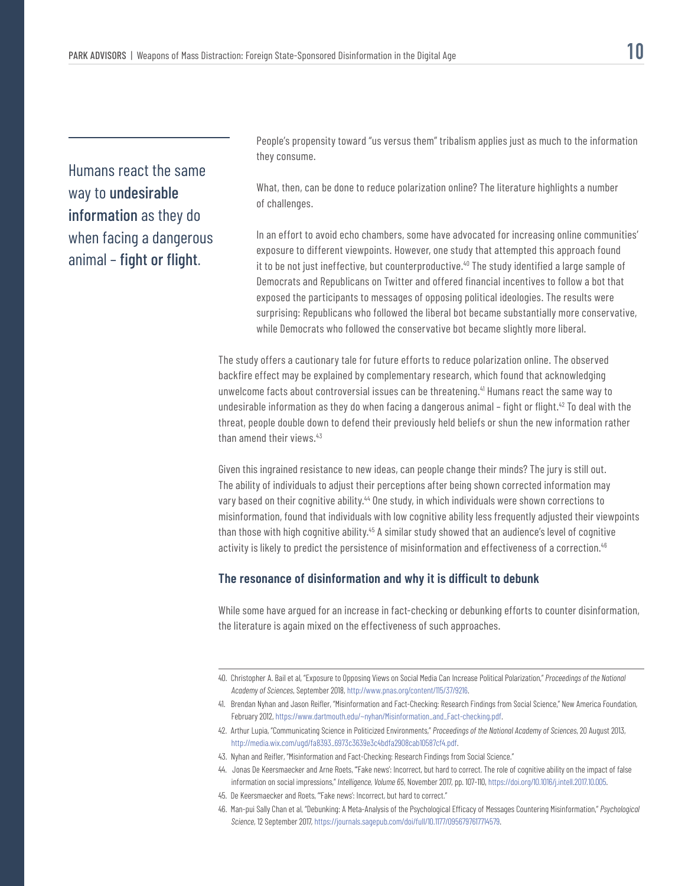Humans react the same way to **undesirable information** as they do when facing a dangerous animal – **fight or flight**.

People's propensity toward "us versus them" tribalism applies just as much to the information they consume.

What, then, can be done to reduce polarization online? The literature highlights a number of challenges.

In an effort to avoid echo chambers, some have advocated for increasing online communities' exposure to different viewpoints. However, one study that attempted this approach found it to be not just ineffective, but counterproductive.[40] The study identified a large sample of Democrats and Republicans on Twitter and offered financial incentives to follow a bot that exposed the participants to messages of opposing political ideologies. The results were surprising: Republicans who followed the liberal bot became substantially more conservative, while Democrats who followed the conservative bot became slightly more liberal.

The study offers a cautionary tale for future efforts to reduce polarization online. The observed backfire effect may be explained by complementary research, which found that acknowledging unwelcome facts about controversial issues can be threatening.[41] Humans react the same way to undesirable information as they do when facing a dangerous animal – fight or flight.[42] To deal with the threat, people double down to defend their previously held beliefs or shun the new information rather than amend their views.[43]

Given this ingrained resistance to new ideas, can people change their minds? The jury is still out. The ability of individuals to adjust their perceptions after being shown corrected information may vary based on their cognitive ability.[44] One study, in which individuals were shown corrections to misinformation, found that individuals with low cognitive ability less frequently adjusted their viewpoints than those with high cognitive ability.[45] A similar study showed that an audience's level of cognitive activity is likely to predict the persistence of misinformation and effectiveness of a correction.[46]

### The resonance of disinformation and why it is difficult to debunk

While some have argued for an increase in fact-checking or debunking efforts to counter disinformation, the literature is again mixed on the effectiveness of such approaches.

---

40. Christopher A. Bail et al, "Exposure to Opposing Views on Social Media Can Increase Political Polarization," *Proceedings of the National Academy of Sciences*, September 2018, http://www.pnas.org/content/115/37/9216.
41. Brendan Nyhan and Jason Reifler, "Misinformation and Fact-Checking: Research Findings from Social Science," New America Foundation, February 2012, https://www.dartmouth.edu/~nyhan/Misinformation_and_Fact-checking.pdf.
42. Arthur Lupia, "Communicating Science in Politicized Environments," *Proceedings of the National Academy of Sciences*, 20 August 2013, http://media.wix.com/ugd/fa8393_6973c3639e3c4bdfa2908cab10587cf4.pdf.
43. Nyhan and Reifler, "Misinformation and Fact-Checking: Research Findings from Social Science."
44. Jonas De Keersmaecker and Arne Roets, "'Fake news': Incorrect, but hard to correct. The role of cognitive ability on the impact of false information on social impressions," *Intelligence, Volume 65*, November 2017, pp. 107-110, https://doi.org/10.1016/j.intell.2017.10.005.
45. De Keersmaecker and Roets, "'Fake news': Incorrect, but hard to correct."
46. Man-pui Sally Chan et al, "Debunking: A Meta-Analysis of the Psychological Efficacy of Messages Countering Misinformation," *Psychological Science*, 12 September 2017, https://journals.sagepub.com/doi/full/10.1177/0956797617714579.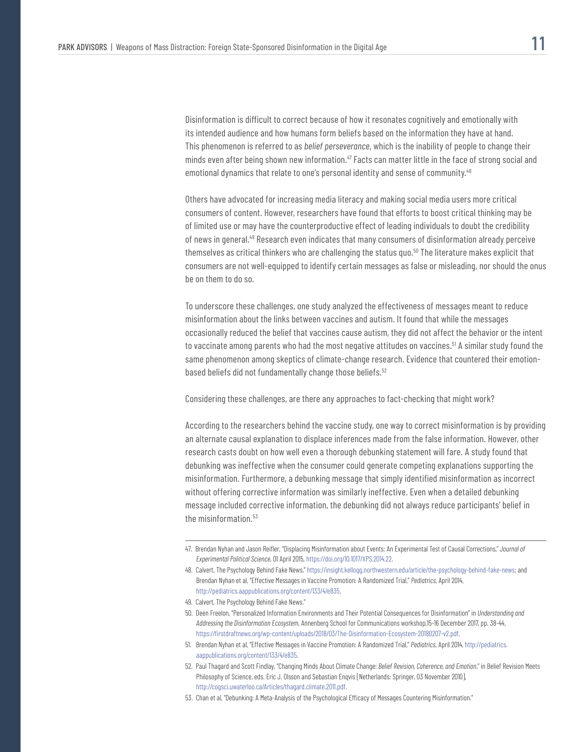Disinformation is difficult to correct because of how it resonates cognitively and emotionally with its intended audience and how humans form beliefs based on the information they have at hand. This phenomenon is referred to as *belief perseverance*, which is the inability of people to change their minds even after being shown new information.[47] Facts can matter little in the face of strong social and emotional dynamics that relate to one's personal identity and sense of community.[48]

Others have advocated for increasing media literacy and making social media users more critical consumers of content. However, researchers have found that efforts to boost critical thinking may be of limited use or may have the counterproductive effect of leading individuals to doubt the credibility of news in general.[49] Research even indicates that many consumers of disinformation already perceive themselves as critical thinkers who are challenging the status quo.[50] The literature makes explicit that consumers are not well-equipped to identify certain messages as false or misleading, nor should the onus be on them to do so.

To underscore these challenges, one study analyzed the effectiveness of messages meant to reduce misinformation about the links between vaccines and autism. It found that while the messages occasionally reduced the belief that vaccines cause autism, they did not affect the behavior or the intent to vaccinate among parents who had the most negative attitudes on vaccines.[51] A similar study found the same phenomenon among skeptics of climate-change research. Evidence that countered their emotion-based beliefs did not fundamentally change those beliefs.[52]

Considering these challenges, are there any approaches to fact-checking that might work?

According to the researchers behind the vaccine study, one way to correct misinformation is by providing an alternate causal explanation to displace inferences made from the false information. However, other research casts doubt on how well even a thorough debunking statement will fare. A study found that debunking was ineffective when the consumer could generate competing explanations supporting the misinformation. Furthermore, a debunking message that simply identified misinformation as incorrect without offering corrective information was similarly ineffective. Even when a detailed debunking message included corrective information, the debunking did not always reduce participants' belief in the misinformation.[53]

---

47. Brendan Nyhan and Jason Reifler, "Displacing Misinformation about Events: An Experimental Test of Causal Corrections," *Journal of Experimental Political Science*, 01 April 2015, https://doi.org/10.1017/XPS.2014.22.
48. Calvert, The Psychology Behind Fake News," https://insight.kellogg.northwestern.edu/article/the-psychology-behind-fake-news; and Brendan Nyhan et al, "Effective Messages in Vaccine Promotion: A Randomized Trial," *Pediatrics*, April 2014, http://pediatrics.aappublications.org/content/133/4/e835.
49. Calvert, The Psychology Behind Fake News."
50. Deen Freelon, "Personalized Information Environments and Their Potential Consequences for Disinformation" in *Understanding and Addressing the Disinformation Ecosystem*, Annenberg School for Communications workshop,15-16 December 2017, pp. 38-44, https://firstdraftnews.org/wp-content/uploads/2018/03/The-Disinformation-Ecosystem-20180207-v2.pdf.
51. Brendan Nyhan et al, "Effective Messages in Vaccine Promotion: A Randomized Trial," *Pediatrics*, April 2014, http://pediatrics.aappublications.org/content/133/4/e835.
52. Paul Thagard and Scott Findlay, "Changing Minds About Climate Change: *Belief Revision, Coherence, and Emotion*," in Belief Revision Meets Philosophy of Science, eds. Eric J. Olsson and Sebastian Enqvis [Netherlands: Springer, 03 November 2010], http://cogsci.uwaterloo.ca/Articles/thagard.climate.2011.pdf.
53. Chan et al, "Debunking: A Meta-Analysis of the Psychological Efficacy of Messages Countering Misinformation."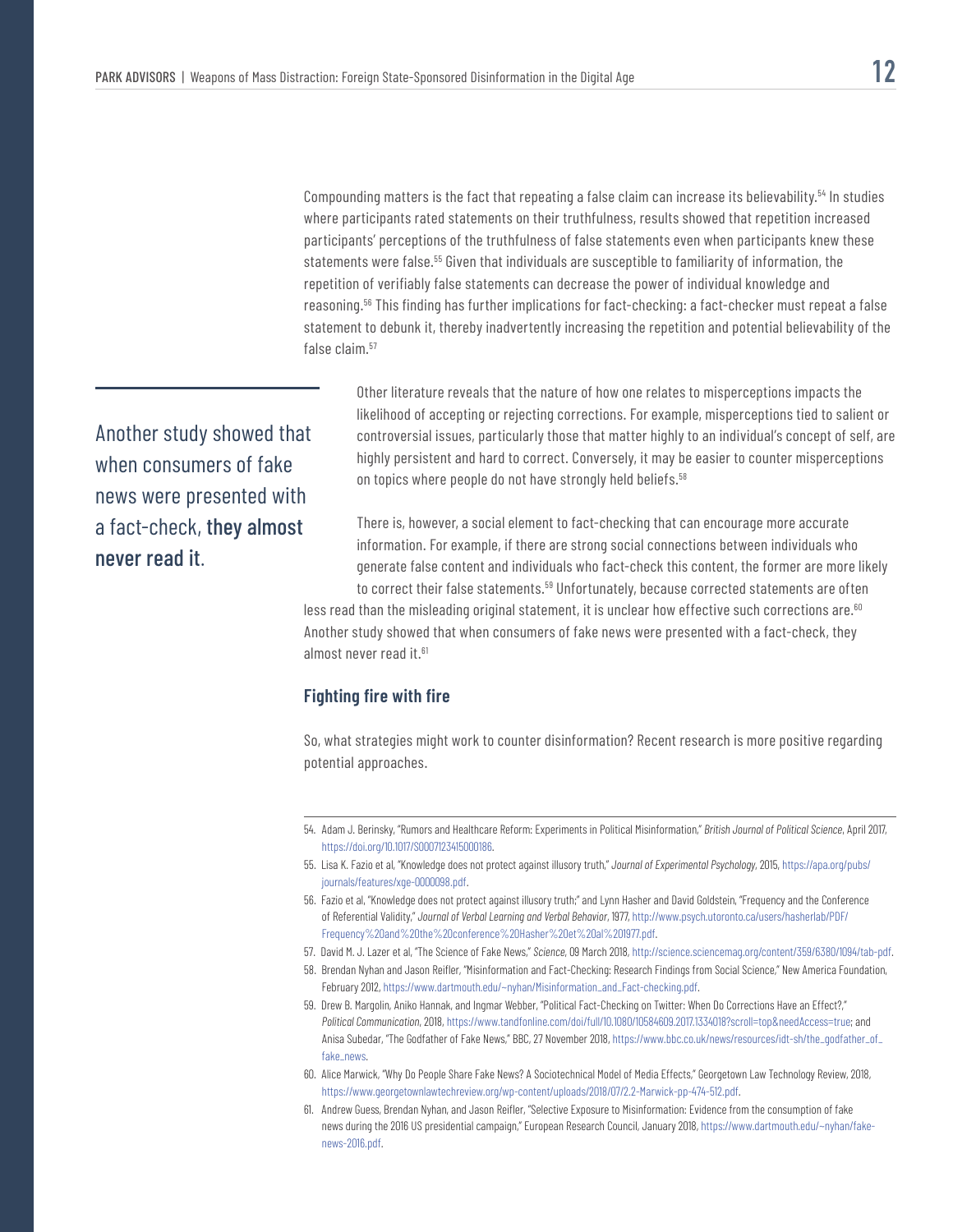Compounding matters is the fact that repeating a false claim can increase its believability.[54] In studies where participants rated statements on their truthfulness, results showed that repetition increased participants' perceptions of the truthfulness of false statements even when participants knew these statements were false.[55] Given that individuals are susceptible to familiarity of information, the repetition of verifiably false statements can decrease the power of individual knowledge and reasoning.[56] This finding has further implications for fact-checking: a fact-checker must repeat a false statement to debunk it, thereby inadvertently increasing the repetition and potential believability of the false claim.[57]

> Another study showed that when consumers of fake news were presented with a fact-check, **they almost never read it**.

Other literature reveals that the nature of how one relates to misperceptions impacts the likelihood of accepting or rejecting corrections. For example, misperceptions tied to salient or controversial issues, particularly those that matter highly to an individual's concept of self, are highly persistent and hard to correct. Conversely, it may be easier to counter misperceptions on topics where people do not have strongly held beliefs.[58]

There is, however, a social element to fact-checking that can encourage more accurate information. For example, if there are strong social connections between individuals who generate false content and individuals who fact-check this content, the former are more likely to correct their false statements.[59] Unfortunately, because corrected statements are often less read than the misleading original statement, it is unclear how effective such corrections are.[60] Another study showed that when consumers of fake news were presented with a fact-check, they almost never read it.[61]

### Fighting fire with fire

So, what strategies might work to counter disinformation? Recent research is more positive regarding potential approaches.

---

54. Adam J. Berinsky, "Rumors and Healthcare Reform: Experiments in Political Misinformation," *British Journal of Political Science*, April 2017, https://doi.org/10.1017/S0007123415000186.
55. Lisa K. Fazio et al, "Knowledge does not protect against illusory truth," *Journal of Experimental Psychology*, 2015, https://apa.org/pubs/journals/features/xge-0000098.pdf.
56. Fazio et al, "Knowledge does not protect against illusory truth;" and Lynn Hasher and David Goldstein, "Frequency and the Conference of Referential Validity," *Journal of Verbal Learning and Verbal Behavior*, 1977, http://www.psych.utoronto.ca/users/hasherlab/PDF/Frequency%20and%20the%20conference%20Hasher%20et%20al%201977.pdf.
57. David M. J. Lazer et al, "The Science of Fake News," *Science*, 09 March 2018, http://science.sciencemag.org/content/359/6380/1094/tab-pdf.
58. Brendan Nyhan and Jason Reifler, "Misinformation and Fact-Checking: Research Findings from Social Science," New America Foundation, February 2012, https://www.dartmouth.edu/~nyhan/Misinformation_and_Fact-checking.pdf.
59. Drew B. Margolin, Aniko Hannak, and Ingmar Webber, "Political Fact-Checking on Twitter: When Do Corrections Have an Effect?," *Political Communication*, 2018, https://www.tandfonline.com/doi/full/10.1080/10584609.2017.1334018?scroll=top&needAccess=true; and Anisa Subedar, "The Godfather of Fake News," BBC, 27 November 2018, https://www.bbc.co.uk/news/resources/idt-sh/the_godfather_of_fake_news.
60. Alice Marwick, "Why Do People Share Fake News? A Sociotechnical Model of Media Effects," Georgetown Law Technology Review, 2018, https://www.georgetownlawtechreview.org/wp-content/uploads/2018/07/2.2-Marwick-pp-474-512.pdf.
61. Andrew Guess, Brendan Nyhan, and Jason Reifler, "Selective Exposure to Misinformation: Evidence from the consumption of fake news during the 2016 US presidential campaign," European Research Council, January 2018, https://www.dartmouth.edu/~nyhan/fake-news-2016.pdf.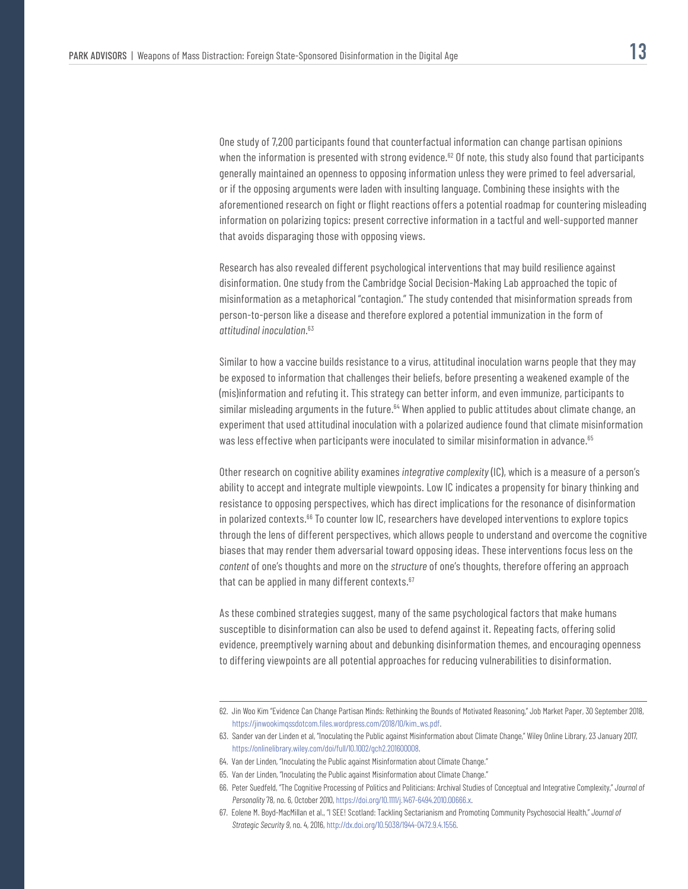One study of 7,200 participants found that counterfactual information can change partisan opinions when the information is presented with strong evidence.[62] Of note, this study also found that participants generally maintained an openness to opposing information unless they were primed to feel adversarial, or if the opposing arguments were laden with insulting language. Combining these insights with the aforementioned research on fight or flight reactions offers a potential roadmap for countering misleading information on polarizing topics: present corrective information in a tactful and well-supported manner that avoids disparaging those with opposing views.

Research has also revealed different psychological interventions that may build resilience against disinformation. One study from the Cambridge Social Decision-Making Lab approached the topic of misinformation as a metaphorical "contagion." The study contended that misinformation spreads from person-to-person like a disease and therefore explored a potential immunization in the form of *attitudinal inoculation*.[63]

Similar to how a vaccine builds resistance to a virus, attitudinal inoculation warns people that they may be exposed to information that challenges their beliefs, before presenting a weakened example of the (mis)information and refuting it. This strategy can better inform, and even immunize, participants to similar misleading arguments in the future.[64] When applied to public attitudes about climate change, an experiment that used attitudinal inoculation with a polarized audience found that climate misinformation was less effective when participants were inoculated to similar misinformation in advance.[65]

Other research on cognitive ability examines *integrative complexity* (IC), which is a measure of a person's ability to accept and integrate multiple viewpoints. Low IC indicates a propensity for binary thinking and resistance to opposing perspectives, which has direct implications for the resonance of disinformation in polarized contexts.[66] To counter low IC, researchers have developed interventions to explore topics through the lens of different perspectives, which allows people to understand and overcome the cognitive biases that may render them adversarial toward opposing ideas. These interventions focus less on the *content* of one's thoughts and more on the *structure* of one's thoughts, therefore offering an approach that can be applied in many different contexts.[67]

As these combined strategies suggest, many of the same psychological factors that make humans susceptible to disinformation can also be used to defend against it. Repeating facts, offering solid evidence, preemptively warning about and debunking disinformation themes, and encouraging openness to differing viewpoints are all potential approaches for reducing vulnerabilities to disinformation.

---

62. Jin Woo Kim "Evidence Can Change Partisan Minds: Rethinking the Bounds of Motivated Reasoning," Job Market Paper, 30 September 2018, https://jinwookimqssdotcom.files.wordpress.com/2018/10/kim_ws.pdf.
63. Sander van der Linden et al, "Inoculating the Public against Misinformation about Climate Change," Wiley Online Library, 23 January 2017, https://onlinelibrary.wiley.com/doi/full/10.1002/gch2.201600008.
64. Van der Linden, "Inoculating the Public against Misinformation about Climate Change."
65. Van der Linden, "Inoculating the Public against Misinformation about Climate Change."
66. Peter Suedfeld, "The Cognitive Processing of Politics and Politicians: Archival Studies of Conceptual and Integrative Complexity," *Journal of Personality* 78, no. 6, October 2010, https://doi.org/10.1111/j.1467-6494.2010.00666.x.
67. Eolene M. Boyd-MacMillan et al., "I SEE! Scotland: Tackling Sectarianism and Promoting Community Psychosocial Health," *Journal of Strategic Security* 9, no. 4, 2016, http://dx.doi.org/10.5038/1944-0472.9.4.1556.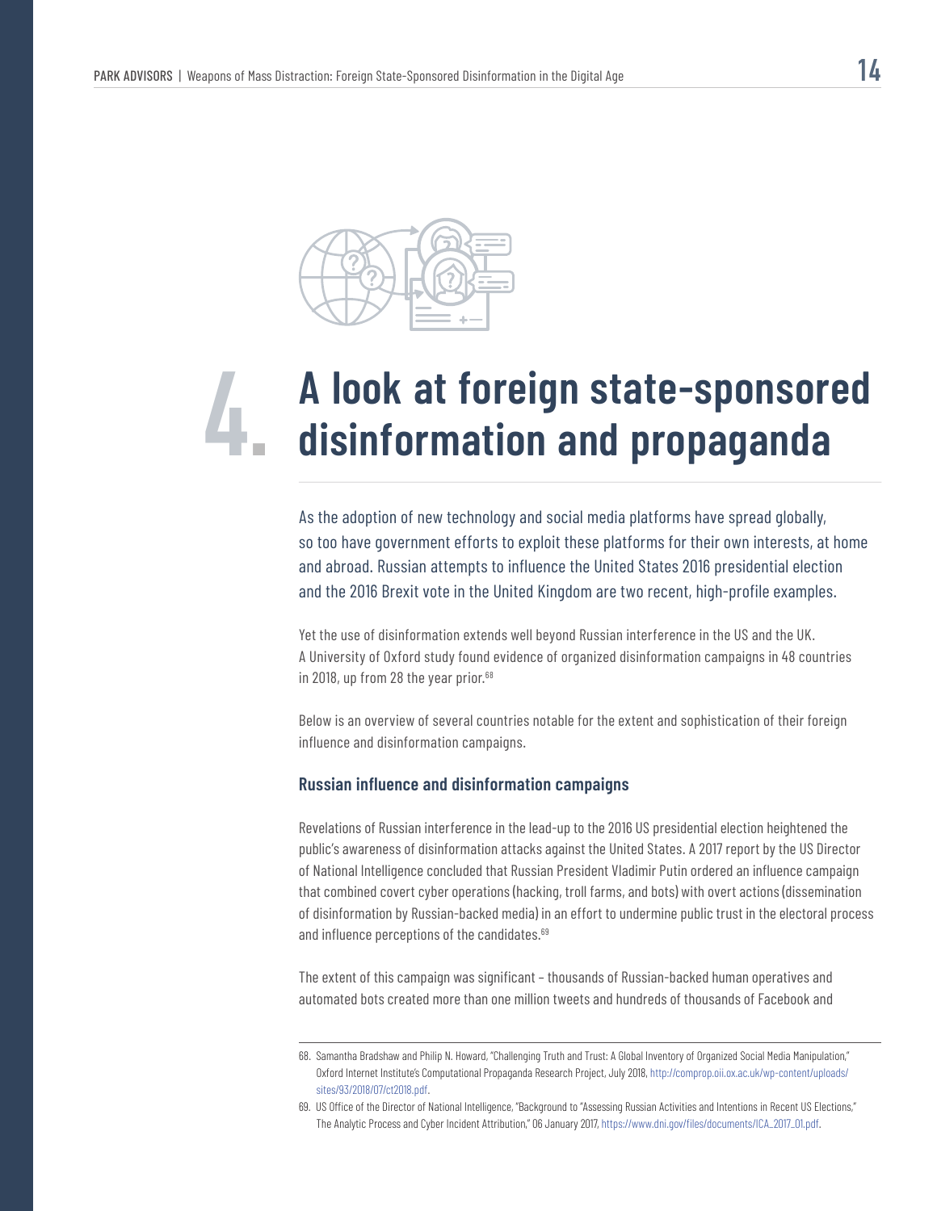# 4. A look at foreign state-sponsored disinformation and propaganda

As the adoption of new technology and social media platforms have spread globally, so too have government efforts to exploit these platforms for their own interests, at home and abroad. Russian attempts to influence the United States 2016 presidential election and the 2016 Brexit vote in the United Kingdom are two recent, high-profile examples.

Yet the use of disinformation extends well beyond Russian interference in the US and the UK. A University of Oxford study found evidence of organized disinformation campaigns in 48 countries in 2018, up from 28 the year prior.[68]

Below is an overview of several countries notable for the extent and sophistication of their foreign influence and disinformation campaigns.

### Russian influence and disinformation campaigns

Revelations of Russian interference in the lead-up to the 2016 US presidential election heightened the public's awareness of disinformation attacks against the United States. A 2017 report by the US Director of National Intelligence concluded that Russian President Vladimir Putin ordered an influence campaign that combined covert cyber operations (hacking, troll farms, and bots) with overt actions (dissemination of disinformation by Russian-backed media) in an effort to undermine public trust in the electoral process and influence perceptions of the candidates.[69]

The extent of this campaign was significant – thousands of Russian-backed human operatives and automated bots created more than one million tweets and hundreds of thousands of Facebook and

---

68. Samantha Bradshaw and Philip N. Howard, "Challenging Truth and Trust: A Global Inventory of Organized Social Media Manipulation," Oxford Internet Institute's Computational Propaganda Research Project, July 2018, http://comprop.oii.ox.ac.uk/wp-content/uploads/sites/93/2018/07/ct2018.pdf.

69. US Office of the Director of National Intelligence, "Background to "Assessing Russian Activities and Intentions in Recent US Elections," The Analytic Process and Cyber Incident Attribution," 06 January 2017, https://www.dni.gov/files/documents/ICA_2017_01.pdf.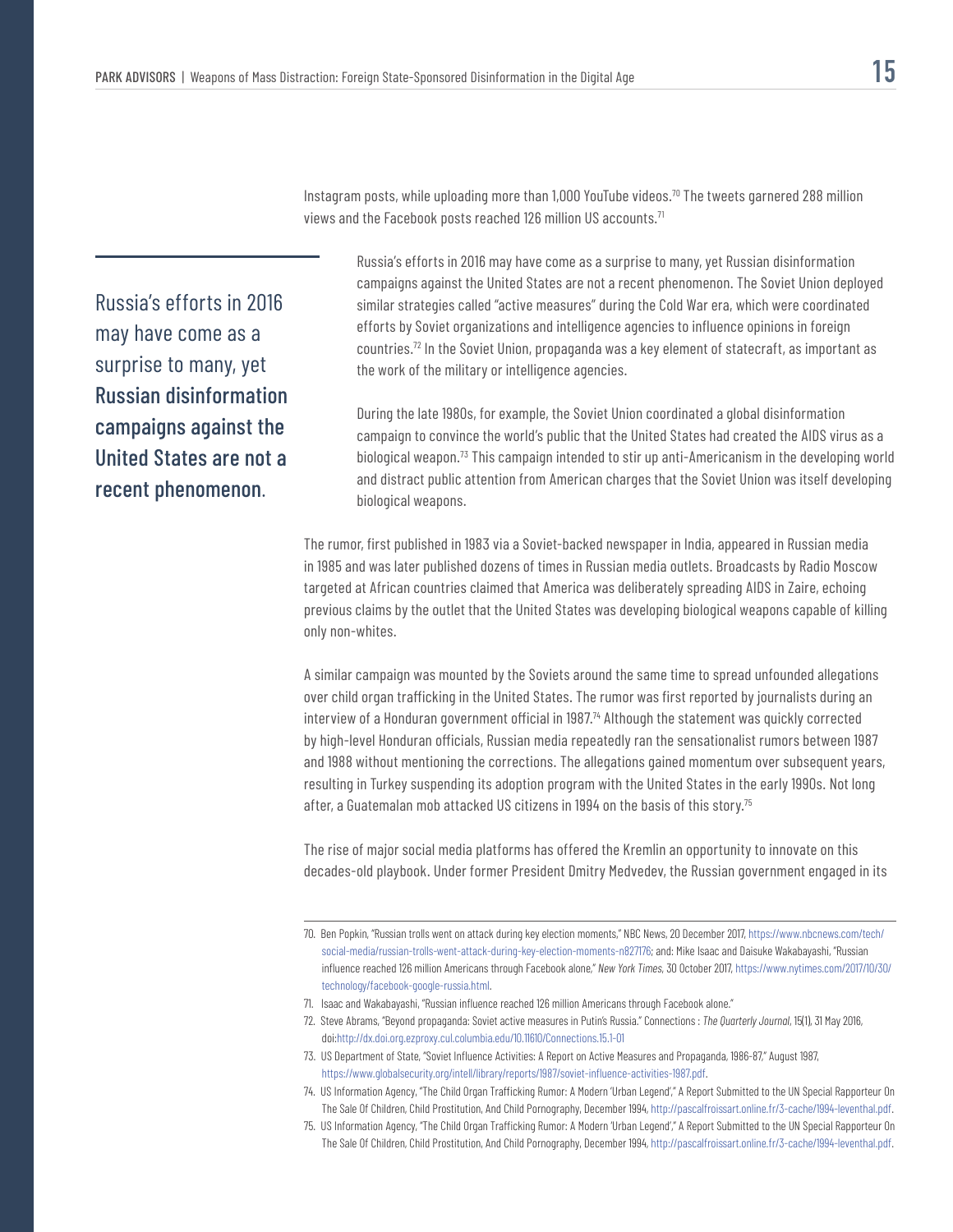Instagram posts, while uploading more than 1,000 YouTube videos.[70] The tweets garnered 288 million views and the Facebook posts reached 126 million US accounts.[71]

> Russia's efforts in 2016 may have come as a surprise to many, yet **Russian disinformation campaigns against the United States are not a recent phenomenon**.

Russia's efforts in 2016 may have come as a surprise to many, yet Russian disinformation campaigns against the United States are not a recent phenomenon. The Soviet Union deployed similar strategies called "active measures" during the Cold War era, which were coordinated efforts by Soviet organizations and intelligence agencies to influence opinions in foreign countries.[72] In the Soviet Union, propaganda was a key element of statecraft, as important as the work of the military or intelligence agencies.

During the late 1980s, for example, the Soviet Union coordinated a global disinformation campaign to convince the world's public that the United States had created the AIDS virus as a biological weapon.[73] This campaign intended to stir up anti-Americanism in the developing world and distract public attention from American charges that the Soviet Union was itself developing biological weapons.

The rumor, first published in 1983 via a Soviet-backed newspaper in India, appeared in Russian media in 1985 and was later published dozens of times in Russian media outlets. Broadcasts by Radio Moscow targeted at African countries claimed that America was deliberately spreading AIDS in Zaire, echoing previous claims by the outlet that the United States was developing biological weapons capable of killing only non-whites.

A similar campaign was mounted by the Soviets around the same time to spread unfounded allegations over child organ trafficking in the United States. The rumor was first reported by journalists during an interview of a Honduran government official in 1987.[74] Although the statement was quickly corrected by high-level Honduran officials, Russian media repeatedly ran the sensationalist rumors between 1987 and 1988 without mentioning the corrections. The allegations gained momentum over subsequent years, resulting in Turkey suspending its adoption program with the United States in the early 1990s. Not long after, a Guatemalan mob attacked US citizens in 1994 on the basis of this story.[75]

The rise of major social media platforms has offered the Kremlin an opportunity to innovate on this decades-old playbook. Under former President Dmitry Medvedev, the Russian government engaged in its

---

70. Ben Popkin, "Russian trolls went on attack during key election moments," NBC News, 20 December 2017, https://www.nbcnews.com/tech/social-media/russian-trolls-went-attack-during-key-election-moments-n827176; and: Mike Isaac and Daisuke Wakabayashi, "Russian influence reached 126 million Americans through Facebook alone," *New York Times*, 30 October 2017, https://www.nytimes.com/2017/10/30/technology/facebook-google-russia.html.
71. Isaac and Wakabayashi, "Russian influence reached 126 million Americans through Facebook alone."
72. Steve Abrams, "Beyond propaganda: Soviet active measures in Putin's Russia." Connections : *The Quarterly Journal*, 15(1), 31 May 2016, doi:http://dx.doi.org.ezproxy.cul.columbia.edu/10.11610/Connections.15.1-01
73. US Department of State, "Soviet Influence Activities: A Report on Active Measures and Propaganda, 1986-87," August 1987, https://www.globalsecurity.org/intell/library/reports/1987/soviet-influence-activities-1987.pdf.
74. US Information Agency, "The Child Organ Trafficking Rumor: A Modern 'Urban Legend'," A Report Submitted to the UN Special Rapporteur On The Sale Of Children, Child Prostitution, And Child Pornography, December 1994, http://pascalfroissart.online.fr/3-cache/1994-leventhal.pdf.
75. US Information Agency, "The Child Organ Trafficking Rumor: A Modern 'Urban Legend'," A Report Submitted to the UN Special Rapporteur On The Sale Of Children, Child Prostitution, And Child Pornography, December 1994, http://pascalfroissart.online.fr/3-cache/1994-leventhal.pdf.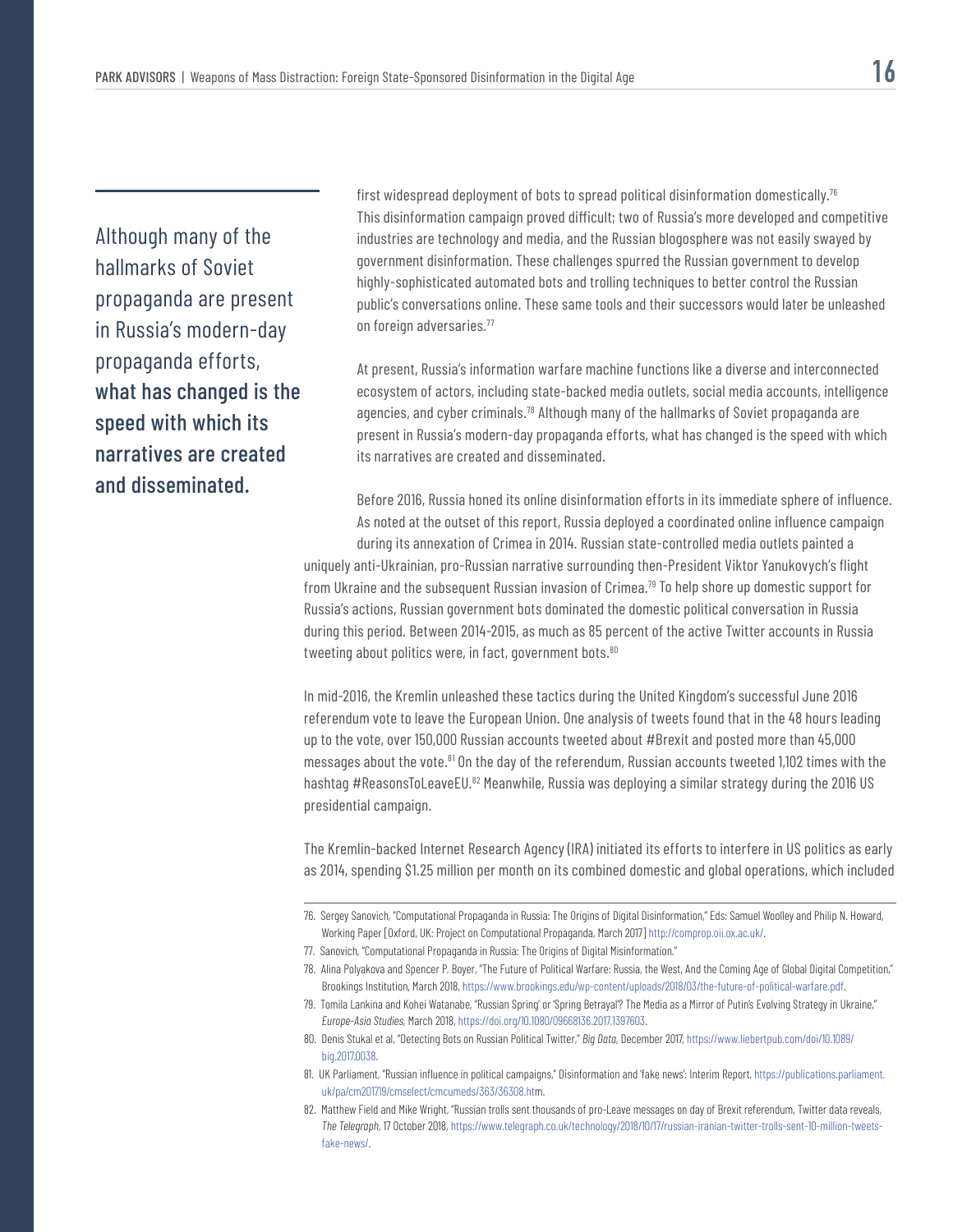> Although many of the hallmarks of Soviet propaganda are present in Russia's modern-day propaganda efforts, **what has changed is the speed with which its narratives are created and disseminated.**

first widespread deployment of bots to spread political disinformation domestically.[76] This disinformation campaign proved difficult; two of Russia's more developed and competitive industries are technology and media, and the Russian blogosphere was not easily swayed by government disinformation. These challenges spurred the Russian government to develop highly-sophisticated automated bots and trolling techniques to better control the Russian public's conversations online. These same tools and their successors would later be unleashed on foreign adversaries.[77]

At present, Russia's information warfare machine functions like a diverse and interconnected ecosystem of actors, including state-backed media outlets, social media accounts, intelligence agencies, and cyber criminals.[78] Although many of the hallmarks of Soviet propaganda are present in Russia's modern-day propaganda efforts, what has changed is the speed with which its narratives are created and disseminated.

Before 2016, Russia honed its online disinformation efforts in its immediate sphere of influence. As noted at the outset of this report, Russia deployed a coordinated online influence campaign during its annexation of Crimea in 2014. Russian state-controlled media outlets painted a uniquely anti-Ukrainian, pro-Russian narrative surrounding then-President Viktor Yanukovych's flight from Ukraine and the subsequent Russian invasion of Crimea.[79] To help shore up domestic support for Russia's actions, Russian government bots dominated the domestic political conversation in Russia during this period. Between 2014-2015, as much as 85 percent of the active Twitter accounts in Russia tweeting about politics were, in fact, government bots.[80]

In mid-2016, the Kremlin unleashed these tactics during the United Kingdom's successful June 2016 referendum vote to leave the European Union. One analysis of tweets found that in the 48 hours leading up to the vote, over 150,000 Russian accounts tweeted about #Brexit and posted more than 45,000 messages about the vote.[81] On the day of the referendum, Russian accounts tweeted 1,102 times with the hashtag #ReasonsToLeaveEU.[82] Meanwhile, Russia was deploying a similar strategy during the 2016 US presidential campaign.

The Kremlin-backed Internet Research Agency (IRA) initiated its efforts to interfere in US politics as early as 2014, spending $1.25 million per month on its combined domestic and global operations, which included

---

76. Sergey Sanovich, "Computational Propaganda in Russia: The Origins of Digital Disinformation," Eds: Samuel Woolley and Philip N. Howard, Working Paper [Oxford, UK: Project on Computational Propaganda, March 2017] http://comprop.oii.ox.ac.uk/.
77. Sanovich, "Computational Propaganda in Russia: The Origins of Digital Misinformation."
78. Alina Polyakova and Spencer P. Boyer, "The Future of Political Warfare: Russia, the West, And the Coming Age of Global Digital Competition," Brookings Institution, March 2018, https://www.brookings.edu/wp-content/uploads/2018/03/the-future-of-political-warfare.pdf.
79. Tomila Lankina and Kohei Watanabe, "Russian Spring' or 'Spring Betrayal'? The Media as a Mirror of Putin's Evolving Strategy in Ukraine," *Europe-Asia Studies*, March 2018, https://doi.org/10.1080/09668136.2017.1397603.
80. Denis Stukal et al, "Detecting Bots on Russian Political Twitter," *Big Data*, December 2017, https://www.liebertpub.com/doi/10.1089/big.2017.0038.
81. UK Parliament, "Russian influence in political campaigns," Disinformation and 'fake news': Interim Report, https://publications.parliament.uk/pa/cm201719/cmselect/cmcumeds/363/36308.htm.
82. Matthew Field and Mike Wright, "Russian trolls sent thousands of pro-Leave messages on day of Brexit referendum, Twitter data reveals, *The Telegraph*, 17 October 2018, https://www.telegraph.co.uk/technology/2018/10/17/russian-iranian-twitter-trolls-sent-10-million-tweets-fake-news/.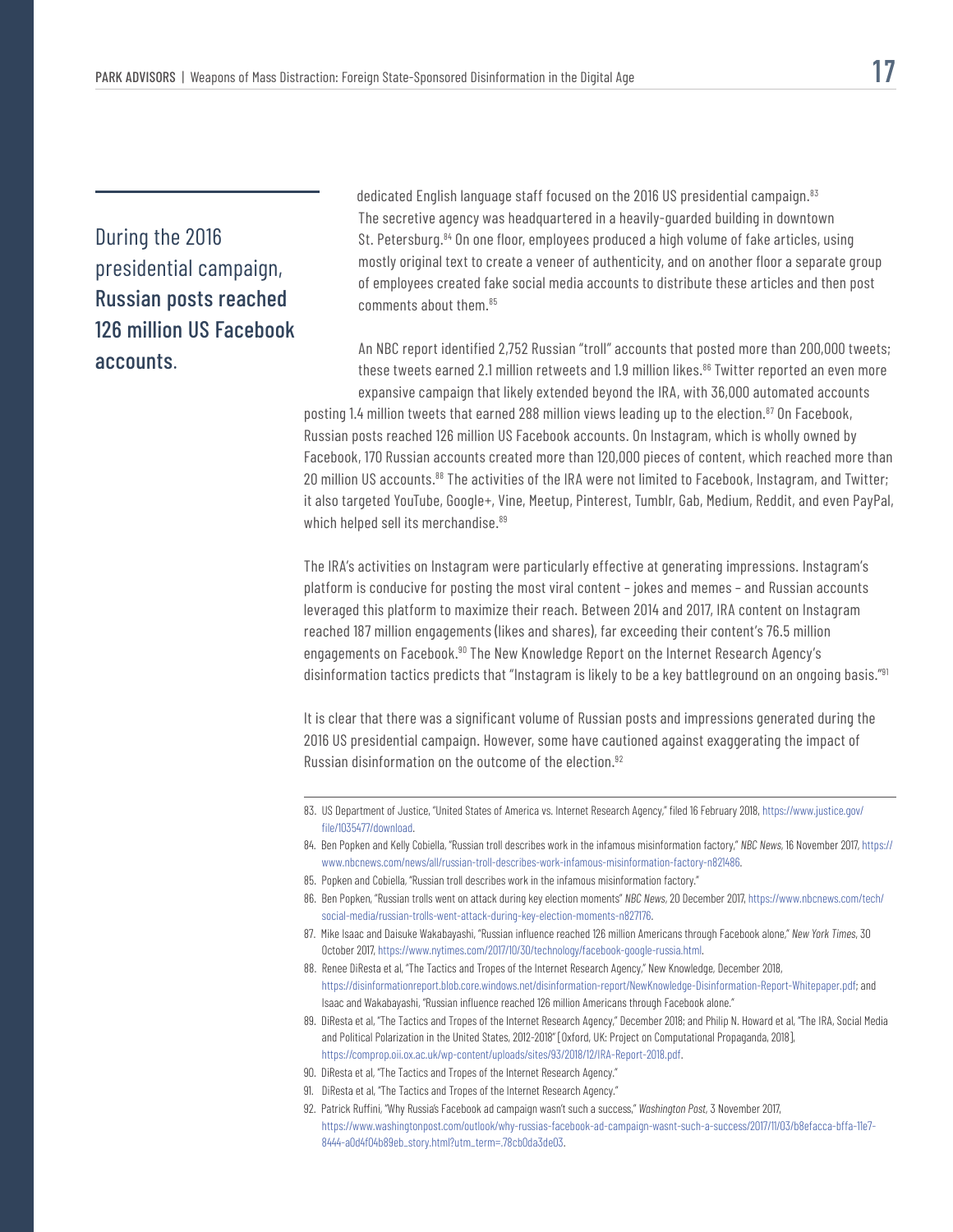> During the 2016 presidential campaign, **Russian posts reached 126 million US Facebook accounts**.

dedicated English language staff focused on the 2016 US presidential campaign.[83] The secretive agency was headquartered in a heavily-guarded building in downtown St. Petersburg.[84] On one floor, employees produced a high volume of fake articles, using mostly original text to create a veneer of authenticity, and on another floor a separate group of employees created fake social media accounts to distribute these articles and then post comments about them.[85]

An NBC report identified 2,752 Russian "troll" accounts that posted more than 200,000 tweets; these tweets earned 2.1 million retweets and 1.9 million likes.[86] Twitter reported an even more expansive campaign that likely extended beyond the IRA, with 36,000 automated accounts posting 1.4 million tweets that earned 288 million views leading up to the election.[87] On Facebook, Russian posts reached 126 million US Facebook accounts. On Instagram, which is wholly owned by Facebook, 170 Russian accounts created more than 120,000 pieces of content, which reached more than 20 million US accounts.[88] The activities of the IRA were not limited to Facebook, Instagram, and Twitter; it also targeted YouTube, Google+, Vine, Meetup, Pinterest, Tumblr, Gab, Medium, Reddit, and even PayPal, which helped sell its merchandise.[89]

The IRA's activities on Instagram were particularly effective at generating impressions. Instagram's platform is conducive for posting the most viral content – jokes and memes – and Russian accounts leveraged this platform to maximize their reach. Between 2014 and 2017, IRA content on Instagram reached 187 million engagements (likes and shares), far exceeding their content's 76.5 million engagements on Facebook.[90] The New Knowledge Report on the Internet Research Agency's disinformation tactics predicts that "Instagram is likely to be a key battleground on an ongoing basis."[91]

It is clear that there was a significant volume of Russian posts and impressions generated during the 2016 US presidential campaign. However, some have cautioned against exaggerating the impact of Russian disinformation on the outcome of the election.[92]

---

83. US Department of Justice, "United States of America vs. Internet Research Agency," filed 16 February 2018, https://www.justice.gov/file/1035477/download.
84. Ben Popken and Kelly Cobiella, "Russian troll describes work in the infamous misinformation factory," *NBC News*, 16 November 2017, https://www.nbcnews.com/news/all/russian-troll-describes-work-infamous-misinformation-factory-n821486.
85. Popken and Cobiella, "Russian troll describes work in the infamous misinformation factory."
86. Ben Popken, "Russian trolls went on attack during key election moments" *NBC News*, 20 December 2017, https://www.nbcnews.com/tech/social-media/russian-trolls-went-attack-during-key-election-moments-n827176.
87. Mike Isaac and Daisuke Wakabayashi, "Russian influence reached 126 million Americans through Facebook alone," *New York Times*, 30 October 2017, https://www.nytimes.com/2017/10/30/technology/facebook-google-russia.html.
88. Renee DiResta et al, "The Tactics and Tropes of the Internet Research Agency," New Knowledge, December 2018, https://disinformationreport.blob.core.windows.net/disinformation-report/NewKnowledge-Disinformation-Report-Whitepaper.pdf; and Isaac and Wakabayashi, "Russian influence reached 126 million Americans through Facebook alone."
89. DiResta et al, "The Tactics and Tropes of the Internet Research Agency," December 2018; and Philip N. Howard et al, "The IRA, Social Media and Political Polarization in the United States, 2012-2018" [Oxford, UK: Project on Computational Propaganda, 2018], https://comprop.oii.ox.ac.uk/wp-content/uploads/sites/93/2018/12/IRA-Report-2018.pdf.
90. DiResta et al, "The Tactics and Tropes of the Internet Research Agency."
91. DiResta et al, "The Tactics and Tropes of the Internet Research Agency."
92. Patrick Ruffini, "Why Russia's Facebook ad campaign wasn't such a success," *Washington Post*, 3 November 2017, https://www.washingtonpost.com/outlook/why-russias-facebook-ad-campaign-wasnt-such-a-success/2017/11/03/b8efacca-bffa-11e7-8444-a0d4f04b89eb_story.html?utm_term=.78cb0da3de03.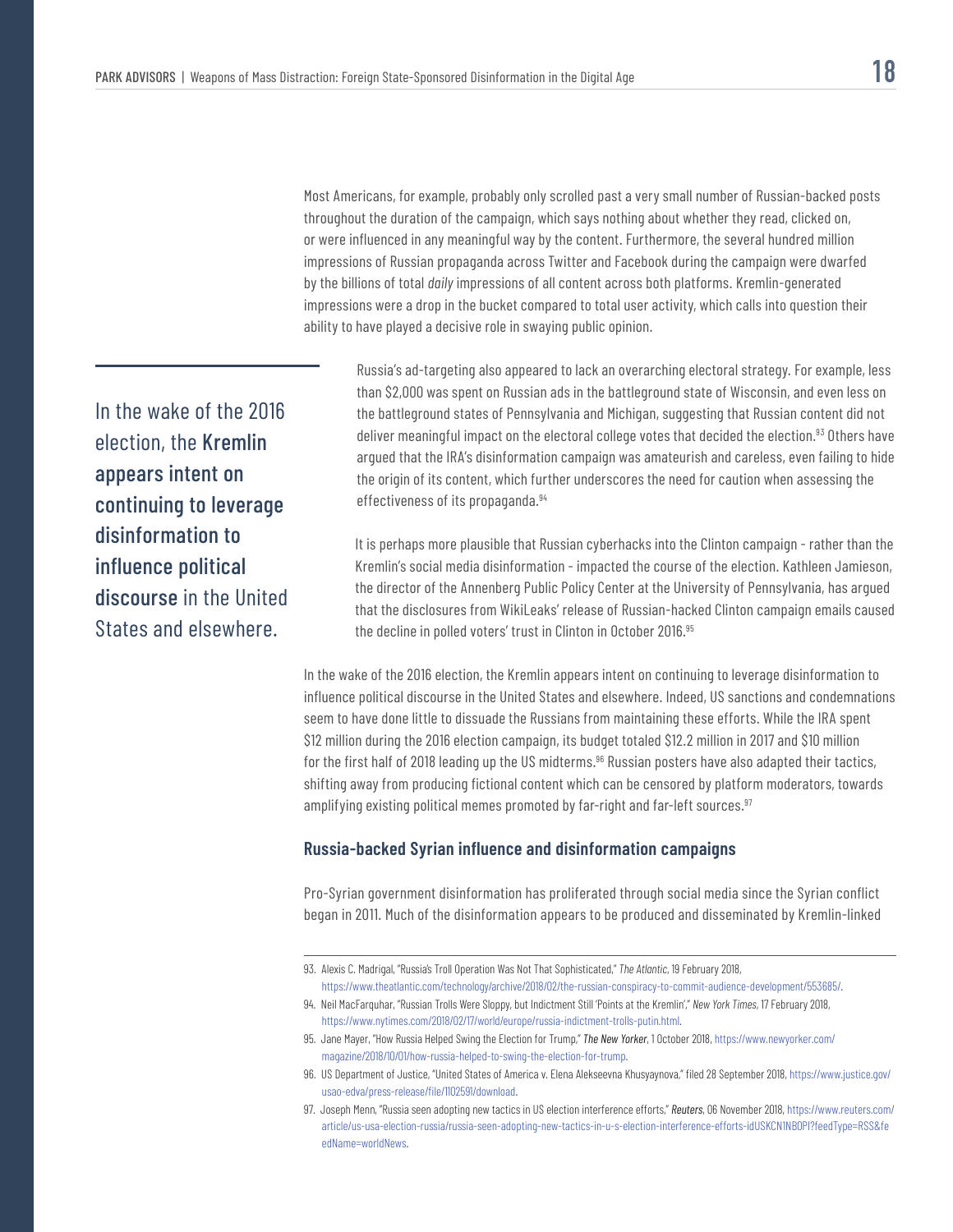Most Americans, for example, probably only scrolled past a very small number of Russian-backed posts throughout the duration of the campaign, which says nothing about whether they read, clicked on, or were influenced in any meaningful way by the content. Furthermore, the several hundred million impressions of Russian propaganda across Twitter and Facebook during the campaign were dwarfed by the billions of total *daily* impressions of all content across both platforms. Kremlin-generated impressions were a drop in the bucket compared to total user activity, which calls into question their ability to have played a decisive role in swaying public opinion.

> In the wake of the 2016 election, the **Kremlin appears intent on continuing to leverage disinformation to influence political discourse** in the United States and elsewhere.

Russia's ad-targeting also appeared to lack an overarching electoral strategy. For example, less than $2,000 was spent on Russian ads in the battleground state of Wisconsin, and even less on the battleground states of Pennsylvania and Michigan, suggesting that Russian content did not deliver meaningful impact on the electoral college votes that decided the election.[93] Others have argued that the IRA's disinformation campaign was amateurish and careless, even failing to hide the origin of its content, which further underscores the need for caution when assessing the effectiveness of its propaganda.[94]

It is perhaps more plausible that Russian cyberhacks into the Clinton campaign - rather than the Kremlin's social media disinformation - impacted the course of the election. Kathleen Jamieson, the director of the Annenberg Public Policy Center at the University of Pennsylvania, has argued that the disclosures from WikiLeaks' release of Russian-hacked Clinton campaign emails caused the decline in polled voters' trust in Clinton in October 2016.[95]

In the wake of the 2016 election, the Kremlin appears intent on continuing to leverage disinformation to influence political discourse in the United States and elsewhere. Indeed, US sanctions and condemnations seem to have done little to dissuade the Russians from maintaining these efforts. While the IRA spent $12 million during the 2016 election campaign, its budget totaled $12.2 million in 2017 and $10 million for the first half of 2018 leading up the US midterms.[96] Russian posters have also adapted their tactics, shifting away from producing fictional content which can be censored by platform moderators, towards amplifying existing political memes promoted by far-right and far-left sources.[97]

### Russia-backed Syrian influence and disinformation campaigns

Pro-Syrian government disinformation has proliferated through social media since the Syrian conflict began in 2011. Much of the disinformation appears to be produced and disseminated by Kremlin-linked

---

93. Alexis C. Madrigal, "Russia's Troll Operation Was Not That Sophisticated," *The Atlantic*, 19 February 2018, https://www.theatlantic.com/technology/archive/2018/02/the-russian-conspiracy-to-commit-audience-development/553685/.
94. Neil MacFarquhar, "Russian Trolls Were Sloppy, but Indictment Still 'Points at the Kremlin'," *New York Times*, 17 February 2018, https://www.nytimes.com/2018/02/17/world/europe/russia-indictment-trolls-putin.html.
95. Jane Mayer, "How Russia Helped Swing the Election for Trump," *The New Yorker*, 1 October 2018, https://www.newyorker.com/magazine/2018/10/01/how-russia-helped-to-swing-the-election-for-trump.
96. US Department of Justice, "United States of America v. Elena Alekseevna Khusyaynova," filed 28 September 2018, https://www.justice.gov/usao-edva/press-release/file/1102591/download.
97. Joseph Menn, "Russia seen adopting new tactics in US election interference efforts," *Reuters*, 06 November 2018, https://www.reuters.com/article/us-usa-election-russia/russia-seen-adopting-new-tactics-in-u-s-election-interference-efforts-idUSKCN1NB0PI?feedType=RSS&feedName=worldNews.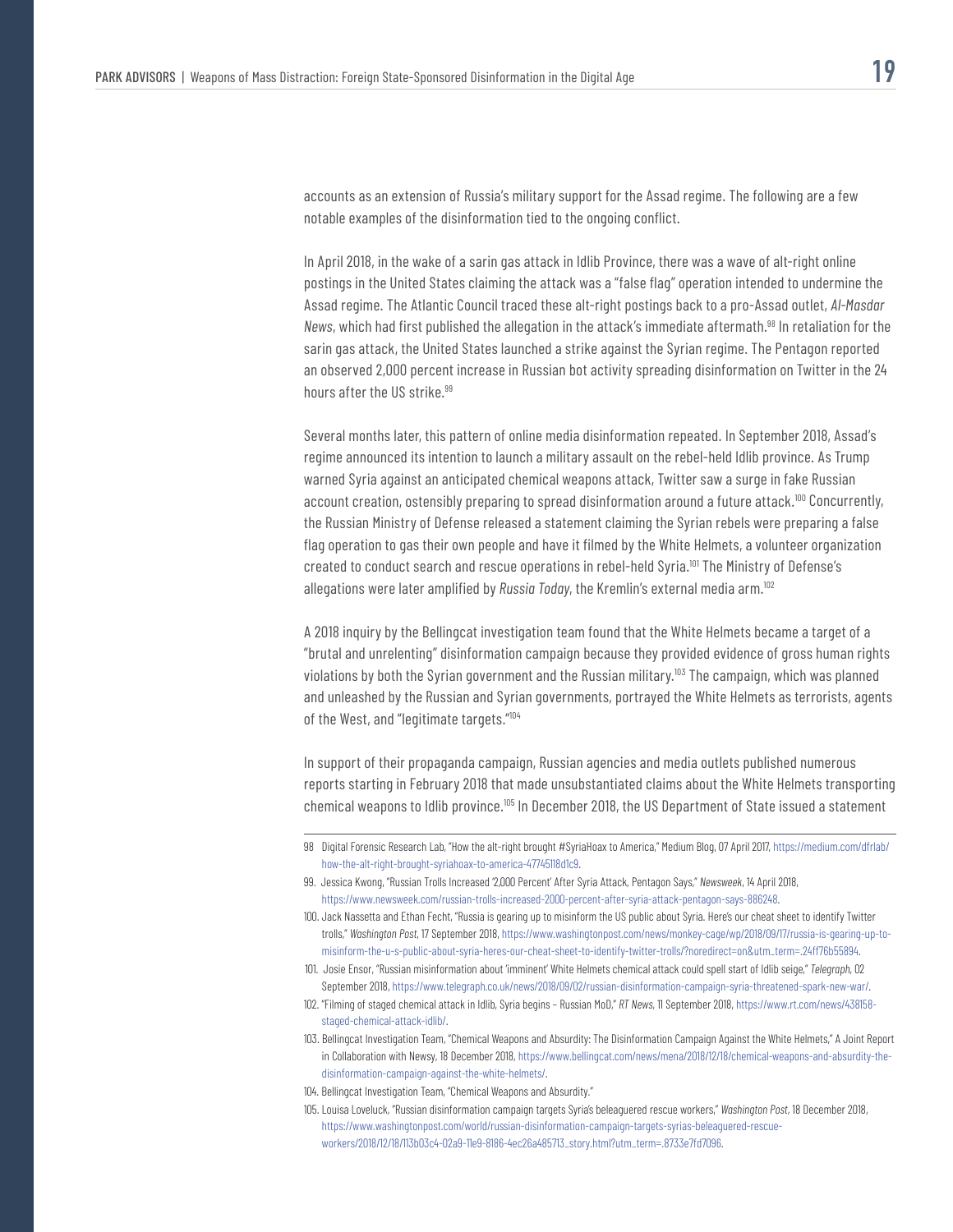accounts as an extension of Russia's military support for the Assad regime. The following are a few notable examples of the disinformation tied to the ongoing conflict.

In April 2018, in the wake of a sarin gas attack in Idlib Province, there was a wave of alt-right online postings in the United States claiming the attack was a "false flag" operation intended to undermine the Assad regime. The Atlantic Council traced these alt-right postings back to a pro-Assad outlet, *Al-Masdar News*, which had first published the allegation in the attack's immediate aftermath.[98] In retaliation for the sarin gas attack, the United States launched a strike against the Syrian regime. The Pentagon reported an observed 2,000 percent increase in Russian bot activity spreading disinformation on Twitter in the 24 hours after the US strike.[99]

Several months later, this pattern of online media disinformation repeated. In September 2018, Assad's regime announced its intention to launch a military assault on the rebel-held Idlib province. As Trump warned Syria against an anticipated chemical weapons attack, Twitter saw a surge in fake Russian account creation, ostensibly preparing to spread disinformation around a future attack.[100] Concurrently, the Russian Ministry of Defense released a statement claiming the Syrian rebels were preparing a false flag operation to gas their own people and have it filmed by the White Helmets, a volunteer organization created to conduct search and rescue operations in rebel-held Syria.[101] The Ministry of Defense's allegations were later amplified by *Russia Today*, the Kremlin's external media arm.[102]

A 2018 inquiry by the Bellingcat investigation team found that the White Helmets became a target of a "brutal and unrelenting" disinformation campaign because they provided evidence of gross human rights violations by both the Syrian government and the Russian military.[103] The campaign, which was planned and unleashed by the Russian and Syrian governments, portrayed the White Helmets as terrorists, agents of the West, and "legitimate targets."[104]

In support of their propaganda campaign, Russian agencies and media outlets published numerous reports starting in February 2018 that made unsubstantiated claims about the White Helmets transporting chemical weapons to Idlib province.[105] In December 2018, the US Department of State issued a statement

---

98 Digital Forensic Research Lab, "How the alt-right brought #SyriaHoax to America," Medium Blog, 07 April 2017, https://medium.com/dfrlab/how-the-alt-right-brought-syriahoax-to-america-47745118d1c9.

99. Jessica Kwong, "Russian Trolls Increased '2,000 Percent' After Syria Attack, Pentagon Says," *Newsweek*, 14 April 2018, https://www.newsweek.com/russian-trolls-increased-2000-percent-after-syria-attack-pentagon-says-886248.

100. Jack Nassetta and Ethan Fecht, "Russia is gearing up to misinform the US public about Syria. Here's our cheat sheet to identify Twitter trolls," *Washington Post*, 17 September 2018, https://www.washingtonpost.com/news/monkey-cage/wp/2018/09/17/russia-is-gearing-up-to-misinform-the-u-s-public-about-syria-heres-our-cheat-sheet-to-identify-twitter-trolls/?noredirect=on&utm_term=.24ff76b55894.

101. Josie Ensor, "Russian misinformation about 'imminent' White Helmets chemical attack could spell start of Idlib seige," *Telegraph*, 02 September 2018, https://www.telegraph.co.uk/news/2018/09/02/russian-disinformation-campaign-syria-threatened-spark-new-war/.

102. "Filming of staged chemical attack in Idlib, Syria begins – Russian MoD," *RT News*, 11 September 2018, https://www.rt.com/news/438158-staged-chemical-attack-idlib/.

103. Bellingcat Investigation Team, "Chemical Weapons and Absurdity: The Disinformation Campaign Against the White Helmets," A Joint Report in Collaboration with Newsy, 18 December 2018, https://www.bellingcat.com/news/mena/2018/12/18/chemical-weapons-and-absurdity-the-disinformation-campaign-against-the-white-helmets/.

104. Bellingcat Investigation Team, "Chemical Weapons and Absurdity."

105. Louisa Loveluck, "Russian disinformation campaign targets Syria's beleaguered rescue workers," *Washington Post*, 18 December 2018, https://www.washingtonpost.com/world/russian-disinformation-campaign-targets-syrias-beleaguered-rescue-workers/2018/12/18/113b03c4-02a9-11e9-8186-4ec26a485713_story.html?utm_term=.8733e7fd7096.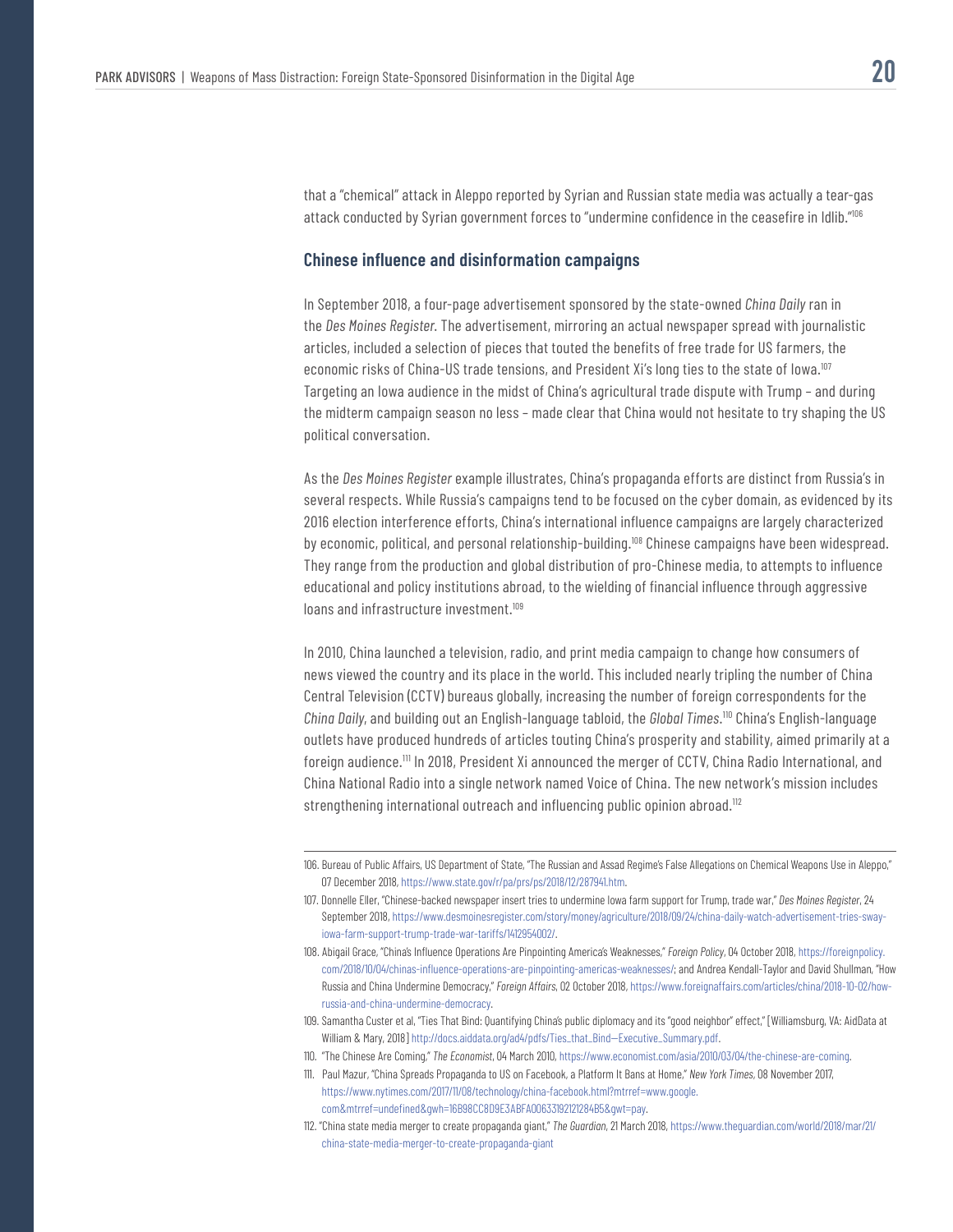that a "chemical" attack in Aleppo reported by Syrian and Russian state media was actually a tear-gas attack conducted by Syrian government forces to "undermine confidence in the ceasefire in Idlib."[106]

### Chinese influence and disinformation campaigns

In September 2018, a four-page advertisement sponsored by the state-owned *China Daily* ran in the *Des Moines Register*. The advertisement, mirroring an actual newspaper spread with journalistic articles, included a selection of pieces that touted the benefits of free trade for US farmers, the economic risks of China-US trade tensions, and President Xi's long ties to the state of Iowa.[107] Targeting an Iowa audience in the midst of China's agricultural trade dispute with Trump – and during the midterm campaign season no less – made clear that China would not hesitate to try shaping the US political conversation.

As the *Des Moines Register* example illustrates, China's propaganda efforts are distinct from Russia's in several respects. While Russia's campaigns tend to be focused on the cyber domain, as evidenced by its 2016 election interference efforts, China's international influence campaigns are largely characterized by economic, political, and personal relationship-building.[108] Chinese campaigns have been widespread. They range from the production and global distribution of pro-Chinese media, to attempts to influence educational and policy institutions abroad, to the wielding of financial influence through aggressive loans and infrastructure investment.[109]

In 2010, China launched a television, radio, and print media campaign to change how consumers of news viewed the country and its place in the world. This included nearly tripling the number of China Central Television (CCTV) bureaus globally, increasing the number of foreign correspondents for the *China Daily*, and building out an English-language tabloid, the *Global Times*.[110] China's English-language outlets have produced hundreds of articles touting China's prosperity and stability, aimed primarily at a foreign audience.[111] In 2018, President Xi announced the merger of CCTV, China Radio International, and China National Radio into a single network named Voice of China. The new network's mission includes strengthening international outreach and influencing public opinion abroad.[112]

---

106. Bureau of Public Affairs, US Department of State, "The Russian and Assad Regime's False Allegations on Chemical Weapons Use in Aleppo," 07 December 2018, https://www.state.gov/r/pa/prs/ps/2018/12/287941.htm.

107. Donnelle Eller, "Chinese-backed newspaper insert tries to undermine Iowa farm support for Trump, trade war," *Des Moines Register*, 24 September 2018, https://www.desmoinesregister.com/story/money/agriculture/2018/09/24/china-daily-watch-advertisement-tries-sway-iowa-farm-support-trump-trade-war-tariffs/1412954002/.

108. Abigail Grace, "China's Influence Operations Are Pinpointing America's Weaknesses," *Foreign Policy*, 04 October 2018, https://foreignpolicy.com/2018/10/04/chinas-influence-operations-are-pinpointing-americas-weaknesses/; and Andrea Kendall-Taylor and David Shullman, "How Russia and China Undermine Democracy," *Foreign Affairs*, 02 October 2018, https://www.foreignaffairs.com/articles/china/2018-10-02/how-russia-and-china-undermine-democracy.

109. Samantha Custer et al, "Ties That Bind: Quantifying China's public diplomacy and its "good neighbor" effect," [Williamsburg, VA: AidData at William & Mary, 2018] http://docs.aiddata.org/ad4/pdfs/Ties_that_Bind--Executive_Summary.pdf.

110. "The Chinese Are Coming," *The Economist*, 04 March 2010, https://www.economist.com/asia/2010/03/04/the-chinese-are-coming.

111. Paul Mazur, "China Spreads Propaganda to US on Facebook, a Platform It Bans at Home," *New York Times*, 08 November 2017, https://www.nytimes.com/2017/11/08/technology/china-facebook.html?mtrref=www.google.com&mtrref=undefined&gwh=16B98CC8D9E3ABFA00633192121284B5&gwt=pay.

112. "China state media merger to create propaganda giant," *The Guardian*, 21 March 2018, https://www.theguardian.com/world/2018/mar/21/china-state-media-merger-to-create-propaganda-giant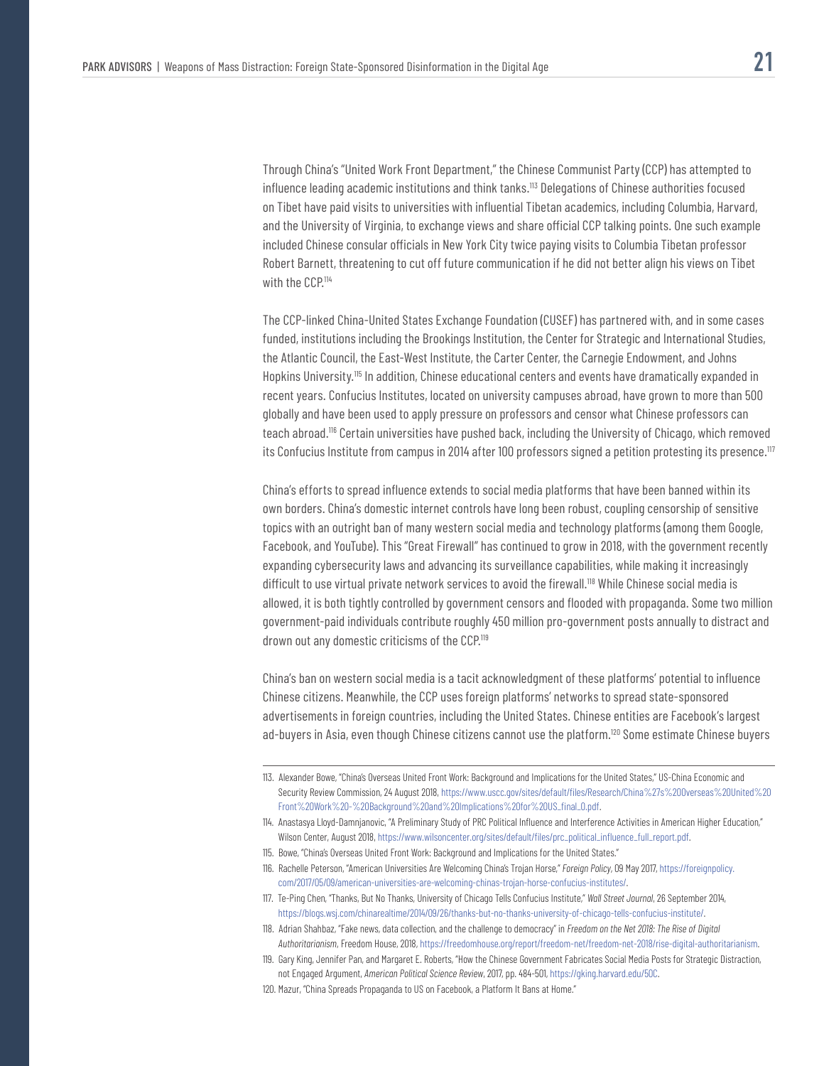Through China's "United Work Front Department," the Chinese Communist Party (CCP) has attempted to influence leading academic institutions and think tanks.[113] Delegations of Chinese authorities focused on Tibet have paid visits to universities with influential Tibetan academics, including Columbia, Harvard, and the University of Virginia, to exchange views and share official CCP talking points. One such example included Chinese consular officials in New York City twice paying visits to Columbia Tibetan professor Robert Barnett, threatening to cut off future communication if he did not better align his views on Tibet with the CCP.[114]

The CCP-linked China-United States Exchange Foundation (CUSEF) has partnered with, and in some cases funded, institutions including the Brookings Institution, the Center for Strategic and International Studies, the Atlantic Council, the East-West Institute, the Carter Center, the Carnegie Endowment, and Johns Hopkins University.[115] In addition, Chinese educational centers and events have dramatically expanded in recent years. Confucius Institutes, located on university campuses abroad, have grown to more than 500 globally and have been used to apply pressure on professors and censor what Chinese professors can teach abroad.[116] Certain universities have pushed back, including the University of Chicago, which removed its Confucius Institute from campus in 2014 after 100 professors signed a petition protesting its presence.[117]

China's efforts to spread influence extends to social media platforms that have been banned within its own borders. China's domestic internet controls have long been robust, coupling censorship of sensitive topics with an outright ban of many western social media and technology platforms (among them Google, Facebook, and YouTube). This "Great Firewall" has continued to grow in 2018, with the government recently expanding cybersecurity laws and advancing its surveillance capabilities, while making it increasingly difficult to use virtual private network services to avoid the firewall.[118] While Chinese social media is allowed, it is both tightly controlled by government censors and flooded with propaganda. Some two million government-paid individuals contribute roughly 450 million pro-government posts annually to distract and drown out any domestic criticisms of the CCP.[119]

China's ban on western social media is a tacit acknowledgment of these platforms' potential to influence Chinese citizens. Meanwhile, the CCP uses foreign platforms' networks to spread state-sponsored advertisements in foreign countries, including the United States. Chinese entities are Facebook's largest ad-buyers in Asia, even though Chinese citizens cannot use the platform.[120] Some estimate Chinese buyers

---

113. Alexander Bowe, "China's Overseas United Front Work: Background and Implications for the United States," US-China Economic and Security Review Commission, 24 August 2018, https://www.uscc.gov/sites/default/files/Research/China%27s%20Overseas%20United%20Front%20Work%20-%20Background%20and%20Implications%20for%20US_final_0.pdf.

114. Anastasya Lloyd-Damnjanovic, "A Preliminary Study of PRC Political Influence and Interference Activities in American Higher Education," Wilson Center, August 2018, https://www.wilsoncenter.org/sites/default/files/prc_political_influence_full_report.pdf.

115. Bowe, "China's Overseas United Front Work: Background and Implications for the United States."

116. Rachelle Peterson, "American Universities Are Welcoming China's Trojan Horse," *Foreign Policy*, 09 May 2017, https://foreignpolicy.com/2017/05/09/american-universities-are-welcoming-chinas-trojan-horse-confucius-institutes/.

117. Te-Ping Chen, "Thanks, But No Thanks, University of Chicago Tells Confucius Institute," *Wall Street Journal*, 26 September 2014, https://blogs.wsj.com/chinarealtime/2014/09/26/thanks-but-no-thanks-university-of-chicago-tells-confucius-institute/.

118. Adrian Shahbaz, "Fake news, data collection, and the challenge to democracy" in *Freedom on the Net 2018: The Rise of Digital Authoritarianism*, Freedom House, 2018, https://freedomhouse.org/report/freedom-net/freedom-net-2018/rise-digital-authoritarianism.

119. Gary King, Jennifer Pan, and Margaret E. Roberts, "How the Chinese Government Fabricates Social Media Posts for Strategic Distraction, not Engaged Argument, *American Political Science Review*, 2017, pp. 484-501, https://gking.harvard.edu/50C.

120. Mazur, "China Spreads Propaganda to US on Facebook, a Platform It Bans at Home."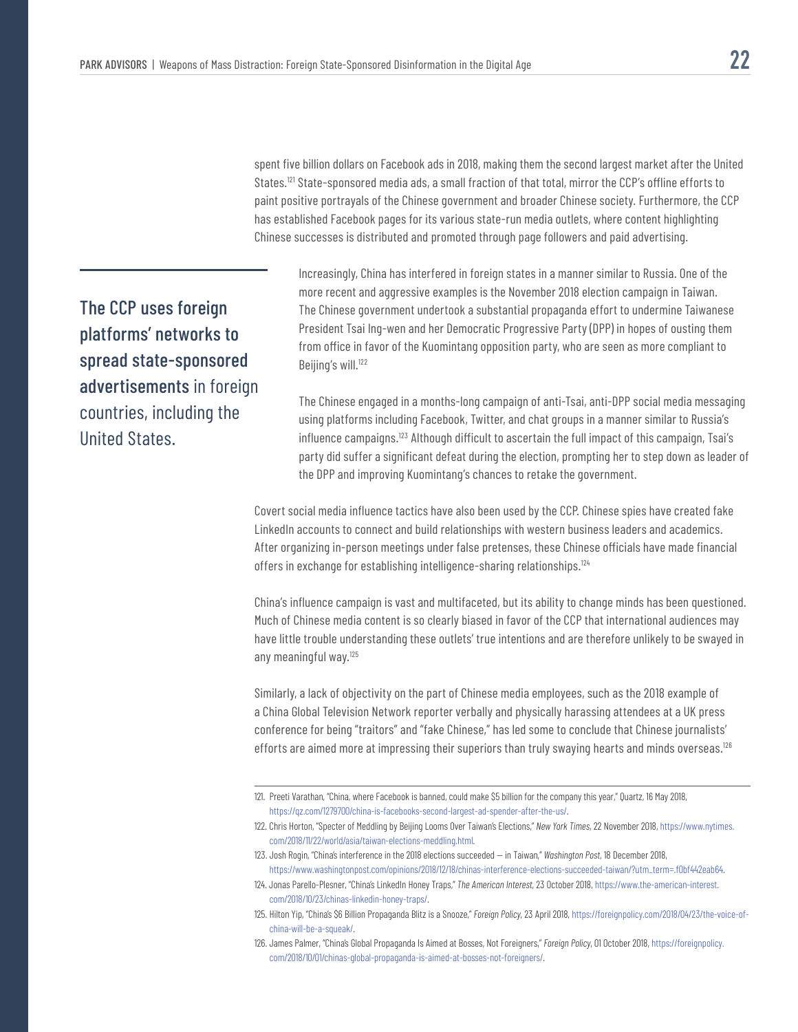spent five billion dollars on Facebook ads in 2018, making them the second largest market after the United States.[121] State-sponsored media ads, a small fraction of that total, mirror the CCP's offline efforts to paint positive portrayals of the Chinese government and broader Chinese society. Furthermore, the CCP has established Facebook pages for its various state-run media outlets, where content highlighting Chinese successes is distributed and promoted through page followers and paid advertising.

**The CCP uses foreign platforms' networks to spread state-sponsored advertisements** in foreign countries, including the United States.

Increasingly, China has interfered in foreign states in a manner similar to Russia. One of the more recent and aggressive examples is the November 2018 election campaign in Taiwan. The Chinese government undertook a substantial propaganda effort to undermine Taiwanese President Tsai Ing-wen and her Democratic Progressive Party (DPP) in hopes of ousting them from office in favor of the Kuomintang opposition party, who are seen as more compliant to Beijing's will.[122]

The Chinese engaged in a months-long campaign of anti-Tsai, anti-DPP social media messaging using platforms including Facebook, Twitter, and chat groups in a manner similar to Russia's influence campaigns.[123] Although difficult to ascertain the full impact of this campaign, Tsai's party did suffer a significant defeat during the election, prompting her to step down as leader of the DPP and improving Kuomintang's chances to retake the government.

Covert social media influence tactics have also been used by the CCP. Chinese spies have created fake LinkedIn accounts to connect and build relationships with western business leaders and academics. After organizing in-person meetings under false pretenses, these Chinese officials have made financial offers in exchange for establishing intelligence-sharing relationships.[124]

China's influence campaign is vast and multifaceted, but its ability to change minds has been questioned. Much of Chinese media content is so clearly biased in favor of the CCP that international audiences may have little trouble understanding these outlets' true intentions and are therefore unlikely to be swayed in any meaningful way.[125]

Similarly, a lack of objectivity on the part of Chinese media employees, such as the 2018 example of a China Global Television Network reporter verbally and physically harassing attendees at a UK press conference for being "traitors" and "fake Chinese," has led some to conclude that Chinese journalists' efforts are aimed more at impressing their superiors than truly swaying hearts and minds overseas.[126]

---

121. Preeti Varathan, "China, where Facebook is banned, could make $5 billion for the company this year," Quartz, 16 May 2018, https://qz.com/1279700/china-is-facebooks-second-largest-ad-spender-after-the-us/.
122. Chris Horton, "Specter of Meddling by Beijing Looms Over Taiwan's Elections," *New York Times*, 22 November 2018, https://www.nytimes.com/2018/11/22/world/asia/taiwan-elections-meddling.html.
123. Josh Rogin, "China's interference in the 2018 elections succeeded — in Taiwan," *Washington Post*, 18 December 2018, https://www.washingtonpost.com/opinions/2018/12/18/chinas-interference-elections-succeeded-taiwan/?utm_term=.f0bf442eab64.
124. Jonas Parello-Plesner, "China's LinkedIn Honey Traps," *The American Interest*, 23 October 2018, https://www.the-american-interest.com/2018/10/23/chinas-linkedin-honey-traps/.
125. Hilton Yip, "China's $6 Billion Propaganda Blitz is a Snooze," *Foreign Policy*, 23 April 2018, https://foreignpolicy.com/2018/04/23/the-voice-of-china-will-be-a-squeak/.
126. James Palmer, "China's Global Propaganda Is Aimed at Bosses, Not Foreigners," *Foreign Policy*, 01 October 2018, https://foreignpolicy.com/2018/10/01/chinas-global-propaganda-is-aimed-at-bosses-not-foreigners/.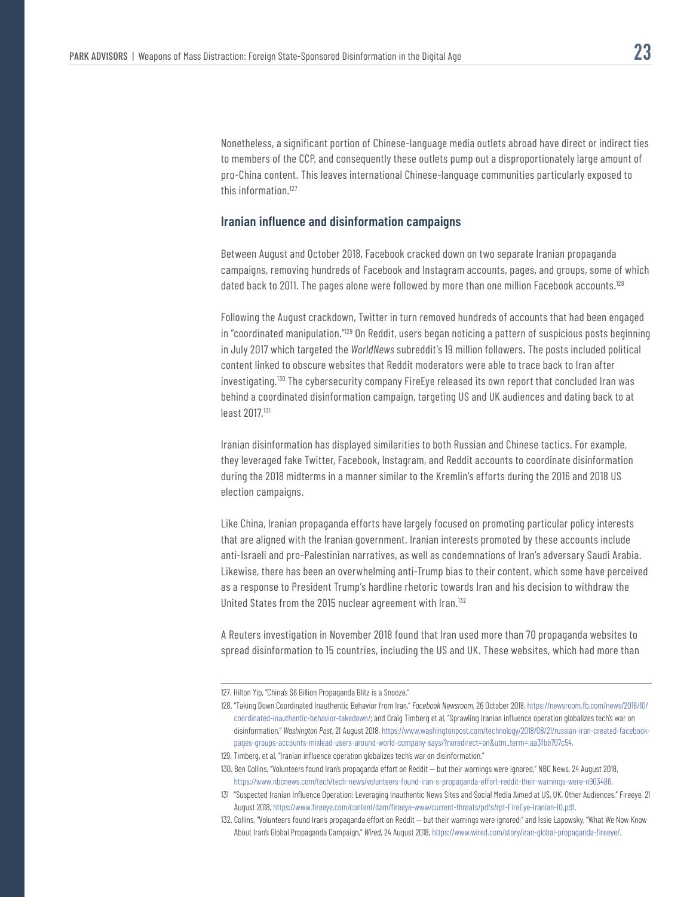Nonetheless, a significant portion of Chinese-language media outlets abroad have direct or indirect ties to members of the CCP, and consequently these outlets pump out a disproportionately large amount of pro-China content. This leaves international Chinese-language communities particularly exposed to this information.[127]

### Iranian influence and disinformation campaigns

Between August and October 2018, Facebook cracked down on two separate Iranian propaganda campaigns, removing hundreds of Facebook and Instagram accounts, pages, and groups, some of which dated back to 2011. The pages alone were followed by more than one million Facebook accounts.[128]

Following the August crackdown, Twitter in turn removed hundreds of accounts that had been engaged in "coordinated manipulation."[129] On Reddit, users began noticing a pattern of suspicious posts beginning in July 2017 which targeted the *WorldNews* subreddit's 19 million followers. The posts included political content linked to obscure websites that Reddit moderators were able to trace back to Iran after investigating.[130] The cybersecurity company FireEye released its own report that concluded Iran was behind a coordinated disinformation campaign, targeting US and UK audiences and dating back to at least 2017.[131]

Iranian disinformation has displayed similarities to both Russian and Chinese tactics. For example, they leveraged fake Twitter, Facebook, Instagram, and Reddit accounts to coordinate disinformation during the 2018 midterms in a manner similar to the Kremlin's efforts during the 2016 and 2018 US election campaigns.

Like China, Iranian propaganda efforts have largely focused on promoting particular policy interests that are aligned with the Iranian government. Iranian interests promoted by these accounts include anti-Israeli and pro-Palestinian narratives, as well as condemnations of Iran's adversary Saudi Arabia. Likewise, there has been an overwhelming anti-Trump bias to their content, which some have perceived as a response to President Trump's hardline rhetoric towards Iran and his decision to withdraw the United States from the 2015 nuclear agreement with Iran.[132]

A Reuters investigation in November 2018 found that Iran used more than 70 propaganda websites to spread disinformation to 15 countries, including the US and UK. These websites, which had more than

---

127. Hilton Yip, "China's $6 Billion Propaganda Blitz is a Snooze."

128. "Taking Down Coordinated Inauthentic Behavior from Iran," *Facebook Newsroom*, 26 October 2018, https://newsroom.fb.com/news/2018/10/coordinated-inauthentic-behavior-takedown/; and Craig Timberg et al, "Sprawling Iranian influence operation globalizes tech's war on disinformation," *Washington Post*, 21 August 2018, https://www.washingtonpost.com/technology/2018/08/21/russian-iran-created-facebook-pages-groups-accounts-mislead-users-around-world-company-says/?noredirect=on&utm_term=.aa3fbb707c54.

129. Timberg, et al, "Iranian influence operation globalizes tech's war on disinformation."

130. Ben Collins, "Volunteers found Iran's propaganda effort on Reddit — but their warnings were ignored," NBC News, 24 August 2018, https://www.nbcnews.com/tech/tech-news/volunteers-found-iran-s-propaganda-effort-reddit-their-warnings-were-n903486.

131. "Suspected Iranian Influence Operation: Leveraging Inauthentic News Sites and Social Media Aimed at US, UK, Other Audiences," Fireeye, 21 August 2018, https://www.fireeye.com/content/dam/fireeye-www/current-threats/pdfs/rpt-FireEye-Iranian-IO.pdf.

132. Collins, "Volunteers found Iran's propaganda effort on Reddit — but their warnings were ignored;" and Issie Lapowsky, "What We Now Know About Iran's Global Propaganda Campaign," *Wired*, 24 August 2018, https://www.wired.com/story/iran-global-propaganda-fireeye/.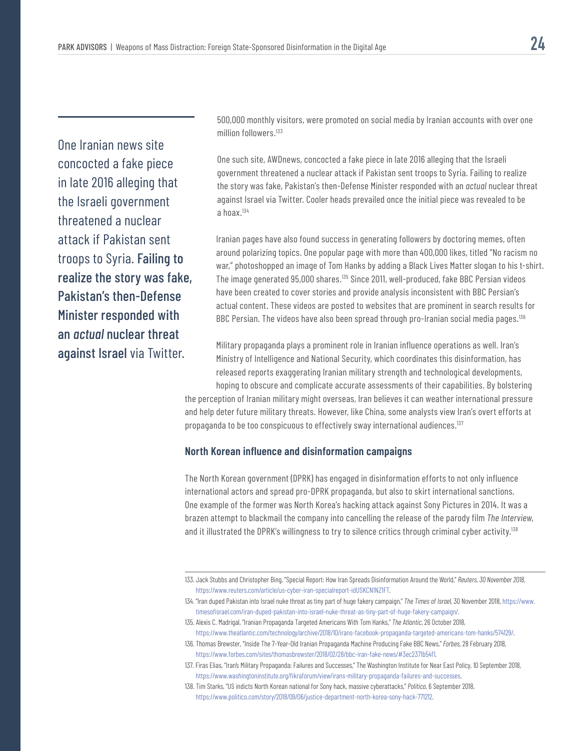One Iranian news site concocted a fake piece in late 2016 alleging that the Israeli government threatened a nuclear attack if Pakistan sent troops to Syria. **Failing to realize the story was fake, Pakistan's then-Defense Minister responded with an *actual* nuclear threat against Israel** via Twitter.

500,000 monthly visitors, were promoted on social media by Iranian accounts with over one million followers.[133]

One such site, AWDnews, concocted a fake piece in late 2016 alleging that the Israeli government threatened a nuclear attack if Pakistan sent troops to Syria. Failing to realize the story was fake, Pakistan's then-Defense Minister responded with an *actual* nuclear threat against Israel via Twitter. Cooler heads prevailed once the initial piece was revealed to be a hoax.[134]

Iranian pages have also found success in generating followers by doctoring memes, often around polarizing topics. One popular page with more than 400,000 likes, titled "No racism no war," photoshopped an image of Tom Hanks by adding a Black Lives Matter slogan to his t-shirt. The image generated 95,000 shares.[135] Since 2011, well-produced, fake BBC Persian videos have been created to cover stories and provide analysis inconsistent with BBC Persian's actual content. These videos are posted to websites that are prominent in search results for BBC Persian. The videos have also been spread through pro-Iranian social media pages.[136]

Military propaganda plays a prominent role in Iranian influence operations as well. Iran's Ministry of Intelligence and National Security, which coordinates this disinformation, has released reports exaggerating Iranian military strength and technological developments, hoping to obscure and complicate accurate assessments of their capabilities. By bolstering the perception of Iranian military might overseas, Iran believes it can weather international pressure and help deter future military threats. However, like China, some analysts view Iran's overt efforts at propaganda to be too conspicuous to effectively sway international audiences.[137]

### North Korean influence and disinformation campaigns

The North Korean government (DPRK) has engaged in disinformation efforts to not only influence international actors and spread pro-DPRK propaganda, but also to skirt international sanctions. One example of the former was North Korea's hacking attack against Sony Pictures in 2014. It was a brazen attempt to blackmail the company into cancelling the release of the parody film *The Interview*, and it illustrated the DPRK's willingness to try to silence critics through criminal cyber activity.[138]

---

133. Jack Stubbs and Christopher Bing, "Special Report: How Iran Spreads Disinformation Around the World," *Reuters, 30 November 2018*, https://www.reuters.com/article/us-cyber-iran-specialreport-idUSKCN1NZ1FT.

134. "Iran duped Pakistan into Israel nuke threat as tiny part of huge fakery campaign," *The Times of Israel*, 30 November 2018, https://www.timesofisrael.com/iran-duped-pakistan-into-israel-nuke-threat-as-tiny-part-of-huge-fakery-campaign/.

135. Alexis C. Madrigal, "Iranian Propaganda Targeted Americans With Tom Hanks," *The Atlantic*, 26 October 2018, https://www.theatlantic.com/technology/archive/2018/10/irans-facebook-propaganda-targeted-americans-tom-hanks/574129/.

136. Thomas Brewster, "Inside The 7-Year-Old Iranian Propaganda Machine Producing Fake BBC News," *Forbes*, 28 February 2018, https://www.forbes.com/sites/thomasbrewster/2018/02/28/bbc-iran-fake-news/#3ec2371b54f1.

137. Firas Elias, "Iran's Military Propaganda: Failures and Successes," The Washington Institute for Near East Policy, 10 September 2018, https://www.washingtoninstitute.org/fikraforum/view/irans-military-propaganda-failures-and-successes.

138. Tim Starks, "US indicts North Korean national for Sony hack, massive cyberattacks," *Politico*, 6 September 2018, https://www.politico.com/story/2018/09/06/justice-department-north-korea-sony-hack-771212.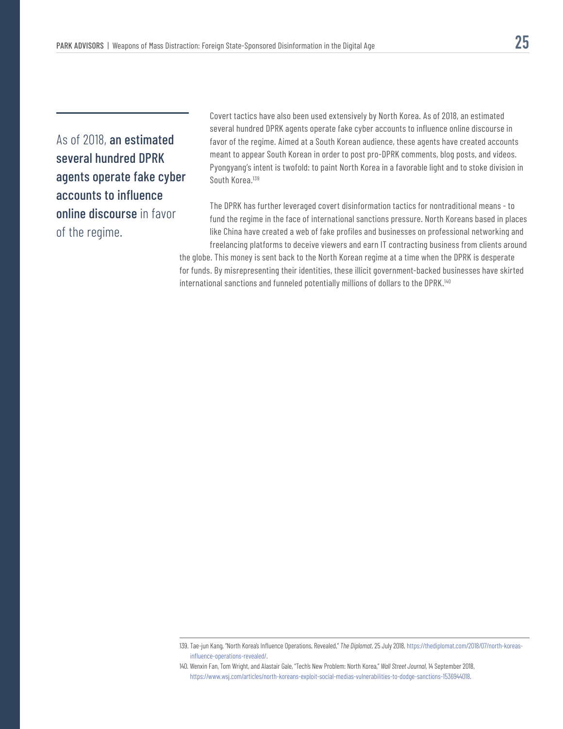As of 2018, **an estimated several hundred DPRK agents operate fake cyber accounts to influence online discourse** in favor of the regime.

Covert tactics have also been used extensively by North Korea. As of 2018, an estimated several hundred DPRK agents operate fake cyber accounts to influence online discourse in favor of the regime. Aimed at a South Korean audience, these agents have created accounts meant to appear South Korean in order to post pro-DPRK comments, blog posts, and videos. Pyongyang's intent is twofold: to paint North Korea in a favorable light and to stoke division in South Korea.[139]

The DPRK has further leveraged covert disinformation tactics for nontraditional means - to fund the regime in the face of international sanctions pressure. North Koreans based in places like China have created a web of fake profiles and businesses on professional networking and freelancing platforms to deceive viewers and earn IT contracting business from clients around the globe. This money is sent back to the North Korean regime at a time when the DPRK is desperate for funds. By misrepresenting their identities, these illicit government-backed businesses have skirted international sanctions and funneled potentially millions of dollars to the DPRK.[140]

---

139. Tae-jun Kang, "North Korea's Influence Operations, Revealed," *The Diplomat*, 25 July 2018, https://thediplomat.com/2018/07/north-koreas-influence-operations-revealed/.

140. Wenxin Fan, Tom Wright, and Alastair Gale, "Tech's New Problem: North Korea," *Wall Street Journal*, 14 September 2018, https://www.wsj.com/articles/north-koreans-exploit-social-medias-vulnerabilities-to-dodge-sanctions-1536944018.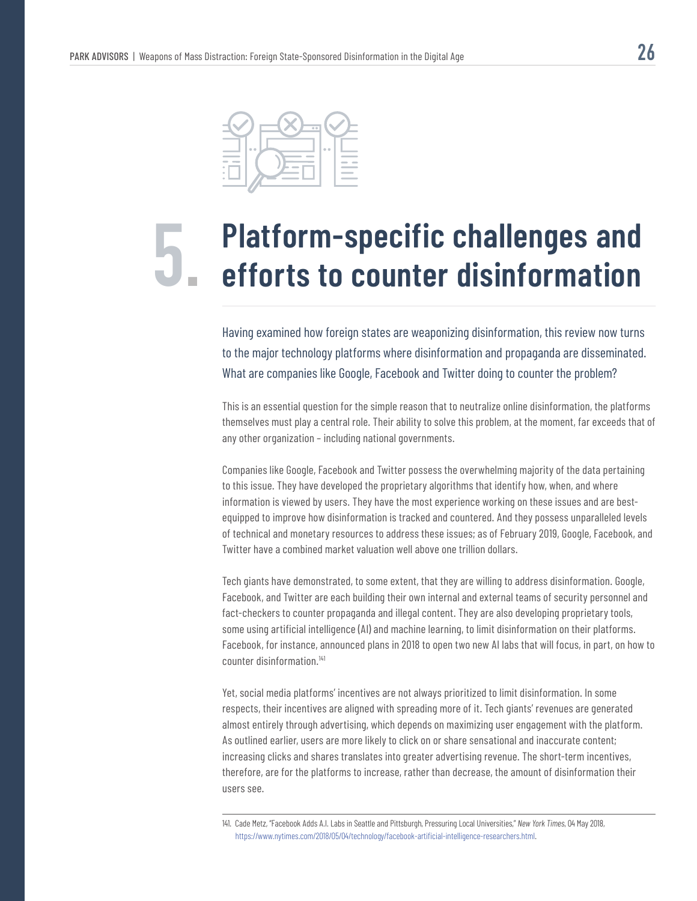# 5. Platform-specific challenges and efforts to counter disinformation

Having examined how foreign states are weaponizing disinformation, this review now turns to the major technology platforms where disinformation and propaganda are disseminated. What are companies like Google, Facebook and Twitter doing to counter the problem?

This is an essential question for the simple reason that to neutralize online disinformation, the platforms themselves must play a central role. Their ability to solve this problem, at the moment, far exceeds that of any other organization – including national governments.

Companies like Google, Facebook and Twitter possess the overwhelming majority of the data pertaining to this issue. They have developed the proprietary algorithms that identify how, when, and where information is viewed by users. They have the most experience working on these issues and are best-equipped to improve how disinformation is tracked and countered. And they possess unparalleled levels of technical and monetary resources to address these issues; as of February 2019, Google, Facebook, and Twitter have a combined market valuation well above one trillion dollars.

Tech giants have demonstrated, to some extent, that they are willing to address disinformation. Google, Facebook, and Twitter are each building their own internal and external teams of security personnel and fact-checkers to counter propaganda and illegal content. They are also developing proprietary tools, some using artificial intelligence (AI) and machine learning, to limit disinformation on their platforms. Facebook, for instance, announced plans in 2018 to open two new AI labs that will focus, in part, on how to counter disinformation.[141]

Yet, social media platforms' incentives are not always prioritized to limit disinformation. In some respects, their incentives are aligned with spreading more of it. Tech giants' revenues are generated almost entirely through advertising, which depends on maximizing user engagement with the platform. As outlined earlier, users are more likely to click on or share sensational and inaccurate content; increasing clicks and shares translates into greater advertising revenue. The short-term incentives, therefore, are for the platforms to increase, rather than decrease, the amount of disinformation their users see.

---

141. Cade Metz, "Facebook Adds A.I. Labs in Seattle and Pittsburgh, Pressuring Local Universities," *New York Times*, 04 May 2018, https://www.nytimes.com/2018/05/04/technology/facebook-artificial-intelligence-researchers.html.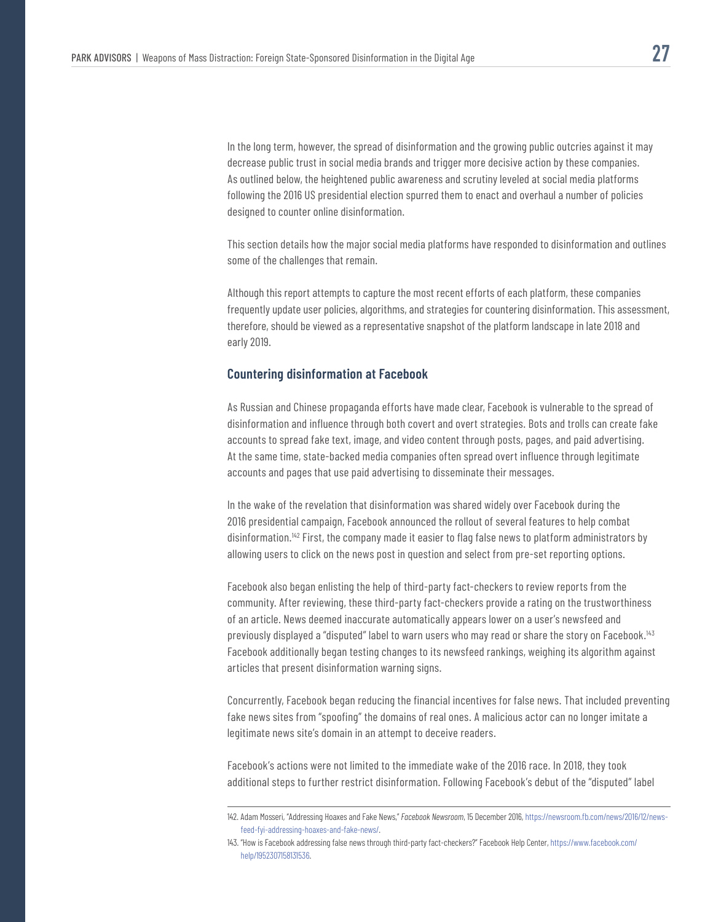In the long term, however, the spread of disinformation and the growing public outcries against it may decrease public trust in social media brands and trigger more decisive action by these companies. As outlined below, the heightened public awareness and scrutiny leveled at social media platforms following the 2016 US presidential election spurred them to enact and overhaul a number of policies designed to counter online disinformation.

This section details how the major social media platforms have responded to disinformation and outlines some of the challenges that remain.

Although this report attempts to capture the most recent efforts of each platform, these companies frequently update user policies, algorithms, and strategies for countering disinformation. This assessment, therefore, should be viewed as a representative snapshot of the platform landscape in late 2018 and early 2019.

### Countering disinformation at Facebook

As Russian and Chinese propaganda efforts have made clear, Facebook is vulnerable to the spread of disinformation and influence through both covert and overt strategies. Bots and trolls can create fake accounts to spread fake text, image, and video content through posts, pages, and paid advertising. At the same time, state-backed media companies often spread overt influence through legitimate accounts and pages that use paid advertising to disseminate their messages.

In the wake of the revelation that disinformation was shared widely over Facebook during the 2016 presidential campaign, Facebook announced the rollout of several features to help combat disinformation.[142] First, the company made it easier to flag false news to platform administrators by allowing users to click on the news post in question and select from pre-set reporting options.

Facebook also began enlisting the help of third-party fact-checkers to review reports from the community. After reviewing, these third-party fact-checkers provide a rating on the trustworthiness of an article. News deemed inaccurate automatically appears lower on a user's newsfeed and previously displayed a "disputed" label to warn users who may read or share the story on Facebook.[143] Facebook additionally began testing changes to its newsfeed rankings, weighing its algorithm against articles that present disinformation warning signs.

Concurrently, Facebook began reducing the financial incentives for false news. That included preventing fake news sites from "spoofing" the domains of real ones. A malicious actor can no longer imitate a legitimate news site's domain in an attempt to deceive readers.

Facebook's actions were not limited to the immediate wake of the 2016 race. In 2018, they took additional steps to further restrict disinformation. Following Facebook's debut of the "disputed" label

---

142. Adam Mosseri, "Addressing Hoaxes and Fake News," *Facebook Newsroom*, 15 December 2016, https://newsroom.fb.com/news/2016/12/news-feed-fyi-addressing-hoaxes-and-fake-news/.

143. "How is Facebook addressing false news through third-party fact-checkers?" Facebook Help Center, https://www.facebook.com/help/1952307158131536.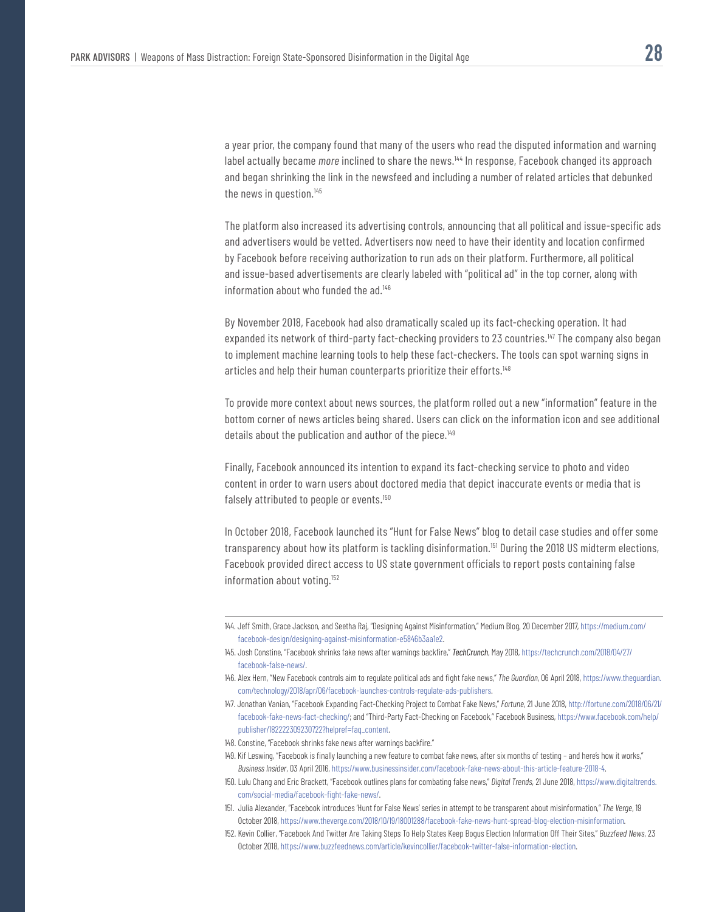a year prior, the company found that many of the users who read the disputed information and warning label actually became *more* inclined to share the news.[144] In response, Facebook changed its approach and began shrinking the link in the newsfeed and including a number of related articles that debunked the news in question.[145]

The platform also increased its advertising controls, announcing that all political and issue-specific ads and advertisers would be vetted. Advertisers now need to have their identity and location confirmed by Facebook before receiving authorization to run ads on their platform. Furthermore, all political and issue-based advertisements are clearly labeled with "political ad" in the top corner, along with information about who funded the ad.[146]

By November 2018, Facebook had also dramatically scaled up its fact-checking operation. It had expanded its network of third-party fact-checking providers to 23 countries.[147] The company also began to implement machine learning tools to help these fact-checkers. The tools can spot warning signs in articles and help their human counterparts prioritize their efforts.[148]

To provide more context about news sources, the platform rolled out a new "information" feature in the bottom corner of news articles being shared. Users can click on the information icon and see additional details about the publication and author of the piece.[149]

Finally, Facebook announced its intention to expand its fact-checking service to photo and video content in order to warn users about doctored media that depict inaccurate events or media that is falsely attributed to people or events.[150]

In October 2018, Facebook launched its "Hunt for False News" blog to detail case studies and offer some transparency about how its platform is tackling disinformation.[151] During the 2018 US midterm elections, Facebook provided direct access to US state government officials to report posts containing false information about voting.[152]

---

144. Jeff Smith, Grace Jackson, and Seetha Raj, "Designing Against Misinformation," Medium Blog, 20 December 2017, https://medium.com/facebook-design/designing-against-misinformation-e5846b3aa1e2.
145. Josh Constine, "Facebook shrinks fake news after warnings backfire," *TechCrunch*, May 2018, https://techcrunch.com/2018/04/27/facebook-false-news/.
146. Alex Hern, "New Facebook controls aim to regulate political ads and fight fake news," *The Guardian*, 06 April 2018, https://www.theguardian.com/technology/2018/apr/06/facebook-launches-controls-regulate-ads-publishers.
147. Jonathan Vanian, "Facebook Expanding Fact-Checking Project to Combat Fake News," *Fortune*, 21 June 2018, http://fortune.com/2018/06/21/facebook-fake-news-fact-checking/; and "Third-Party Fact-Checking on Facebook," Facebook Business, https://www.facebook.com/help/publisher/182222309230722?helpref=faq_content.
148. Constine, "Facebook shrinks fake news after warnings backfire."
149. Kif Leswing, "Facebook is finally launching a new feature to combat fake news, after six months of testing – and here's how it works," *Business Insider*, 03 April 2016, https://www.businessinsider.com/facebook-fake-news-about-this-article-feature-2018-4.
150. Lulu Chang and Eric Brackett, "Facebook outlines plans for combating false news," *Digital Trends*, 21 June 2018, https://www.digitaltrends.com/social-media/facebook-fight-fake-news/.
151. Julia Alexander, "Facebook introduces 'Hunt for False News' series in attempt to be transparent about misinformation," *The Verge*, 19 October 2018, https://www.theverge.com/2018/10/19/18001288/facebook-fake-news-hunt-spread-blog-election-misinformation.
152. Kevin Collier, "Facebook And Twitter Are Taking Steps To Help States Keep Bogus Election Information Off Their Sites," *Buzzfeed News*, 23 October 2018, https://www.buzzfeednews.com/article/kevincollier/facebook-twitter-false-information-election.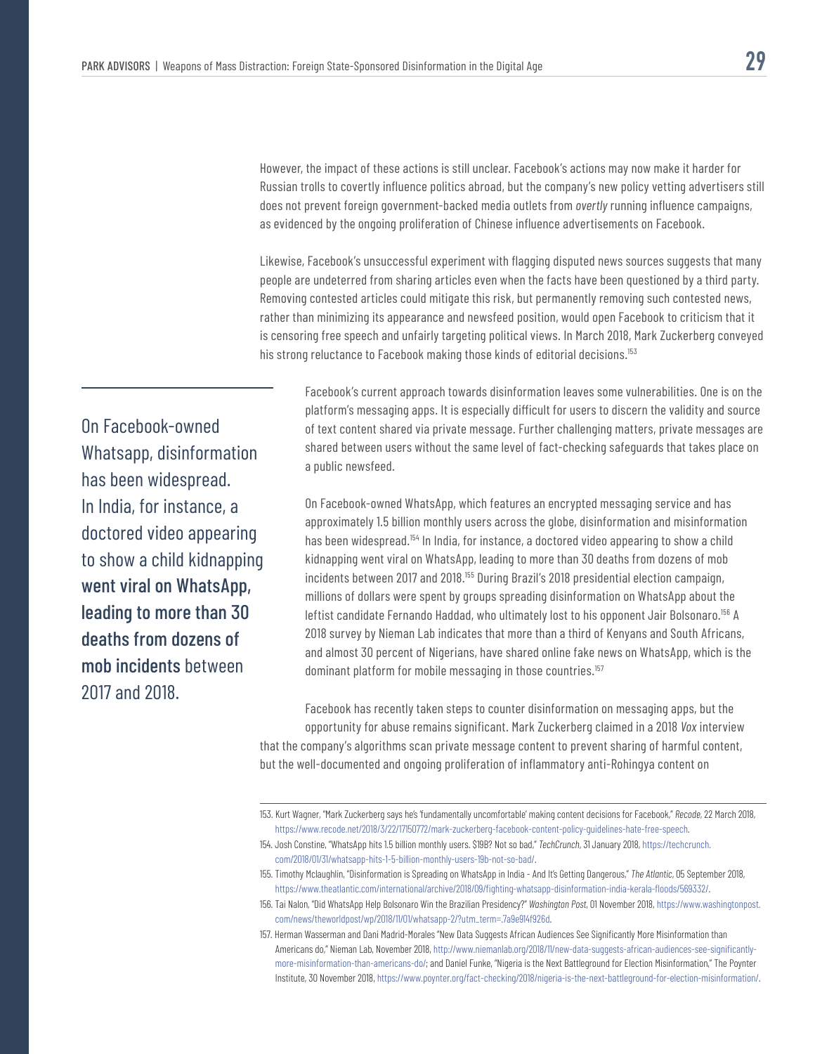However, the impact of these actions is still unclear. Facebook's actions may now make it harder for Russian trolls to covertly influence politics abroad, but the company's new policy vetting advertisers still does not prevent foreign government-backed media outlets from *overtly* running influence campaigns, as evidenced by the ongoing proliferation of Chinese influence advertisements on Facebook.

Likewise, Facebook's unsuccessful experiment with flagging disputed news sources suggests that many people are undeterred from sharing articles even when the facts have been questioned by a third party. Removing contested articles could mitigate this risk, but permanently removing such contested news, rather than minimizing its appearance and newsfeed position, would open Facebook to criticism that it is censoring free speech and unfairly targeting political views. In March 2018, Mark Zuckerberg conveyed his strong reluctance to Facebook making those kinds of editorial decisions.[153]

> On Facebook-owned Whatsapp, disinformation has been widespread. In India, for instance, a doctored video appearing to show a child kidnapping **went viral on WhatsApp, leading to more than 30 deaths from dozens of mob incidents** between 2017 and 2018.

Facebook's current approach towards disinformation leaves some vulnerabilities. One is on the platform's messaging apps. It is especially difficult for users to discern the validity and source of text content shared via private message. Further challenging matters, private messages are shared between users without the same level of fact-checking safeguards that takes place on a public newsfeed.

On Facebook-owned WhatsApp, which features an encrypted messaging service and has approximately 1.5 billion monthly users across the globe, disinformation and misinformation has been widespread.[154] In India, for instance, a doctored video appearing to show a child kidnapping went viral on WhatsApp, leading to more than 30 deaths from dozens of mob incidents between 2017 and 2018.[155] During Brazil's 2018 presidential election campaign, millions of dollars were spent by groups spreading disinformation on WhatsApp about the leftist candidate Fernando Haddad, who ultimately lost to his opponent Jair Bolsonaro.[156] A 2018 survey by Nieman Lab indicates that more than a third of Kenyans and South Africans, and almost 30 percent of Nigerians, have shared online fake news on WhatsApp, which is the dominant platform for mobile messaging in those countries.[157]

Facebook has recently taken steps to counter disinformation on messaging apps, but the opportunity for abuse remains significant. Mark Zuckerberg claimed in a 2018 *Vox* interview that the company's algorithms scan private message content to prevent sharing of harmful content, but the well-documented and ongoing proliferation of inflammatory anti-Rohingya content on

---

153. Kurt Wagner, "Mark Zuckerberg says he's 'fundamentally uncomfortable' making content decisions for Facebook," *Recode*, 22 March 2018, https://www.recode.net/2018/3/22/17150772/mark-zuckerberg-facebook-content-policy-guidelines-hate-free-speech.

154. Josh Constine, "WhatsApp hits 1.5 billion monthly users. $19B? Not so bad," *TechCrunch*, 31 January 2018, https://techcrunch.com/2018/01/31/whatsapp-hits-1-5-billion-monthly-users-19b-not-so-bad/.

155. Timothy Mclaughlin, "Disinformation is Spreading on WhatsApp in India - And It's Getting Dangerous," *The Atlantic*, 05 September 2018, https://www.theatlantic.com/international/archive/2018/09/fighting-whatsapp-disinformation-india-kerala-floods/569332/.

156. Tai Nalon, "Did WhatsApp Help Bolsonaro Win the Brazilian Presidency?" *Washington Post*, 01 November 2018, https://www.washingtonpost.com/news/theworldpost/wp/2018/11/01/whatsapp-2/?utm_term=.7a9e914f926d.

157. Herman Wasserman and Dani Madrid-Morales "New Data Suggests African Audiences See Significantly More Misinformation than Americans do," Nieman Lab, November 2018, http://www.niemanlab.org/2018/11/new-data-suggests-african-audiences-see-significantly-more-misinformation-than-americans-do/; and Daniel Funke, "Nigeria is the Next Battleground for Election Misinformation," The Poynter Institute, 30 November 2018, https://www.poynter.org/fact-checking/2018/nigeria-is-the-next-battleground-for-election-misinformation/.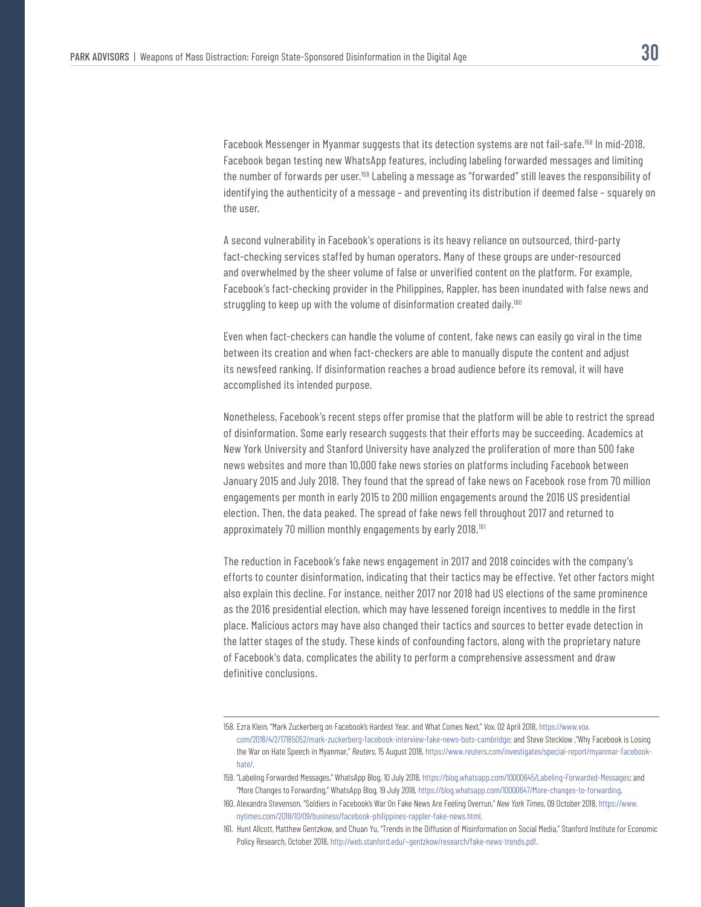Facebook Messenger in Myanmar suggests that its detection systems are not fail-safe.[158] In mid-2018, Facebook began testing new WhatsApp features, including labeling forwarded messages and limiting the number of forwards per user.[159] Labeling a message as "forwarded" still leaves the responsibility of identifying the authenticity of a message – and preventing its distribution if deemed false – squarely on the user.

A second vulnerability in Facebook's operations is its heavy reliance on outsourced, third-party fact-checking services staffed by human operators. Many of these groups are under-resourced and overwhelmed by the sheer volume of false or unverified content on the platform. For example, Facebook's fact-checking provider in the Philippines, Rappler, has been inundated with false news and struggling to keep up with the volume of disinformation created daily.[160]

Even when fact-checkers can handle the volume of content, fake news can easily go viral in the time between its creation and when fact-checkers are able to manually dispute the content and adjust its newsfeed ranking. If disinformation reaches a broad audience before its removal, it will have accomplished its intended purpose.

Nonetheless, Facebook's recent steps offer promise that the platform will be able to restrict the spread of disinformation. Some early research suggests that their efforts may be succeeding. Academics at New York University and Stanford University have analyzed the proliferation of more than 500 fake news websites and more than 10,000 fake news stories on platforms including Facebook between January 2015 and July 2018. They found that the spread of fake news on Facebook rose from 70 million engagements per month in early 2015 to 200 million engagements around the 2016 US presidential election. Then, the data peaked. The spread of fake news fell throughout 2017 and returned to approximately 70 million monthly engagements by early 2018.[161]

The reduction in Facebook's fake news engagement in 2017 and 2018 coincides with the company's efforts to counter disinformation, indicating that their tactics may be effective. Yet other factors might also explain this decline. For instance, neither 2017 nor 2018 had US elections of the same prominence as the 2016 presidential election, which may have lessened foreign incentives to meddle in the first place. Malicious actors may have also changed their tactics and sources to better evade detection in the latter stages of the study. These kinds of confounding factors, along with the proprietary nature of Facebook's data, complicates the ability to perform a comprehensive assessment and draw definitive conclusions.

---

158. Ezra Klein, "Mark Zuckerberg on Facebook's Hardest Year, and What Comes Next," *Vox*, 02 April 2018, https://www.vox.com/2018/4/2/17185052/mark-zuckerberg-facebook-interview-fake-news-bots-cambridge; and Steve Stecklow ,"Why Facebook is Losing the War on Hate Speech in Myanmar," *Reuters*, 15 August 2018, https://www.reuters.com/investigates/special-report/myanmar-facebook-hate/.
159. "Labeling Forwarded Messages," WhatsApp Blog, 10 July 2018, https://blog.whatsapp.com/10000645/Labeling-Forwarded-Messages; and "More Changes to Forwarding," WhatsApp Blog, 19 July 2018, https://blog.whatsapp.com/10000647/More-changes-to-forwarding.
160. Alexandra Stevenson, "Soldiers in Facebook's War On Fake News Are Feeling Overrun," *New York Times*, 09 October 2018, https://www.nytimes.com/2018/10/09/business/facebook-philippines-rappler-fake-news.html.
161. Hunt Allcott, Matthew Gentzkow, and Chuan Yu, "Trends in the Diffusion of Misinformation on Social Media," Stanford Institute for Economic Policy Research, October 2018, http://web.stanford.edu/~gentzkow/research/fake-news-trends.pdf.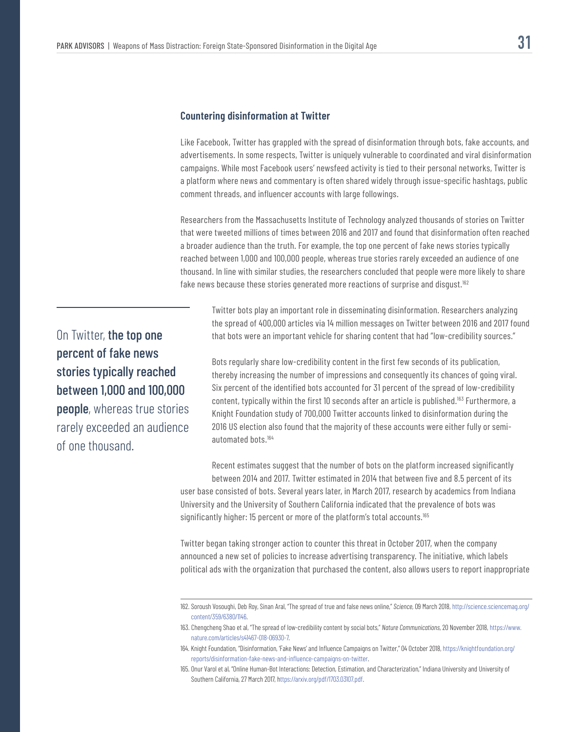### Countering disinformation at Twitter

Like Facebook, Twitter has grappled with the spread of disinformation through bots, fake accounts, and advertisements. In some respects, Twitter is uniquely vulnerable to coordinated and viral disinformation campaigns. While most Facebook users' newsfeed activity is tied to their personal networks, Twitter is a platform where news and commentary is often shared widely through issue-specific hashtags, public comment threads, and influencer accounts with large followings.

Researchers from the Massachusetts Institute of Technology analyzed thousands of stories on Twitter that were tweeted millions of times between 2016 and 2017 and found that disinformation often reached a broader audience than the truth. For example, the top one percent of fake news stories typically reached between 1,000 and 100,000 people, whereas true stories rarely exceeded an audience of one thousand. In line with similar studies, the researchers concluded that people were more likely to share fake news because these stories generated more reactions of surprise and disgust.[162]

> On Twitter, **the top one percent of fake news stories typically reached between 1,000 and 100,000 people**, whereas true stories rarely exceeded an audience of one thousand.

Twitter bots play an important role in disseminating disinformation. Researchers analyzing the spread of 400,000 articles via 14 million messages on Twitter between 2016 and 2017 found that bots were an important vehicle for sharing content that had "low-credibility sources."

Bots regularly share low-credibility content in the first few seconds of its publication, thereby increasing the number of impressions and consequently its chances of going viral. Six percent of the identified bots accounted for 31 percent of the spread of low-credibility content, typically within the first 10 seconds after an article is published.[163] Furthermore, a Knight Foundation study of 700,000 Twitter accounts linked to disinformation during the 2016 US election also found that the majority of these accounts were either fully or semi-automated bots.[164]

Recent estimates suggest that the number of bots on the platform increased significantly between 2014 and 2017. Twitter estimated in 2014 that between five and 8.5 percent of its user base consisted of bots. Several years later, in March 2017, research by academics from Indiana University and the University of Southern California indicated that the prevalence of bots was significantly higher: 15 percent or more of the platform's total accounts.[165]

Twitter began taking stronger action to counter this threat in October 2017, when the company announced a new set of policies to increase advertising transparency. The initiative, which labels political ads with the organization that purchased the content, also allows users to report inappropriate

---

162. Soroush Vosoughi, Deb Roy, Sinan Aral, "The spread of true and false news online," *Science*, 09 March 2018, http://science.sciencemag.org/content/359/6380/1146.

163. Chengcheng Shao et al, "The spread of low-credibility content by social bots," *Nature Communications*, 20 November 2018, https://www.nature.com/articles/s41467-018-06930-7.

164. Knight Foundation, "Disinformation, 'Fake News' and Influence Campaigns on Twitter," 04 October 2018, https://knightfoundation.org/reports/disinformation-fake-news-and-influence-campaigns-on-twitter.

165. Onur Varol et al, "Online Human-Bot Interactions: Detection, Estimation, and Characterization," Indiana University and University of Southern California, 27 March 2017, https://arxiv.org/pdf/1703.03107.pdf.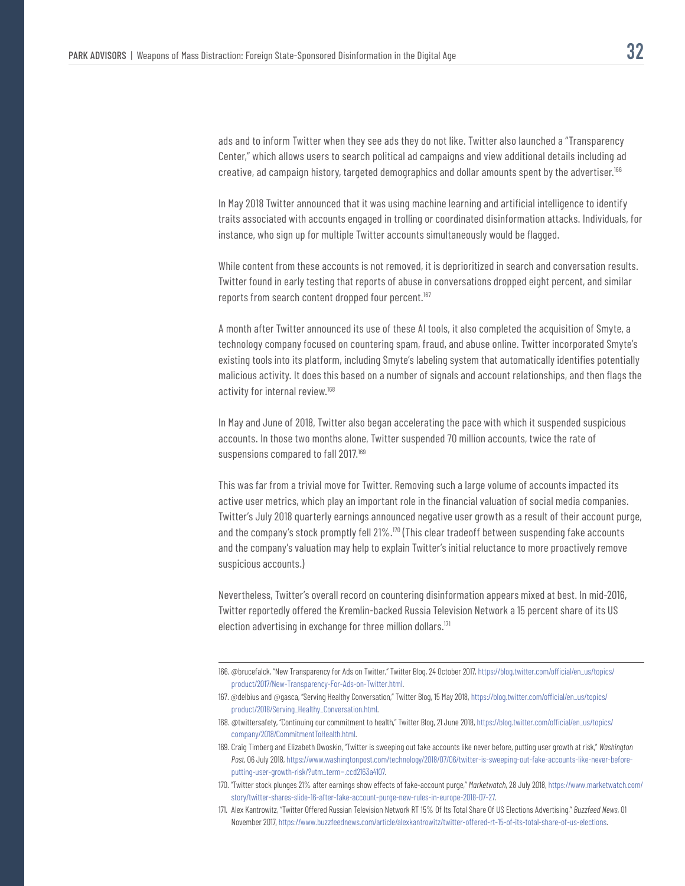ads and to inform Twitter when they see ads they do not like. Twitter also launched a "Transparency Center," which allows users to search political ad campaigns and view additional details including ad creative, ad campaign history, targeted demographics and dollar amounts spent by the advertiser.[166]

In May 2018 Twitter announced that it was using machine learning and artificial intelligence to identify traits associated with accounts engaged in trolling or coordinated disinformation attacks. Individuals, for instance, who sign up for multiple Twitter accounts simultaneously would be flagged.

While content from these accounts is not removed, it is deprioritized in search and conversation results. Twitter found in early testing that reports of abuse in conversations dropped eight percent, and similar reports from search content dropped four percent.[167]

A month after Twitter announced its use of these AI tools, it also completed the acquisition of Smyte, a technology company focused on countering spam, fraud, and abuse online. Twitter incorporated Smyte's existing tools into its platform, including Smyte's labeling system that automatically identifies potentially malicious activity. It does this based on a number of signals and account relationships, and then flags the activity for internal review.[168]

In May and June of 2018, Twitter also began accelerating the pace with which it suspended suspicious accounts. In those two months alone, Twitter suspended 70 million accounts, twice the rate of suspensions compared to fall 2017.[169]

This was far from a trivial move for Twitter. Removing such a large volume of accounts impacted its active user metrics, which play an important role in the financial valuation of social media companies. Twitter's July 2018 quarterly earnings announced negative user growth as a result of their account purge, and the company's stock promptly fell 21%.[170] (This clear tradeoff between suspending fake accounts and the company's valuation may help to explain Twitter's initial reluctance to more proactively remove suspicious accounts.)

Nevertheless, Twitter's overall record on countering disinformation appears mixed at best. In mid-2016, Twitter reportedly offered the Kremlin-backed Russia Television Network a 15 percent share of its US election advertising in exchange for three million dollars.[171]

---

166. @brucefalck, "New Transparency for Ads on Twitter," Twitter Blog, 24 October 2017, https://blog.twitter.com/official/en_us/topics/product/2017/New-Transparency-For-Ads-on-Twitter.html.
167. @delbius and @gasca, "Serving Healthy Conversation," Twitter Blog, 15 May 2018, https://blog.twitter.com/official/en_us/topics/product/2018/Serving_Healthy_Conversation.html.
168. @twittersafety, "Continuing our commitment to health," Twitter Blog, 21 June 2018, https://blog.twitter.com/official/en_us/topics/company/2018/CommitmentToHealth.html.
169. Craig Timberg and Elizabeth Dwoskin, "Twitter is sweeping out fake accounts like never before, putting user growth at risk," *Washington Post*, 06 July 2018, https://www.washingtonpost.com/technology/2018/07/06/twitter-is-sweeping-out-fake-accounts-like-never-before-putting-user-growth-risk/?utm_term=.ccd2163a4107.
170. "Twitter stock plunges 21% after earnings show effects of fake-account purge," *Marketwatch*, 28 July 2018, https://www.marketwatch.com/story/twitter-shares-slide-16-after-fake-account-purge-new-rules-in-europe-2018-07-27.
171. Alex Kantrowitz, "Twitter Offered Russian Television Network RT 15% Of Its Total Share Of US Elections Advertising," *Buzzfeed News*, 01 November 2017, https://www.buzzfeednews.com/article/alexkantrowitz/twitter-offered-rt-15-of-its-total-share-of-us-elections.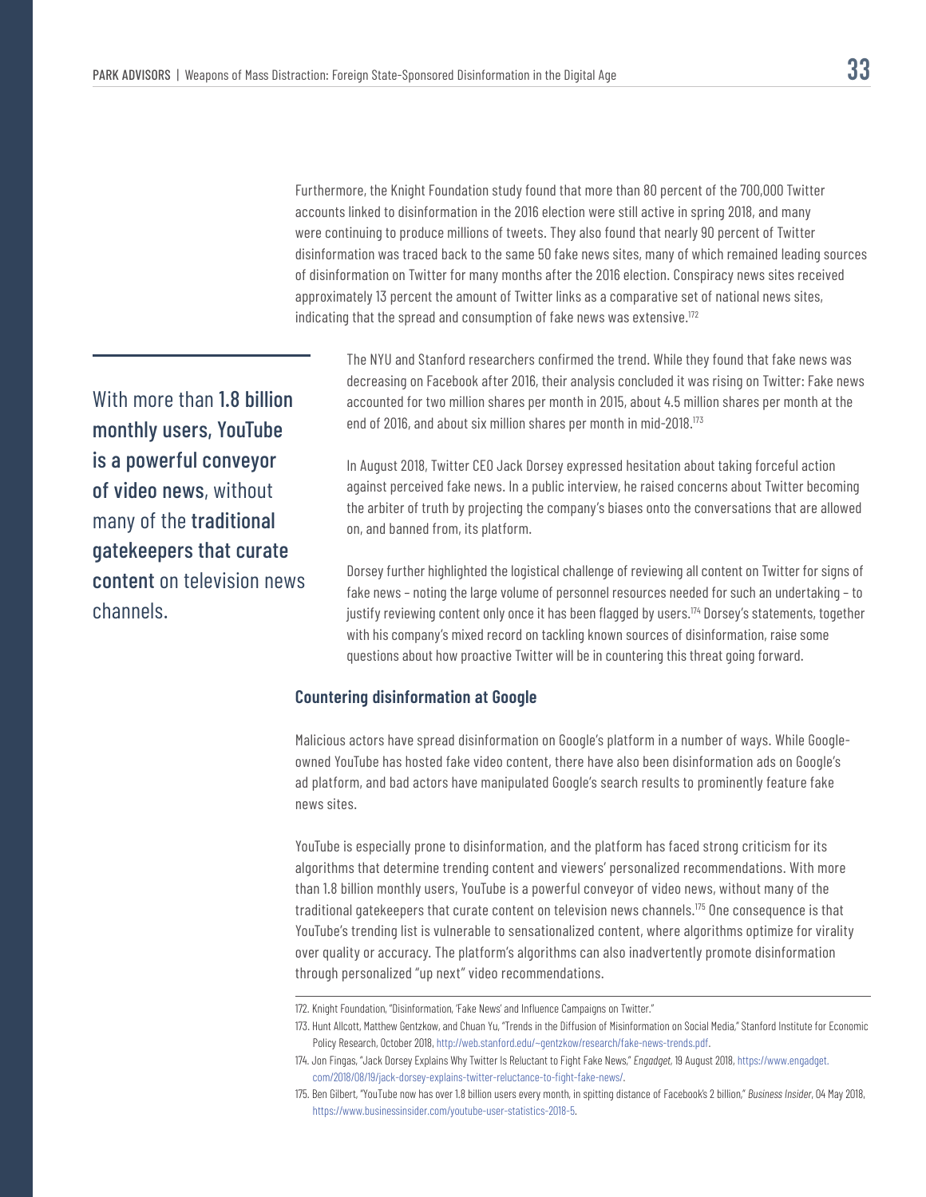Furthermore, the Knight Foundation study found that more than 80 percent of the 700,000 Twitter accounts linked to disinformation in the 2016 election were still active in spring 2018, and many were continuing to produce millions of tweets. They also found that nearly 90 percent of Twitter disinformation was traced back to the same 50 fake news sites, many of which remained leading sources of disinformation on Twitter for many months after the 2016 election. Conspiracy news sites received approximately 13 percent the amount of Twitter links as a comparative set of national news sites, indicating that the spread and consumption of fake news was extensive.[172]

> With more than **1.8 billion monthly users, YouTube is a powerful conveyor of video news**, without many of the **traditional gatekeepers that curate content** on television news channels.

The NYU and Stanford researchers confirmed the trend. While they found that fake news was decreasing on Facebook after 2016, their analysis concluded it was rising on Twitter: Fake news accounted for two million shares per month in 2015, about 4.5 million shares per month at the end of 2016, and about six million shares per month in mid-2018.[173]

In August 2018, Twitter CEO Jack Dorsey expressed hesitation about taking forceful action against perceived fake news. In a public interview, he raised concerns about Twitter becoming the arbiter of truth by projecting the company's biases onto the conversations that are allowed on, and banned from, its platform.

Dorsey further highlighted the logistical challenge of reviewing all content on Twitter for signs of fake news – noting the large volume of personnel resources needed for such an undertaking – to justify reviewing content only once it has been flagged by users.[174] Dorsey's statements, together with his company's mixed record on tackling known sources of disinformation, raise some questions about how proactive Twitter will be in countering this threat going forward.

### Countering disinformation at Google

Malicious actors have spread disinformation on Google's platform in a number of ways. While Google-owned YouTube has hosted fake video content, there have also been disinformation ads on Google's ad platform, and bad actors have manipulated Google's search results to prominently feature fake news sites.

YouTube is especially prone to disinformation, and the platform has faced strong criticism for its algorithms that determine trending content and viewers' personalized recommendations. With more than 1.8 billion monthly users, YouTube is a powerful conveyor of video news, without many of the traditional gatekeepers that curate content on television news channels.[175] One consequence is that YouTube's trending list is vulnerable to sensationalized content, where algorithms optimize for virality over quality or accuracy. The platform's algorithms can also inadvertently promote disinformation through personalized "up next" video recommendations.

---

172. Knight Foundation, "Disinformation, 'Fake News' and Influence Campaigns on Twitter."

173. Hunt Allcott, Matthew Gentzkow, and Chuan Yu, "Trends in the Diffusion of Misinformation on Social Media," Stanford Institute for Economic Policy Research, October 2018, http://web.stanford.edu/~gentzkow/research/fake-news-trends.pdf.

174. Jon Fingas, "Jack Dorsey Explains Why Twitter Is Reluctant to Fight Fake News," *Engadget*, 19 August 2018, https://www.engadget.com/2018/08/19/jack-dorsey-explains-twitter-reluctance-to-fight-fake-news/.

175. Ben Gilbert, "YouTube now has over 1.8 billion users every month, in spitting distance of Facebook's 2 billion," *Business Insider*, 04 May 2018, https://www.businessinsider.com/youtube-user-statistics-2018-5.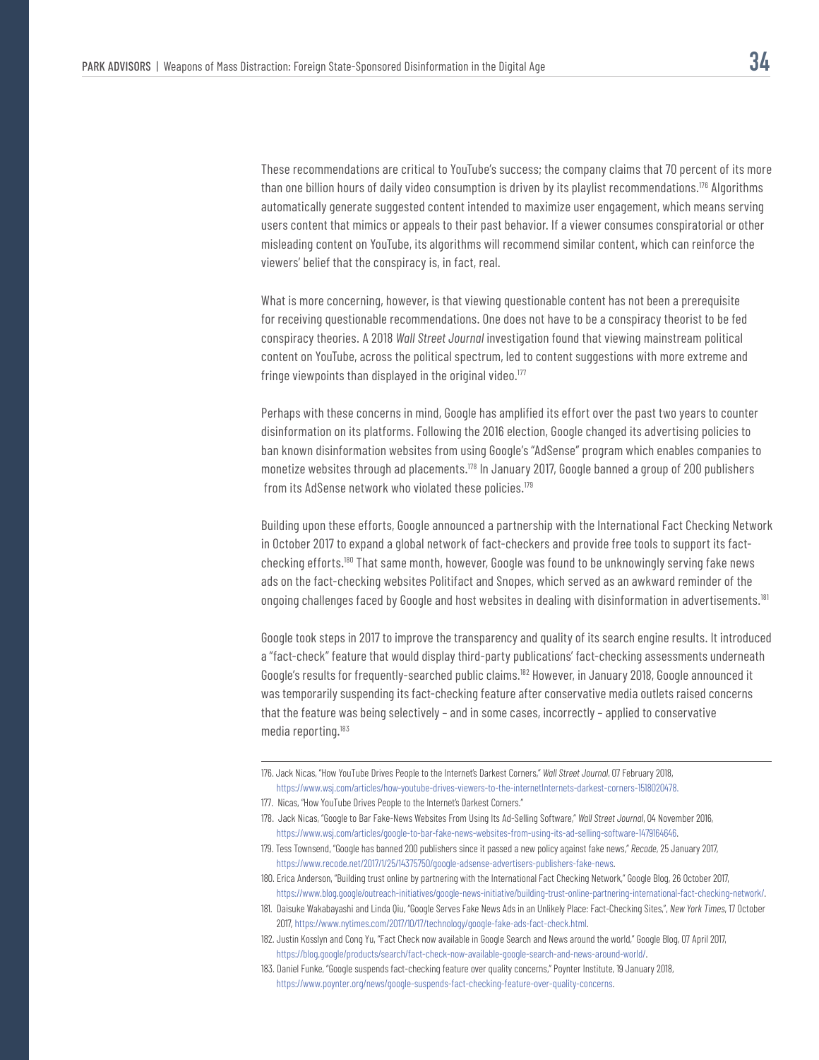These recommendations are critical to YouTube's success; the company claims that 70 percent of its more than one billion hours of daily video consumption is driven by its playlist recommendations.[176] Algorithms automatically generate suggested content intended to maximize user engagement, which means serving users content that mimics or appeals to their past behavior. If a viewer consumes conspiratorial or other misleading content on YouTube, its algorithms will recommend similar content, which can reinforce the viewers' belief that the conspiracy is, in fact, real.

What is more concerning, however, is that viewing questionable content has not been a prerequisite for receiving questionable recommendations. One does not have to be a conspiracy theorist to be fed conspiracy theories. A 2018 *Wall Street Journal* investigation found that viewing mainstream political content on YouTube, across the political spectrum, led to content suggestions with more extreme and fringe viewpoints than displayed in the original video.[177]

Perhaps with these concerns in mind, Google has amplified its effort over the past two years to counter disinformation on its platforms. Following the 2016 election, Google changed its advertising policies to ban known disinformation websites from using Google's "AdSense" program which enables companies to monetize websites through ad placements.[178] In January 2017, Google banned a group of 200 publishers from its AdSense network who violated these policies.[179]

Building upon these efforts, Google announced a partnership with the International Fact Checking Network in October 2017 to expand a global network of fact-checkers and provide free tools to support its fact-checking efforts.[180] That same month, however, Google was found to be unknowingly serving fake news ads on the fact-checking websites Politifact and Snopes, which served as an awkward reminder of the ongoing challenges faced by Google and host websites in dealing with disinformation in advertisements.[181]

Google took steps in 2017 to improve the transparency and quality of its search engine results. It introduced a "fact-check" feature that would display third-party publications' fact-checking assessments underneath Google's results for frequently-searched public claims.[182] However, in January 2018, Google announced it was temporarily suspending its fact-checking feature after conservative media outlets raised concerns that the feature was being selectively – and in some cases, incorrectly – applied to conservative media reporting.[183]

---

176. Jack Nicas, "How YouTube Drives People to the Internet's Darkest Corners," *Wall Street Journal*, 07 February 2018, https://www.wsj.com/articles/how-youtube-drives-viewers-to-the-internetInternets-darkest-corners-1518020478.
177. Nicas, "How YouTube Drives People to the Internet's Darkest Corners."
178. Jack Nicas, "Google to Bar Fake-News Websites From Using Its Ad-Selling Software," *Wall Street Journal*, 04 November 2016, https://www.wsj.com/articles/google-to-bar-fake-news-websites-from-using-its-ad-selling-software-1479164646.
179. Tess Townsend, "Google has banned 200 publishers since it passed a new policy against fake news," *Recode*, 25 January 2017, https://www.recode.net/2017/1/25/14375750/google-adsense-advertisers-publishers-fake-news.
180. Erica Anderson, "Building trust online by partnering with the International Fact Checking Network," Google Blog, 26 October 2017, https://www.blog.google/outreach-initiatives/google-news-initiative/building-trust-online-partnering-international-fact-checking-network/.
181. Daisuke Wakabayashi and Linda Qiu, "Google Serves Fake News Ads in an Unlikely Place: Fact-Checking Sites,", *New York Times*, 17 October 2017, https://www.nytimes.com/2017/10/17/technology/google-fake-ads-fact-check.html.
182. Justin Kosslyn and Cong Yu, "Fact Check now available in Google Search and News around the world," Google Blog, 07 April 2017, https://blog.google/products/search/fact-check-now-available-google-search-and-news-around-world/.
183. Daniel Funke, "Google suspends fact-checking feature over quality concerns," Poynter Institute, 19 January 2018, https://www.poynter.org/news/google-suspends-fact-checking-feature-over-quality-concerns.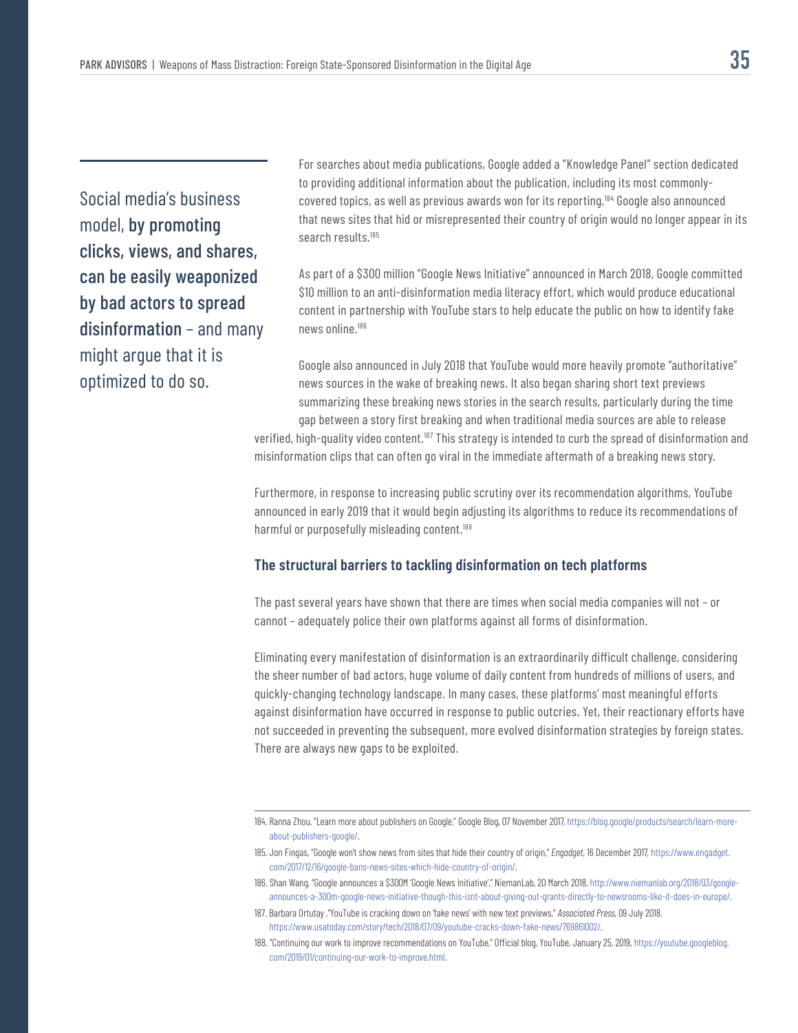Social media's business model, **by promoting clicks, views, and shares, can be easily weaponized by bad actors to spread disinformation** – and many might argue that it is optimized to do so.

For searches about media publications, Google added a "Knowledge Panel" section dedicated to providing additional information about the publication, including its most commonly-covered topics, as well as previous awards won for its reporting.[184] Google also announced that news sites that hid or misrepresented their country of origin would no longer appear in its search results.[185]

As part of a $300 million "Google News Initiative" announced in March 2018, Google committed $10 million to an anti-disinformation media literacy effort, which would produce educational content in partnership with YouTube stars to help educate the public on how to identify fake news online.[186]

Google also announced in July 2018 that YouTube would more heavily promote "authoritative" news sources in the wake of breaking news. It also began sharing short text previews summarizing these breaking news stories in the search results, particularly during the time gap between a story first breaking and when traditional media sources are able to release verified, high-quality video content.[187] This strategy is intended to curb the spread of disinformation and misinformation clips that can often go viral in the immediate aftermath of a breaking news story.

Furthermore, in response to increasing public scrutiny over its recommendation algorithms, YouTube announced in early 2019 that it would begin adjusting its algorithms to reduce its recommendations of harmful or purposefully misleading content.[188]

### The structural barriers to tackling disinformation on tech platforms

The past several years have shown that there are times when social media companies will not – or cannot – adequately police their own platforms against all forms of disinformation.

Eliminating every manifestation of disinformation is an extraordinarily difficult challenge, considering the sheer number of bad actors, huge volume of daily content from hundreds of millions of users, and quickly-changing technology landscape. In many cases, these platforms' most meaningful efforts against disinformation have occurred in response to public outcries. Yet, their reactionary efforts have not succeeded in preventing the subsequent, more evolved disinformation strategies by foreign states. There are always new gaps to be exploited.

---

184. Ranna Zhou, "Learn more about publishers on Google," Google Blog, 07 November 2017, https://blog.google/products/search/learn-more-about-publishers-google/.

185. Jon Fingas, "Google won't show news from sites that hide their country of origin," *Engadget*, 16 December 2017, https://www.engadget.com/2017/12/16/google-bans-news-sites-which-hide-country-of-origin/.

186. Shan Wang, "Google announces a $300M 'Google News Initiative'," NiemanLab, 20 March 2018, http://www.niemanlab.org/2018/03/google-announces-a-300m-google-news-initiative-though-this-isnt-about-giving-out-grants-directly-to-newsrooms-like-it-does-in-europe/.

187. Barbara Ortutay ,"YouTube is cracking down on 'fake news' with new text previews," *Associated Press*, 09 July 2018, https://www.usatoday.com/story/tech/2018/07/09/youtube-cracks-down-fake-news/769861002/.

188. "Continuing our work to improve recommendations on YouTube," Official blog, YouTube, January 25, 2019, https://youtube.googleblog.com/2019/01/continuing-our-work-to-improve.html.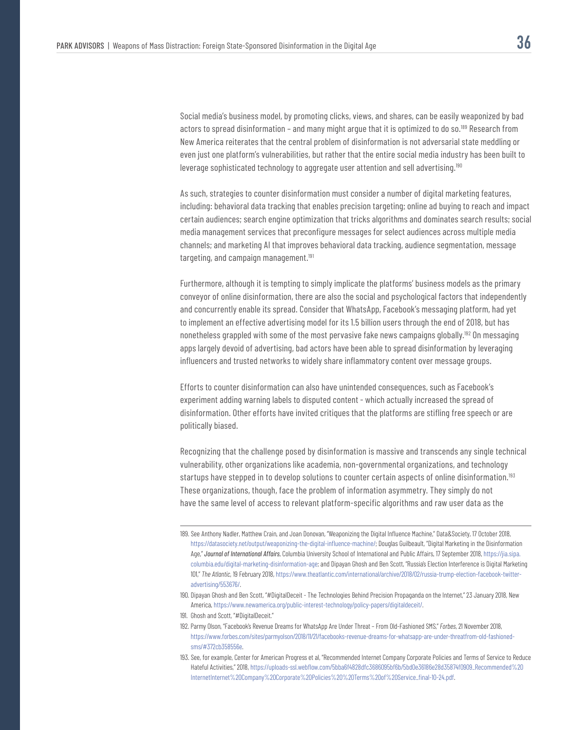Social media's business model, by promoting clicks, views, and shares, can be easily weaponized by bad actors to spread disinformation – and many might argue that it is optimized to do so.[189] Research from New America reiterates that the central problem of disinformation is not adversarial state meddling or even just one platform's vulnerabilities, but rather that the entire social media industry has been built to leverage sophisticated technology to aggregate user attention and sell advertising.[190]

As such, strategies to counter disinformation must consider a number of digital marketing features, including: behavioral data tracking that enables precision targeting; online ad buying to reach and impact certain audiences; search engine optimization that tricks algorithms and dominates search results; social media management services that preconfigure messages for select audiences across multiple media channels; and marketing AI that improves behavioral data tracking, audience segmentation, message targeting, and campaign management.[191]

Furthermore, although it is tempting to simply implicate the platforms' business models as the primary conveyor of online disinformation, there are also the social and psychological factors that independently and concurrently enable its spread. Consider that WhatsApp, Facebook's messaging platform, had yet to implement an effective advertising model for its 1.5 billion users through the end of 2018, but has nonetheless grappled with some of the most pervasive fake news campaigns globally.[192] On messaging apps largely devoid of advertising, bad actors have been able to spread disinformation by leveraging influencers and trusted networks to widely share inflammatory content over message groups.

Efforts to counter disinformation can also have unintended consequences, such as Facebook's experiment adding warning labels to disputed content - which actually increased the spread of disinformation. Other efforts have invited critiques that the platforms are stifling free speech or are politically biased.

Recognizing that the challenge posed by disinformation is massive and transcends any single technical vulnerability, other organizations like academia, non-governmental organizations, and technology startups have stepped in to develop solutions to counter certain aspects of online disinformation.[193] These organizations, though, face the problem of information asymmetry. They simply do not have the same level of access to relevant platform-specific algorithms and raw user data as the

---

189. See Anthony Nadler, Matthew Crain, and Joan Donovan, "Weaponizing the Digital Influence Machine," Data&Society, 17 October 2018, https://datasociety.net/output/weaponizing-the-digital-influence-machine/; Douglas Guilbeault, "Digital Marketing in the Disinformation Age," *Journal of International Affairs*, Columbia University School of International and Public Affairs, 17 September 2018, https://jia.sipa.columbia.edu/digital-marketing-disinformation-age; and Dipayan Ghosh and Ben Scott, "Russia's Election Interference is Digital Marketing 101," *The Atlantic*, 19 February 2018, https://www.theatlantic.com/international/archive/2018/02/russia-trump-election-facebook-twitter-advertising/553676/.

190. Dipayan Ghosh and Ben Scott, "#DigitalDeceit - The Technologies Behind Precision Propaganda on the Internet," 23 January 2018, New America, https://www.newamerica.org/public-interest-technology/policy-papers/digitaldeceit/.

191. Ghosh and Scott, "#DigitalDeceit."

192. Parmy Olson, "Facebook's Revenue Dreams for WhatsApp Are Under Threat – From Old-Fashioned SMS," *Forbes*, 21 November 2018, https://www.forbes.com/sites/parmyolson/2018/11/21/facebooks-revenue-dreams-for-whatsapp-are-under-threatfrom-old-fashioned-sms/#372cb358556e.

193. See, for example, Center for American Progress et al, "Recommended Internet Company Corporate Policies and Terms of Service to Reduce Hateful Activities," 2018, https://uploads-ssl.webflow.com/5bba6f4828dfc3686095bf6b/5bd0e36186e28d35874f0909_Recommended%20InternetInternet%20Company%20Corporate%20Policies%20%20Terms%20of%20Service_final-10-24.pdf.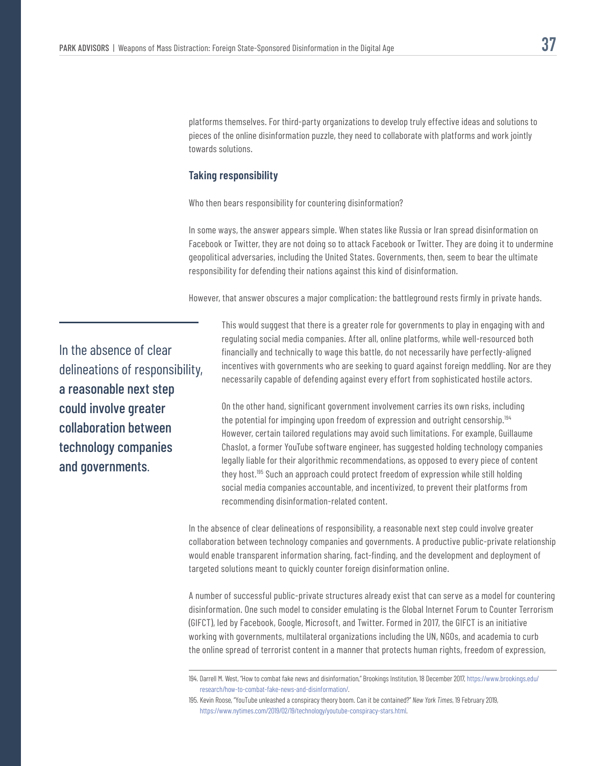platforms themselves. For third-party organizations to develop truly effective ideas and solutions to pieces of the online disinformation puzzle, they need to collaborate with platforms and work jointly towards solutions.

### Taking responsibility

Who then bears responsibility for countering disinformation?

In some ways, the answer appears simple. When states like Russia or Iran spread disinformation on Facebook or Twitter, they are not doing so to attack Facebook or Twitter. They are doing it to undermine geopolitical adversaries, including the United States. Governments, then, seem to bear the ultimate responsibility for defending their nations against this kind of disinformation.

However, that answer obscures a major complication: the battleground rests firmly in private hands.

> In the absence of clear delineations of responsibility, **a reasonable next step could involve greater collaboration between technology companies and governments**.

This would suggest that there is a greater role for governments to play in engaging with and regulating social media companies. After all, online platforms, while well-resourced both financially and technically to wage this battle, do not necessarily have perfectly-aligned incentives with governments who are seeking to guard against foreign meddling. Nor are they necessarily capable of defending against every effort from sophisticated hostile actors.

On the other hand, significant government involvement carries its own risks, including the potential for impinging upon freedom of expression and outright censorship.[194] However, certain tailored regulations may avoid such limitations. For example, Guillaume Chaslot, a former YouTube software engineer, has suggested holding technology companies legally liable for their algorithmic recommendations, as opposed to every piece of content they host.[195] Such an approach could protect freedom of expression while still holding social media companies accountable, and incentivized, to prevent their platforms from recommending disinformation-related content.

In the absence of clear delineations of responsibility, a reasonable next step could involve greater collaboration between technology companies and governments. A productive public-private relationship would enable transparent information sharing, fact-finding, and the development and deployment of targeted solutions meant to quickly counter foreign disinformation online.

A number of successful public-private structures already exist that can serve as a model for countering disinformation. One such model to consider emulating is the Global Internet Forum to Counter Terrorism (GIFCT), led by Facebook, Google, Microsoft, and Twitter. Formed in 2017, the GIFCT is an initiative working with governments, multilateral organizations including the UN, NGOs, and academia to curb the online spread of terrorist content in a manner that protects human rights, freedom of expression,

---

194. Darrell M. West, "How to combat fake news and disinformation," Brookings Institution, 18 December 2017, https://www.brookings.edu/research/how-to-combat-fake-news-and-disinformation/.

195. Kevin Roose, "YouTube unleashed a conspiracy theory boom. Can it be contained?" *New York Times*, 19 February 2019, https://www.nytimes.com/2019/02/19/technology/youtube-conspiracy-stars.html.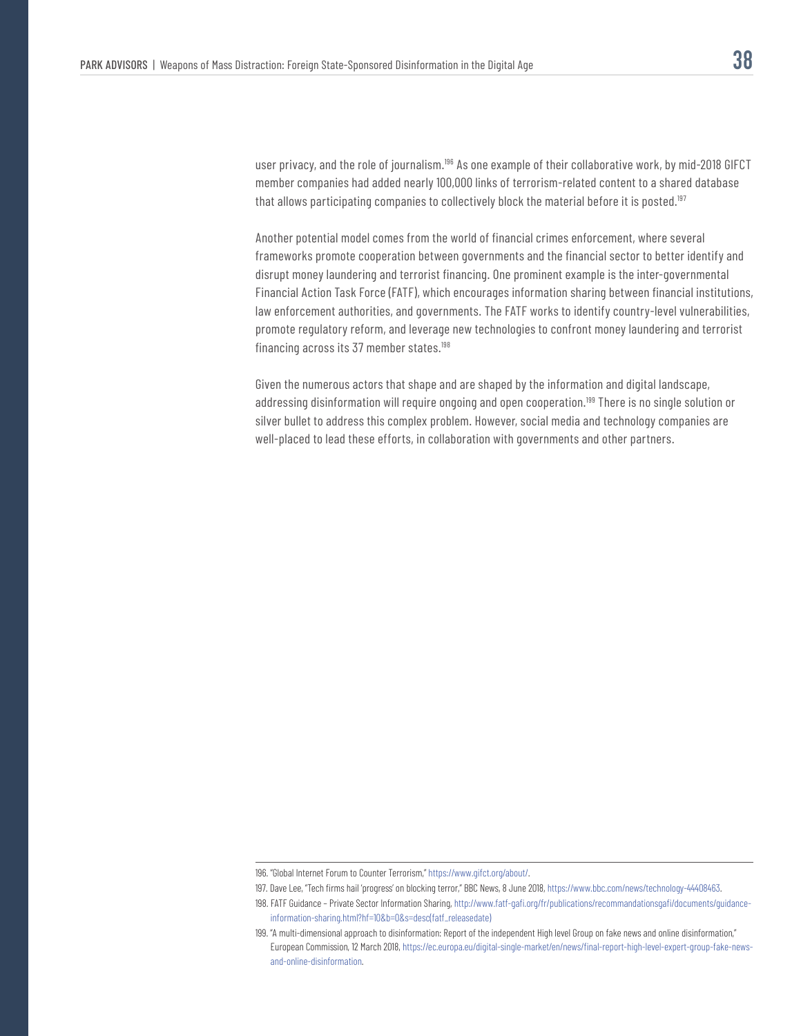user privacy, and the role of journalism.[196] As one example of their collaborative work, by mid-2018 GIFCT member companies had added nearly 100,000 links of terrorism-related content to a shared database that allows participating companies to collectively block the material before it is posted.[197]

Another potential model comes from the world of financial crimes enforcement, where several frameworks promote cooperation between governments and the financial sector to better identify and disrupt money laundering and terrorist financing. One prominent example is the inter-governmental Financial Action Task Force (FATF), which encourages information sharing between financial institutions, law enforcement authorities, and governments. The FATF works to identify country-level vulnerabilities, promote regulatory reform, and leverage new technologies to confront money laundering and terrorist financing across its 37 member states.[198]

Given the numerous actors that shape and are shaped by the information and digital landscape, addressing disinformation will require ongoing and open cooperation.[199] There is no single solution or silver bullet to address this complex problem. However, social media and technology companies are well-placed to lead these efforts, in collaboration with governments and other partners.

---

196. "Global Internet Forum to Counter Terrorism," https://www.gifct.org/about/.

197. Dave Lee, "Tech firms hail 'progress' on blocking terror," BBC News, 8 June 2018, https://www.bbc.com/news/technology-44408463.

198. FATF Guidance – Private Sector Information Sharing, http://www.fatf-gafi.org/fr/publications/recommandationsgafi/documents/guidance-information-sharing.html?hf=10&b=0&s=desc(fatf_releasedate)

199. "A multi-dimensional approach to disinformation: Report of the independent High level Group on fake news and online disinformation," European Commission, 12 March 2018, https://ec.europa.eu/digital-single-market/en/news/final-report-high-level-expert-group-fake-news-and-online-disinformation.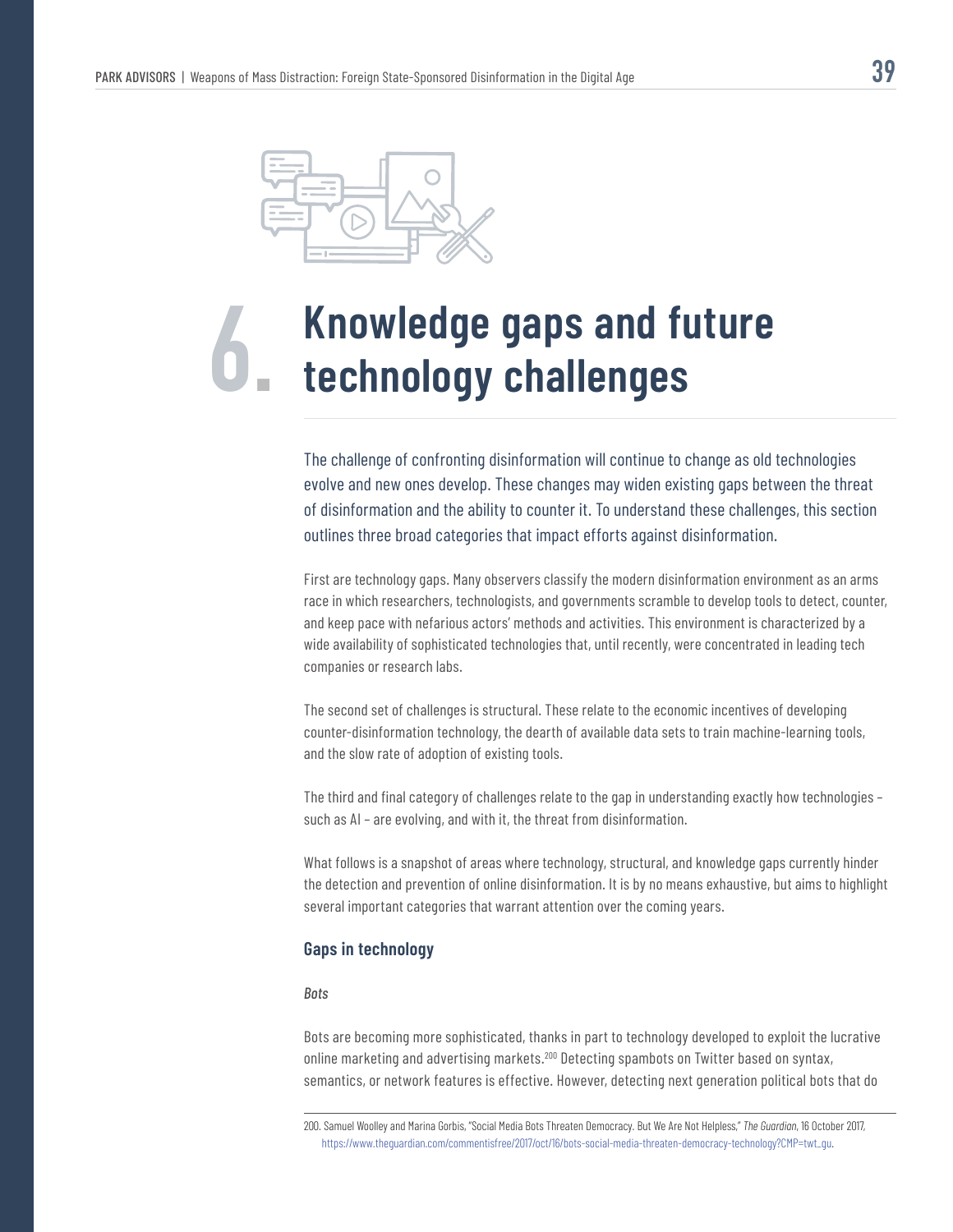# 6. Knowledge gaps and future technology challenges

The challenge of confronting disinformation will continue to change as old technologies evolve and new ones develop. These changes may widen existing gaps between the threat of disinformation and the ability to counter it. To understand these challenges, this section outlines three broad categories that impact efforts against disinformation.

First are technology gaps. Many observers classify the modern disinformation environment as an arms race in which researchers, technologists, and governments scramble to develop tools to detect, counter, and keep pace with nefarious actors' methods and activities. This environment is characterized by a wide availability of sophisticated technologies that, until recently, were concentrated in leading tech companies or research labs.

The second set of challenges is structural. These relate to the economic incentives of developing counter-disinformation technology, the dearth of available data sets to train machine-learning tools, and the slow rate of adoption of existing tools.

The third and final category of challenges relate to the gap in understanding exactly how technologies – such as AI – are evolving, and with it, the threat from disinformation.

What follows is a snapshot of areas where technology, structural, and knowledge gaps currently hinder the detection and prevention of online disinformation. It is by no means exhaustive, but aims to highlight several important categories that warrant attention over the coming years.

### Gaps in technology

*Bots*

Bots are becoming more sophisticated, thanks in part to technology developed to exploit the lucrative online marketing and advertising markets.[200] Detecting spambots on Twitter based on syntax, semantics, or network features is effective. However, detecting next generation political bots that do

200. Samuel Woolley and Marina Gorbis, "Social Media Bots Threaten Democracy. But We Are Not Helpless," *The Guardian*, 16 October 2017, https://www.theguardian.com/commentisfree/2017/oct/16/bots-social-media-threaten-democracy-technology?CMP=twt_gu.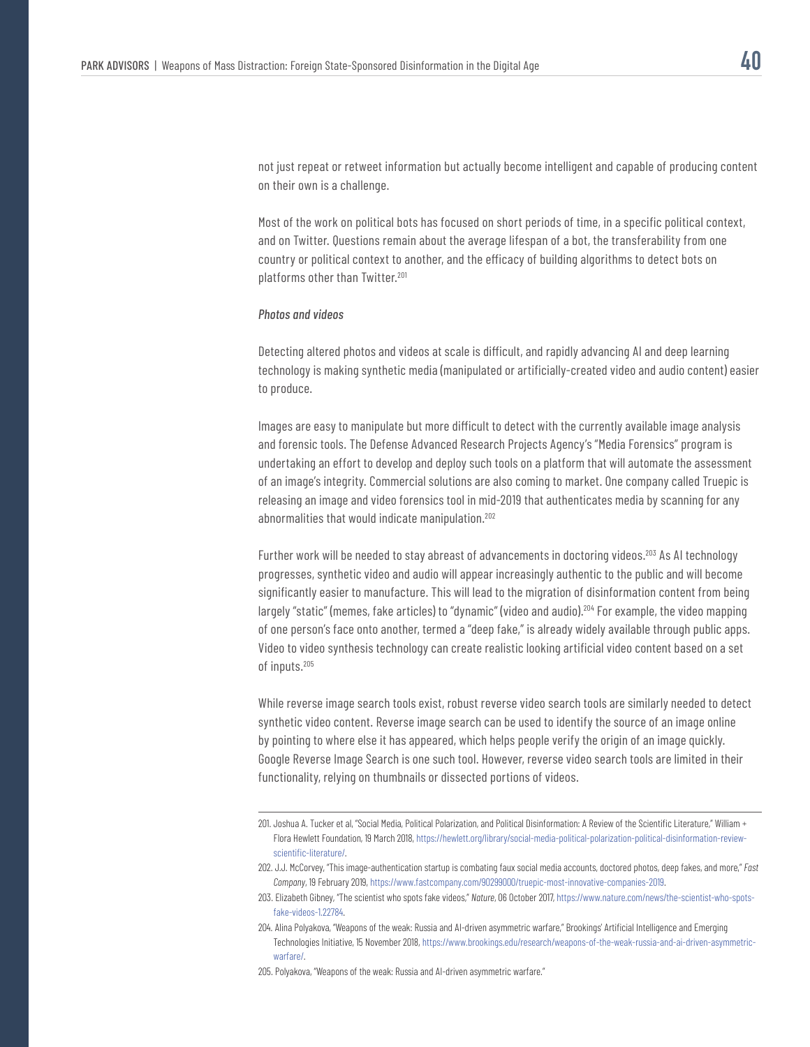not just repeat or retweet information but actually become intelligent and capable of producing content on their own is a challenge.

Most of the work on political bots has focused on short periods of time, in a specific political context, and on Twitter. Questions remain about the average lifespan of a bot, the transferability from one country or political context to another, and the efficacy of building algorithms to detect bots on platforms other than Twitter.[201]

*Photos and videos*

Detecting altered photos and videos at scale is difficult, and rapidly advancing AI and deep learning technology is making synthetic media (manipulated or artificially-created video and audio content) easier to produce.

Images are easy to manipulate but more difficult to detect with the currently available image analysis and forensic tools. The Defense Advanced Research Projects Agency's "Media Forensics" program is undertaking an effort to develop and deploy such tools on a platform that will automate the assessment of an image's integrity. Commercial solutions are also coming to market. One company called Truepic is releasing an image and video forensics tool in mid-2019 that authenticates media by scanning for any abnormalities that would indicate manipulation.[202]

Further work will be needed to stay abreast of advancements in doctoring videos.[203] As AI technology progresses, synthetic video and audio will appear increasingly authentic to the public and will become significantly easier to manufacture. This will lead to the migration of disinformation content from being largely "static" (memes, fake articles) to "dynamic" (video and audio).[204] For example, the video mapping of one person's face onto another, termed a "deep fake," is already widely available through public apps. Video to video synthesis technology can create realistic looking artificial video content based on a set of inputs.[205]

While reverse image search tools exist, robust reverse video search tools are similarly needed to detect synthetic video content. Reverse image search can be used to identify the source of an image online by pointing to where else it has appeared, which helps people verify the origin of an image quickly. Google Reverse Image Search is one such tool. However, reverse video search tools are limited in their functionality, relying on thumbnails or dissected portions of videos.

---

201. Joshua A. Tucker et al, "Social Media, Political Polarization, and Political Disinformation: A Review of the Scientific Literature," William + Flora Hewlett Foundation, 19 March 2018, https://hewlett.org/library/social-media-political-polarization-political-disinformation-review-scientific-literature/.

202. J.J. McCorvey, "This image-authentication startup is combating faux social media accounts, doctored photos, deep fakes, and more," *Fast Company*, 19 February 2019, https://www.fastcompany.com/90299000/truepic-most-innovative-companies-2019.

203. Elizabeth Gibney, "The scientist who spots fake videos," *Nature*, 06 October 2017, https://www.nature.com/news/the-scientist-who-spots-fake-videos-1.22784.

204. Alina Polyakova, "Weapons of the weak: Russia and AI-driven asymmetric warfare," Brookings' Artificial Intelligence and Emerging Technologies Initiative, 15 November 2018, https://www.brookings.edu/research/weapons-of-the-weak-russia-and-ai-driven-asymmetric-warfare/.

205. Polyakova, "Weapons of the weak: Russia and AI-driven asymmetric warfare."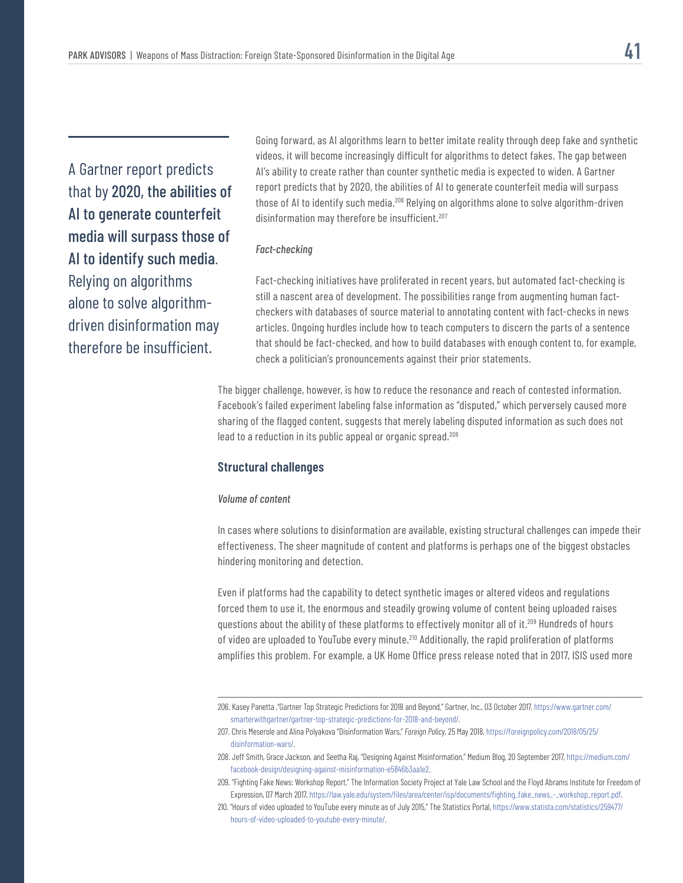A Gartner report predicts that by **2020, the abilities of AI to generate counterfeit media will surpass those of AI to identify such media**. Relying on algorithms alone to solve algorithm-driven disinformation may therefore be insufficient.

Going forward, as AI algorithms learn to better imitate reality through deep fake and synthetic videos, it will become increasingly difficult for algorithms to detect fakes. The gap between AI's ability to create rather than counter synthetic media is expected to widen. A Gartner report predicts that by 2020, the abilities of AI to generate counterfeit media will surpass those of AI to identify such media.[206] Relying on algorithms alone to solve algorithm-driven disinformation may therefore be insufficient.[207]

*Fact-checking*

Fact-checking initiatives have proliferated in recent years, but automated fact-checking is still a nascent area of development. The possibilities range from augmenting human fact-checkers with databases of source material to annotating content with fact-checks in news articles. Ongoing hurdles include how to teach computers to discern the parts of a sentence that should be fact-checked, and how to build databases with enough content to, for example, check a politician's pronouncements against their prior statements.

The bigger challenge, however, is how to reduce the resonance and reach of contested information. Facebook's failed experiment labeling false information as "disputed," which perversely caused more sharing of the flagged content, suggests that merely labeling disputed information as such does not lead to a reduction in its public appeal or organic spread.[208]

### Structural challenges

*Volume of content*

In cases where solutions to disinformation are available, existing structural challenges can impede their effectiveness. The sheer magnitude of content and platforms is perhaps one of the biggest obstacles hindering monitoring and detection.

Even if platforms had the capability to detect synthetic images or altered videos and regulations forced them to use it, the enormous and steadily growing volume of content being uploaded raises questions about the ability of these platforms to effectively monitor all of it.[209] Hundreds of hours of video are uploaded to YouTube every minute.[210] Additionally, the rapid proliferation of platforms amplifies this problem. For example, a UK Home Office press release noted that in 2017, ISIS used more

---

206. Kasey Panetta ,"Gartner Top Strategic Predictions for 2018 and Beyond," Gartner, Inc., 03 October 2017, https://www.gartner.com/smarterwithgartner/gartner-top-strategic-predictions-for-2018-and-beyond/.

207. Chris Meserole and Alina Polyakova "Disinformation Wars," *Foreign Policy*, 25 May 2018, https://foreignpolicy.com/2018/05/25/disinformation-wars/.

208. Jeff Smith, Grace Jackson, and Seetha Raj, "Designing Against Misinformation," Medium Blog, 20 September 2017, https://medium.com/facebook-design/designing-against-misinformation-e5846b3aa1e2.

209. "Fighting Fake News: Workshop Report," The Information Society Project at Yale Law School and the Floyd Abrams Institute for Freedom of Expression, 07 March 2017, https://law.yale.edu/system/files/area/center/isp/documents/fighting_fake_news_-_workshop_report.pdf.

210. "Hours of video uploaded to YouTube every minute as of July 2015," The Statistics Portal, https://www.statista.com/statistics/259477/hours-of-video-uploaded-to-youtube-every-minute/.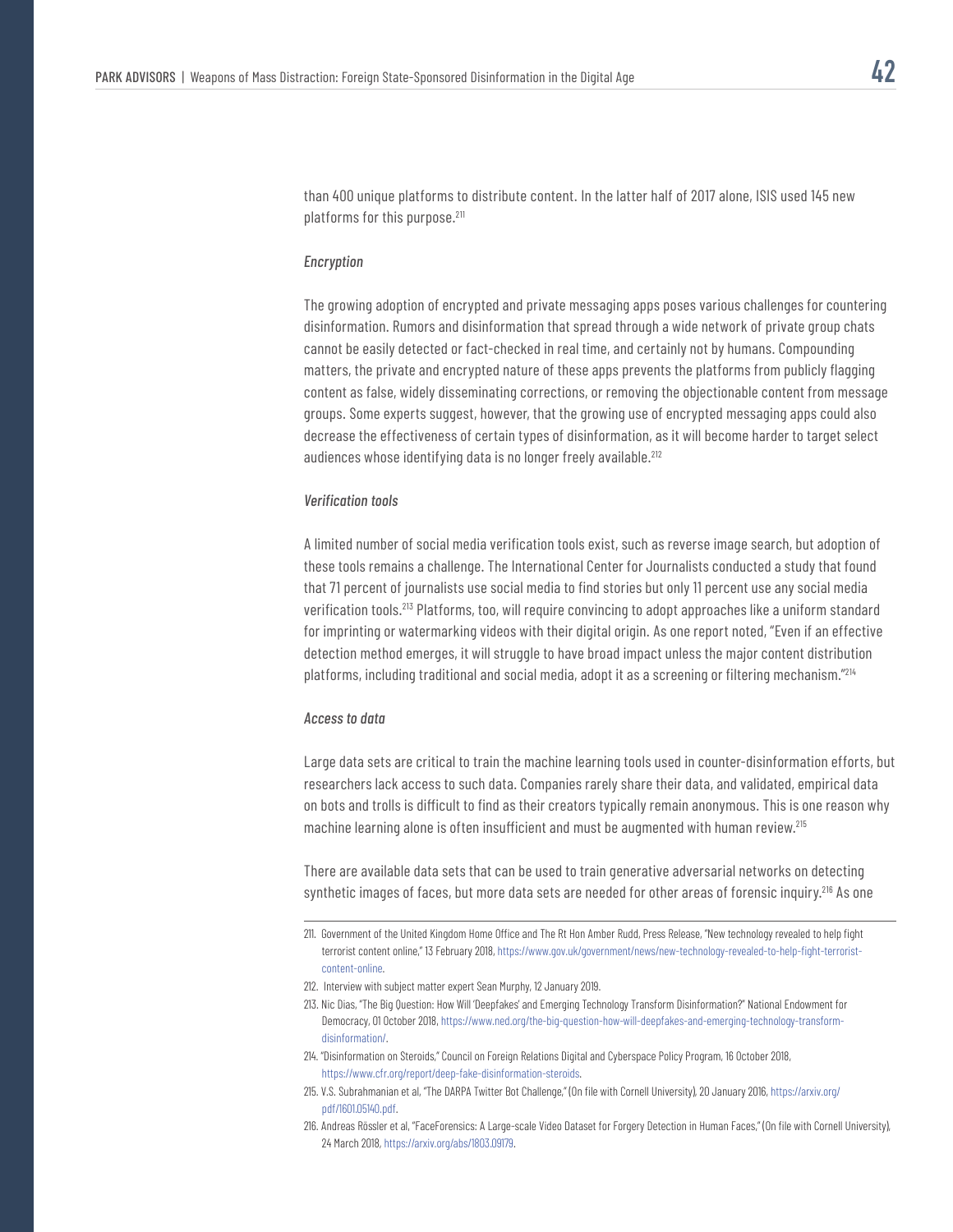than 400 unique platforms to distribute content. In the latter half of 2017 alone, ISIS used 145 new platforms for this purpose.[211]

*Encryption*

The growing adoption of encrypted and private messaging apps poses various challenges for countering disinformation. Rumors and disinformation that spread through a wide network of private group chats cannot be easily detected or fact-checked in real time, and certainly not by humans. Compounding matters, the private and encrypted nature of these apps prevents the platforms from publicly flagging content as false, widely disseminating corrections, or removing the objectionable content from message groups. Some experts suggest, however, that the growing use of encrypted messaging apps could also decrease the effectiveness of certain types of disinformation, as it will become harder to target select audiences whose identifying data is no longer freely available.[212]

*Verification tools*

A limited number of social media verification tools exist, such as reverse image search, but adoption of these tools remains a challenge. The International Center for Journalists conducted a study that found that 71 percent of journalists use social media to find stories but only 11 percent use any social media verification tools.[213] Platforms, too, will require convincing to adopt approaches like a uniform standard for imprinting or watermarking videos with their digital origin. As one report noted, "Even if an effective detection method emerges, it will struggle to have broad impact unless the major content distribution platforms, including traditional and social media, adopt it as a screening or filtering mechanism."[214]

*Access to data*

Large data sets are critical to train the machine learning tools used in counter-disinformation efforts, but researchers lack access to such data. Companies rarely share their data, and validated, empirical data on bots and trolls is difficult to find as their creators typically remain anonymous. This is one reason why machine learning alone is often insufficient and must be augmented with human review.[215]

There are available data sets that can be used to train generative adversarial networks on detecting synthetic images of faces, but more data sets are needed for other areas of forensic inquiry.[216] As one

---

211. Government of the United Kingdom Home Office and The Rt Hon Amber Rudd, Press Release, "New technology revealed to help fight terrorist content online," 13 February 2018, https://www.gov.uk/government/news/new-technology-revealed-to-help-fight-terrorist-content-online.

212. Interview with subject matter expert Sean Murphy, 12 January 2019.

213. Nic Dias, "The Big Question: How Will 'Deepfakes' and Emerging Technology Transform Disinformation?" National Endowment for Democracy, 01 October 2018, https://www.ned.org/the-big-question-how-will-deepfakes-and-emerging-technology-transform-disinformation/.

214. "Disinformation on Steroids," Council on Foreign Relations Digital and Cyberspace Policy Program, 16 October 2018, https://www.cfr.org/report/deep-fake-disinformation-steroids.

215. V.S. Subrahmanian et al, "The DARPA Twitter Bot Challenge," (On file with Cornell University), 20 January 2016, https://arxiv.org/pdf/1601.05140.pdf.

216. Andreas Rössler et al, "FaceForensics: A Large-scale Video Dataset for Forgery Detection in Human Faces," (On file with Cornell University), 24 March 2018, https://arxiv.org/abs/1803.09179.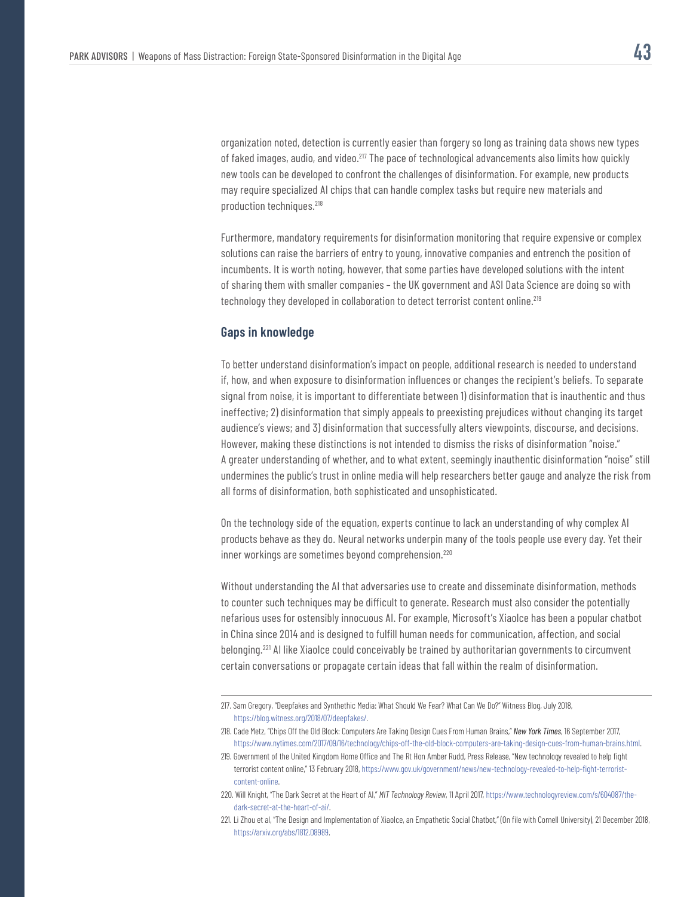organization noted, detection is currently easier than forgery so long as training data shows new types of faked images, audio, and video.[217] The pace of technological advancements also limits how quickly new tools can be developed to confront the challenges of disinformation. For example, new products may require specialized AI chips that can handle complex tasks but require new materials and production techniques.[218]

Furthermore, mandatory requirements for disinformation monitoring that require expensive or complex solutions can raise the barriers of entry to young, innovative companies and entrench the position of incumbents. It is worth noting, however, that some parties have developed solutions with the intent of sharing them with smaller companies – the UK government and ASI Data Science are doing so with technology they developed in collaboration to detect terrorist content online.[219]

### Gaps in knowledge

To better understand disinformation's impact on people, additional research is needed to understand if, how, and when exposure to disinformation influences or changes the recipient's beliefs. To separate signal from noise, it is important to differentiate between 1) disinformation that is inauthentic and thus ineffective; 2) disinformation that simply appeals to preexisting prejudices without changing its target audience's views; and 3) disinformation that successfully alters viewpoints, discourse, and decisions. However, making these distinctions is not intended to dismiss the risks of disinformation "noise." A greater understanding of whether, and to what extent, seemingly inauthentic disinformation "noise" still undermines the public's trust in online media will help researchers better gauge and analyze the risk from all forms of disinformation, both sophisticated and unsophisticated.

On the technology side of the equation, experts continue to lack an understanding of why complex AI products behave as they do. Neural networks underpin many of the tools people use every day. Yet their inner workings are sometimes beyond comprehension.[220]

Without understanding the AI that adversaries use to create and disseminate disinformation, methods to counter such techniques may be difficult to generate. Research must also consider the potentially nefarious uses for ostensibly innocuous AI. For example, Microsoft's XiaoIce has been a popular chatbot in China since 2014 and is designed to fulfill human needs for communication, affection, and social belonging.[221] AI like XiaoIce could conceivably be trained by authoritarian governments to circumvent certain conversations or propagate certain ideas that fall within the realm of disinformation.

---

217. Sam Gregory, "Deepfakes and Synthethic Media: What Should We Fear? What Can We Do?" Witness Blog, July 2018, https://blog.witness.org/2018/07/deepfakes/.
218. Cade Metz, "Chips Off the Old Block: Computers Are Taking Design Cues From Human Brains," *New York Times*, 16 September 2017, https://www.nytimes.com/2017/09/16/technology/chips-off-the-old-block-computers-are-taking-design-cues-from-human-brains.html.
219. Government of the United Kingdom Home Office and The Rt Hon Amber Rudd, Press Release, "New technology revealed to help fight terrorist content online," 13 February 2018, https://www.gov.uk/government/news/new-technology-revealed-to-help-fight-terrorist-content-online.
220. Will Knight, "The Dark Secret at the Heart of AI," *MIT Technology Review*, 11 April 2017, https://www.technologyreview.com/s/604087/the-dark-secret-at-the-heart-of-ai/.
221. Li Zhou et al, "The Design and Implementation of XiaoIce, an Empathetic Social Chatbot," (On file with Cornell University), 21 December 2018, https://arxiv.org/abs/1812.08989.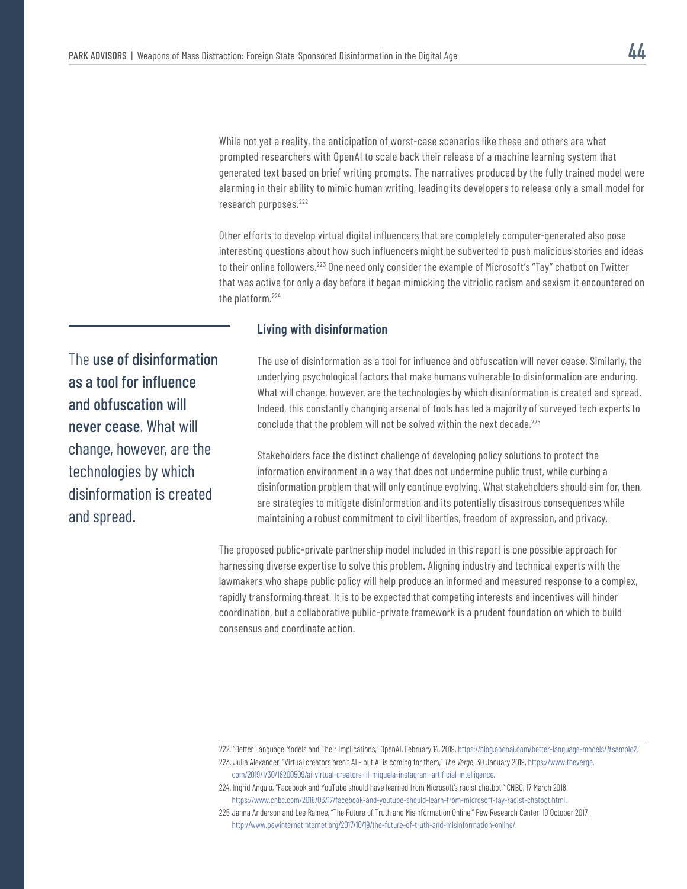While not yet a reality, the anticipation of worst-case scenarios like these and others are what prompted researchers with OpenAI to scale back their release of a machine learning system that generated text based on brief writing prompts. The narratives produced by the fully trained model were alarming in their ability to mimic human writing, leading its developers to release only a small model for research purposes.[222]

Other efforts to develop virtual digital influencers that are completely computer-generated also pose interesting questions about how such influencers might be subverted to push malicious stories and ideas to their online followers.[223] One need only consider the example of Microsoft's "Tay" chatbot on Twitter that was active for only a day before it began mimicking the vitriolic racism and sexism it encountered on the platform.[224]

### Living with disinformation

The **use of disinformation as a tool for influence and obfuscation will never cease**. What will change, however, are the technologies by which disinformation is created and spread.

The use of disinformation as a tool for influence and obfuscation will never cease. Similarly, the underlying psychological factors that make humans vulnerable to disinformation are enduring. What will change, however, are the technologies by which disinformation is created and spread. Indeed, this constantly changing arsenal of tools has led a majority of surveyed tech experts to conclude that the problem will not be solved within the next decade.[225]

Stakeholders face the distinct challenge of developing policy solutions to protect the information environment in a way that does not undermine public trust, while curbing a disinformation problem that will only continue evolving. What stakeholders should aim for, then, are strategies to mitigate disinformation and its potentially disastrous consequences while maintaining a robust commitment to civil liberties, freedom of expression, and privacy.

The proposed public-private partnership model included in this report is one possible approach for harnessing diverse expertise to solve this problem. Aligning industry and technical experts with the lawmakers who shape public policy will help produce an informed and measured response to a complex, rapidly transforming threat. It is to be expected that competing interests and incentives will hinder coordination, but a collaborative public-private framework is a prudent foundation on which to build consensus and coordinate action.

---

222. "Better Language Models and Their Implications," OpenAI, February 14, 2019, https://blog.openai.com/better-language-models/#sample2.

223. Julia Alexander, "Virtual creators aren't AI - but AI is coming for them," *The Verge*, 30 January 2019, https://www.theverge.com/2019/1/30/18200509/ai-virtual-creators-lil-miquela-instagram-artificial-intelligence.

224. Ingrid Angulo, "Facebook and YouTube should have learned from Microsoft's racist chatbot," CNBC, 17 March 2018, https://www.cnbc.com/2018/03/17/facebook-and-youtube-should-learn-from-microsoft-tay-racist-chatbot.html.

225 Janna Anderson and Lee Rainee, "The Future of Truth and Misinformation Online," Pew Research Center, 19 October 2017, http://www.pewinternetInternet.org/2017/10/19/the-future-of-truth-and-misinformation-online/.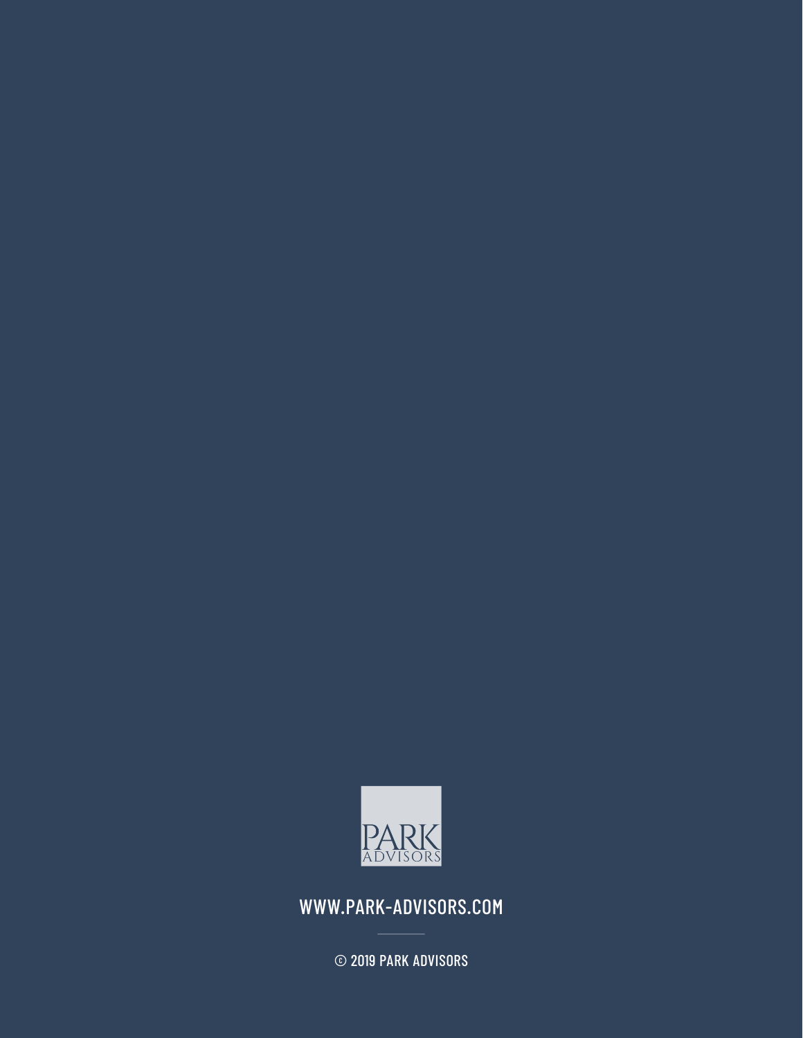PARK
ADVISORS

WWW.PARK-ADVISORS.COM

© 2019 PARK ADVISORS